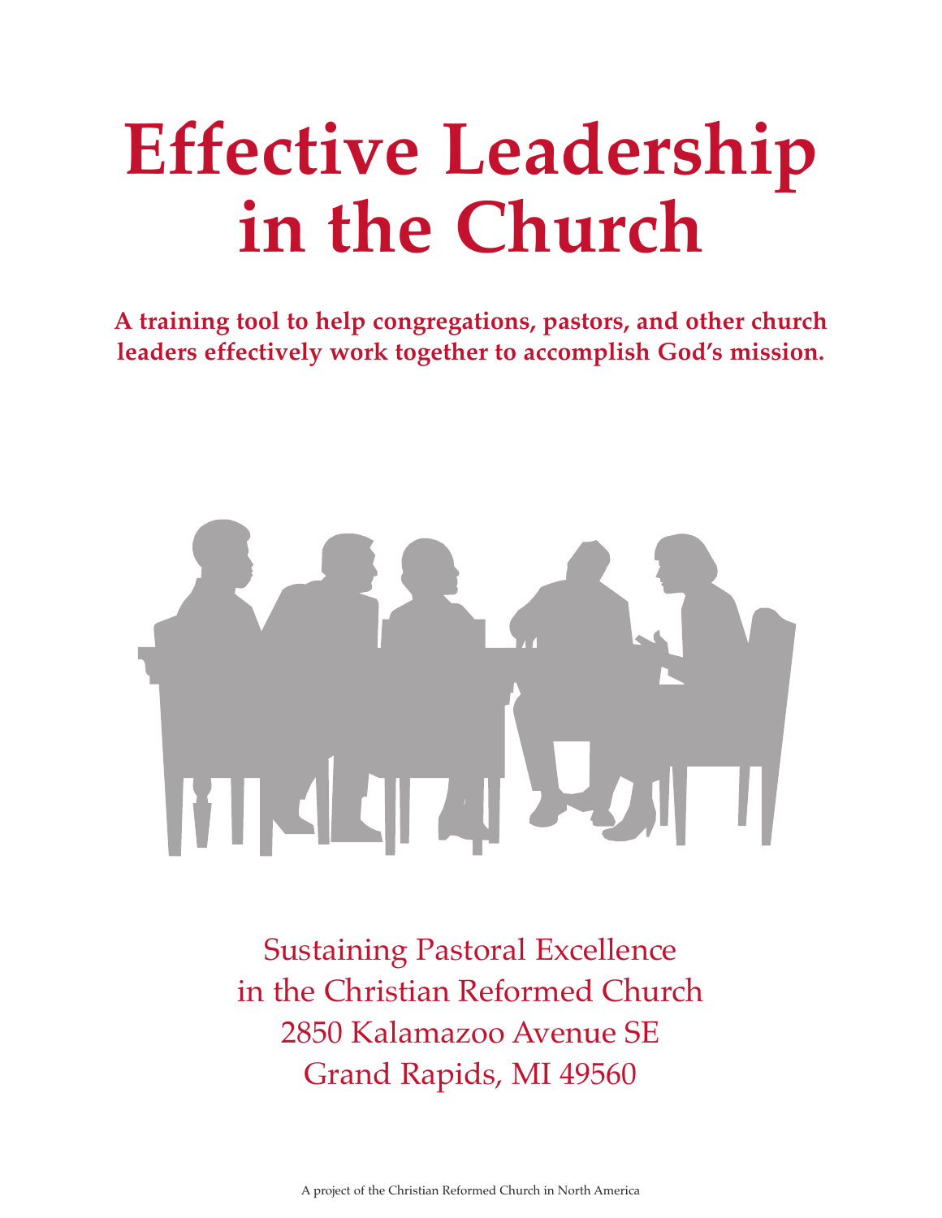# Effective Leadership in the Church

**A training tool to help congregations, pastors, and other church leaders effectively work together to accomplish God's mission.**

Sustaining Pastoral Excellence
in the Christian Reformed Church
2850 Kalamazoo Avenue SE
Grand Rapids, MI 49560

A project of the Christian Reformed Church in North America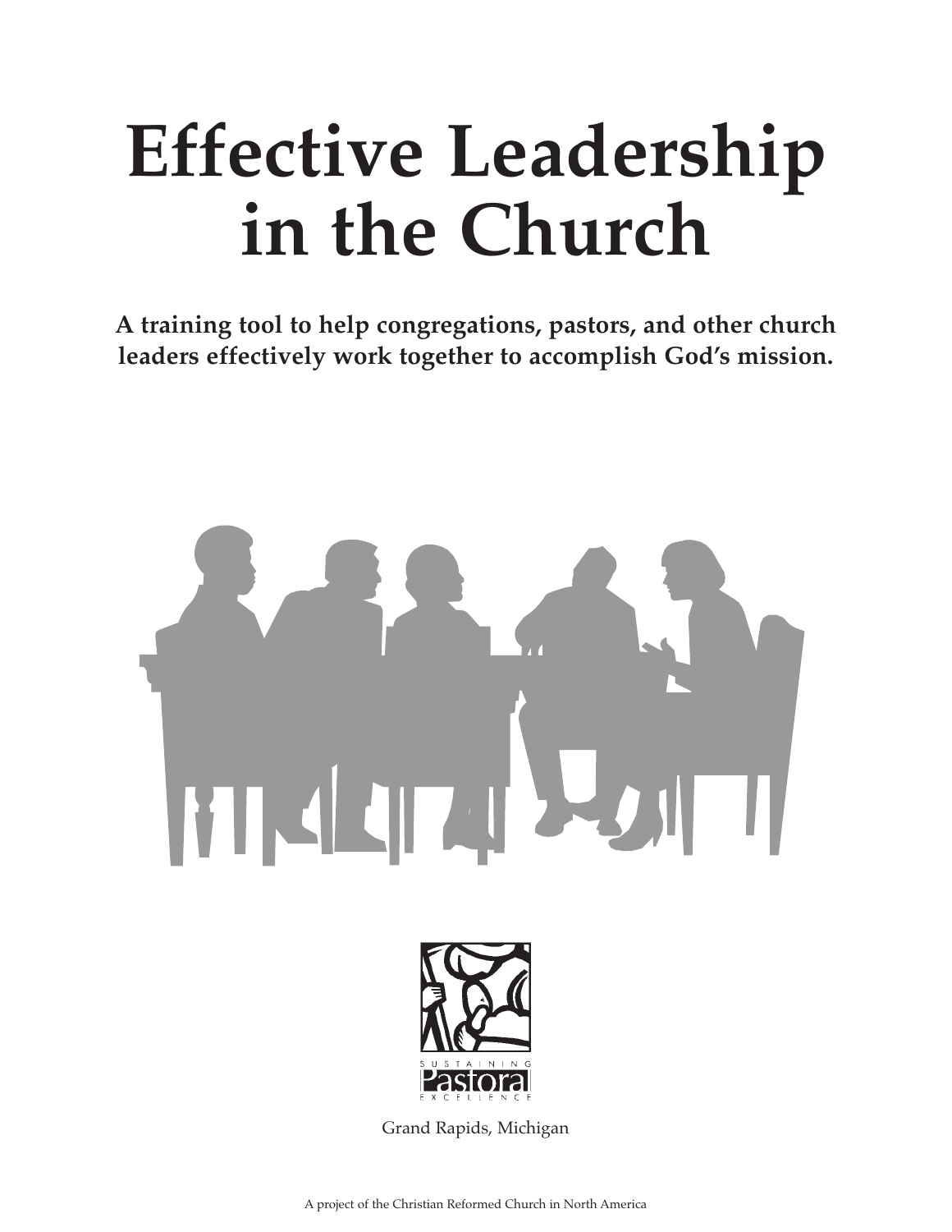# Effective Leadership in the Church

**A training tool to help congregations, pastors, and other church leaders effectively work together to accomplish God's mission.**

SUSTAINING Pastoral EXCELLENCE

Grand Rapids, Michigan

A project of the Christian Reformed Church in North America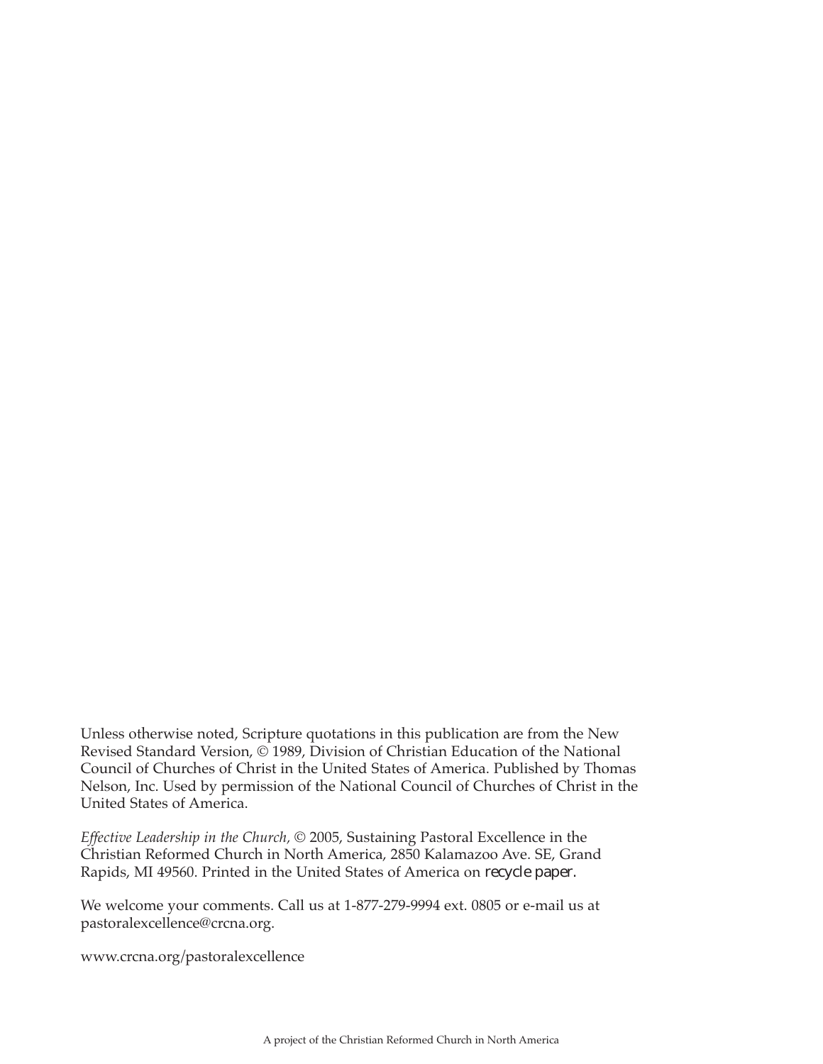Unless otherwise noted, Scripture quotations in this publication are from the New Revised Standard Version, © 1989, Division of Christian Education of the National Council of Churches of Christ in the United States of America. Published by Thomas Nelson, Inc. Used by permission of the National Council of Churches of Christ in the United States of America.

*Effective Leadership in the Church*, © 2005, Sustaining Pastoral Excellence in the Christian Reformed Church in North America, 2850 Kalamazoo Ave. SE, Grand Rapids, MI 49560. Printed in the United States of America on recycle paper.

We welcome your comments. Call us at 1-877-279-9994 ext. 0805 or e-mail us at pastoralexcellence@crcna.org.

www.crcna.org/pastoralexcellence

A project of the Christian Reformed Church in North America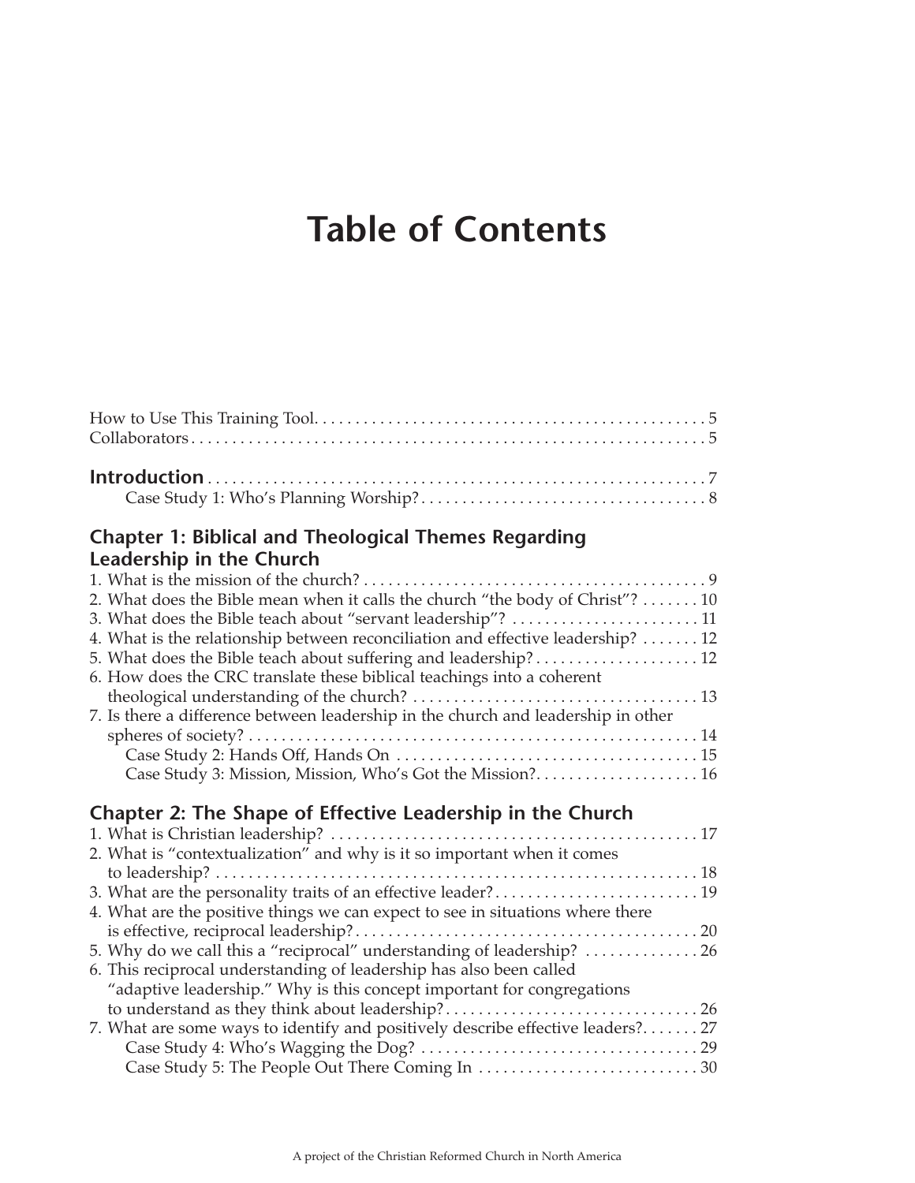# Table of Contents

How to Use This Training Tool. . . . . . . . . . . . . . . . . . . . . . . . . . . . . . . . . . . . . . . . . . . . . . . . 5
Collaborators . . . . . . . . . . . . . . . . . . . . . . . . . . . . . . . . . . . . . . . . . . . . . . . . . . . . . . . . . . . . . . . 5

**Introduction** . . . . . . . . . . . . . . . . . . . . . . . . . . . . . . . . . . . . . . . . . . . . . . . . . . . . . . . . . . . . . 7
Case Study 1: Who's Planning Worship? . . . . . . . . . . . . . . . . . . . . . . . . . . . . . . . . . . . 8

## Chapter 1: Biblical and Theological Themes Regarding Leadership in the Church

1. What is the mission of the church? . . . . . . . . . . . . . . . . . . . . . . . . . . . . . . . . . . . . . . . . . . 9
2. What does the Bible mean when it calls the church "the body of Christ"? . . . . . . . 10
3. What does the Bible teach about "servant leadership"? . . . . . . . . . . . . . . . . . . . . . . . 11
4. What is the relationship between reconciliation and effective leadership? . . . . . . . 12
5. What does the Bible teach about suffering and leadership? . . . . . . . . . . . . . . . . . . . . 12
6. How does the CRC translate these biblical teachings into a coherent theological understanding of the church? . . . . . . . . . . . . . . . . . . . . . . . . . . . . . . . . . . . 13
7. Is there a difference between leadership in the church and leadership in other spheres of society? . . . . . . . . . . . . . . . . . . . . . . . . . . . . . . . . . . . . . . . . . . . . . . . . . . . . . 14
   Case Study 2: Hands Off, Hands On . . . . . . . . . . . . . . . . . . . . . . . . . . . . . . . . . . . . . 15
   Case Study 3: Mission, Mission, Who's Got the Mission? . . . . . . . . . . . . . . . . . . . . 16

## Chapter 2: The Shape of Effective Leadership in the Church

1. What is Christian leadership? . . . . . . . . . . . . . . . . . . . . . . . . . . . . . . . . . . . . . . . . . . . . . 17
2. What is "contextualization" and why is it so important when it comes to leadership? . . . . . . . . . . . . . . . . . . . . . . . . . . . . . . . . . . . . . . . . . . . . . . . . . . . . . . . . . . . 18
3. What are the personality traits of an effective leader? . . . . . . . . . . . . . . . . . . . . . . . . . 19
4. What are the positive things we can expect to see in situations where there is effective, reciprocal leadership? . . . . . . . . . . . . . . . . . . . . . . . . . . . . . . . . . . . . . . . . . . 20
5. Why do we call this a "reciprocal" understanding of leadership? . . . . . . . . . . . . . . 26
6. This reciprocal understanding of leadership has also been called "adaptive leadership." Why is this concept important for congregations to understand as they think about leadership? . . . . . . . . . . . . . . . . . . . . . . . . . . . . . . . 26
7. What are some ways to identify and positively describe effective leaders? . . . . . . . 27
   Case Study 4: Who's Wagging the Dog? . . . . . . . . . . . . . . . . . . . . . . . . . . . . . . . . . . 29
   Case Study 5: The People Out There Coming In . . . . . . . . . . . . . . . . . . . . . . . . . . . 30

A project of the Christian Reformed Church in North America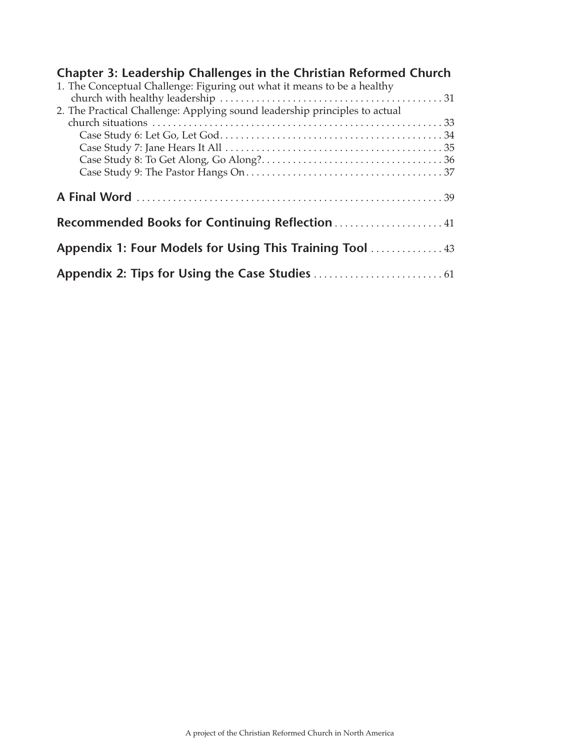## Chapter 3: Leadership Challenges in the Christian Reformed Church

1. The Conceptual Challenge: Figuring out what it means to be a healthy church with healthy leadership . . . . . . . . . . 31
2. The Practical Challenge: Applying sound leadership principles to actual church situations . . . . . . . . . . 33
   - Case Study 6: Let Go, Let God . . . . . . . . . . 34
   - Case Study 7: Jane Hears It All . . . . . . . . . . 35
   - Case Study 8: To Get Along, Go Along? . . . . . . . . . . 36
   - Case Study 9: The Pastor Hangs On . . . . . . . . . . 37

**A Final Word** . . . . . . . . . . 39

**Recommended Books for Continuing Reflection** . . . . . . . . . . 41

**Appendix 1: Four Models for Using This Training Tool** . . . . . . . . . . 43

**Appendix 2: Tips for Using the Case Studies** . . . . . . . . . . 61

A project of the Christian Reformed Church in North America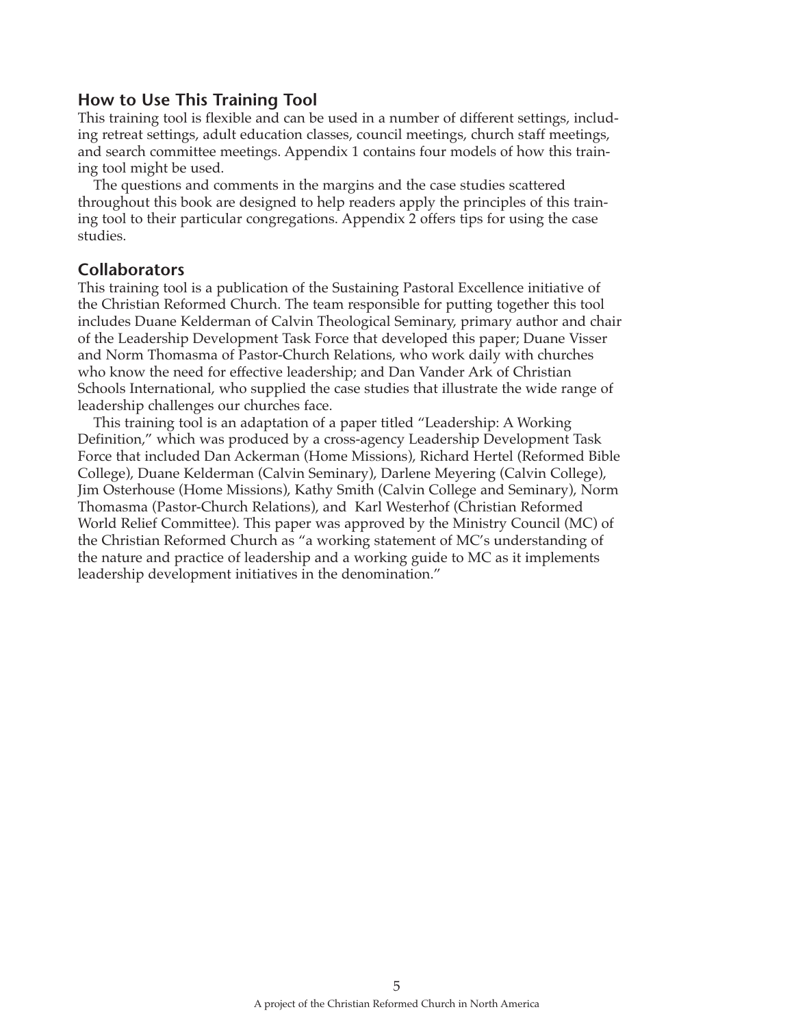## How to Use This Training Tool

This training tool is flexible and can be used in a number of different settings, including retreat settings, adult education classes, council meetings, church staff meetings, and search committee meetings. Appendix 1 contains four models of how this training tool might be used.

The questions and comments in the margins and the case studies scattered throughout this book are designed to help readers apply the principles of this training tool to their particular congregations. Appendix 2 offers tips for using the case studies.

## Collaborators

This training tool is a publication of the Sustaining Pastoral Excellence initiative of the Christian Reformed Church. The team responsible for putting together this tool includes Duane Kelderman of Calvin Theological Seminary, primary author and chair of the Leadership Development Task Force that developed this paper; Duane Visser and Norm Thomasma of Pastor-Church Relations, who work daily with churches who know the need for effective leadership; and Dan Vander Ark of Christian Schools International, who supplied the case studies that illustrate the wide range of leadership challenges our churches face.

This training tool is an adaptation of a paper titled "Leadership: A Working Definition," which was produced by a cross-agency Leadership Development Task Force that included Dan Ackerman (Home Missions), Richard Hertel (Reformed Bible College), Duane Kelderman (Calvin Seminary), Darlene Meyering (Calvin College), Jim Osterhouse (Home Missions), Kathy Smith (Calvin College and Seminary), Norm Thomasma (Pastor-Church Relations), and Karl Westerhof (Christian Reformed World Relief Committee). This paper was approved by the Ministry Council (MC) of the Christian Reformed Church as "a working statement of MC's understanding of the nature and practice of leadership and a working guide to MC as it implements leadership development initiatives in the denomination."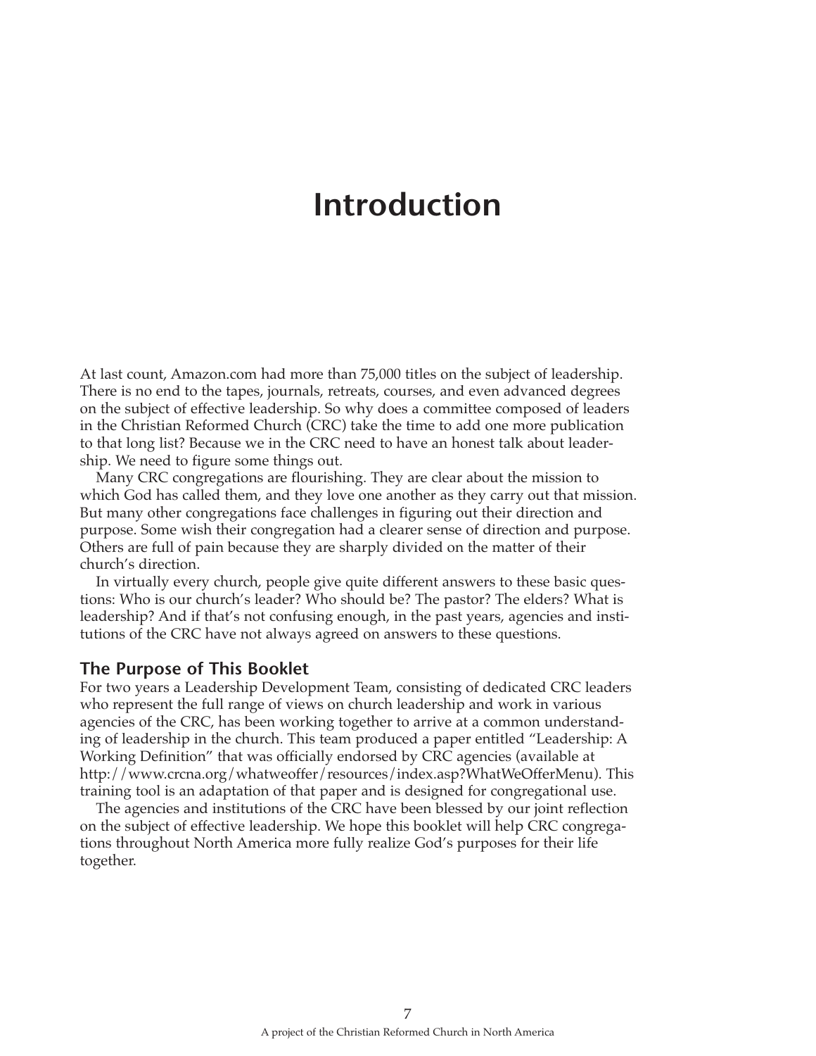# Introduction

At last count, Amazon.com had more than 75,000 titles on the subject of leadership. There is no end to the tapes, journals, retreats, courses, and even advanced degrees on the subject of effective leadership. So why does a committee composed of leaders in the Christian Reformed Church (CRC) take the time to add one more publication to that long list? Because we in the CRC need to have an honest talk about leadership. We need to figure some things out.

Many CRC congregations are flourishing. They are clear about the mission to which God has called them, and they love one another as they carry out that mission. But many other congregations face challenges in figuring out their direction and purpose. Some wish their congregation had a clearer sense of direction and purpose. Others are full of pain because they are sharply divided on the matter of their church's direction.

In virtually every church, people give quite different answers to these basic questions: Who is our church's leader? Who should be? The pastor? The elders? What is leadership? And if that's not confusing enough, in the past years, agencies and institutions of the CRC have not always agreed on answers to these questions.

## The Purpose of This Booklet

For two years a Leadership Development Team, consisting of dedicated CRC leaders who represent the full range of views on church leadership and work in various agencies of the CRC, has been working together to arrive at a common understanding of leadership in the church. This team produced a paper entitled "Leadership: A Working Definition" that was officially endorsed by CRC agencies (available at http://www.crcna.org/whatweoffer/resources/index.asp?WhatWeOfferMenu). This training tool is an adaptation of that paper and is designed for congregational use.

The agencies and institutions of the CRC have been blessed by our joint reflection on the subject of effective leadership. We hope this booklet will help CRC congregations throughout North America more fully realize God's purposes for their life together.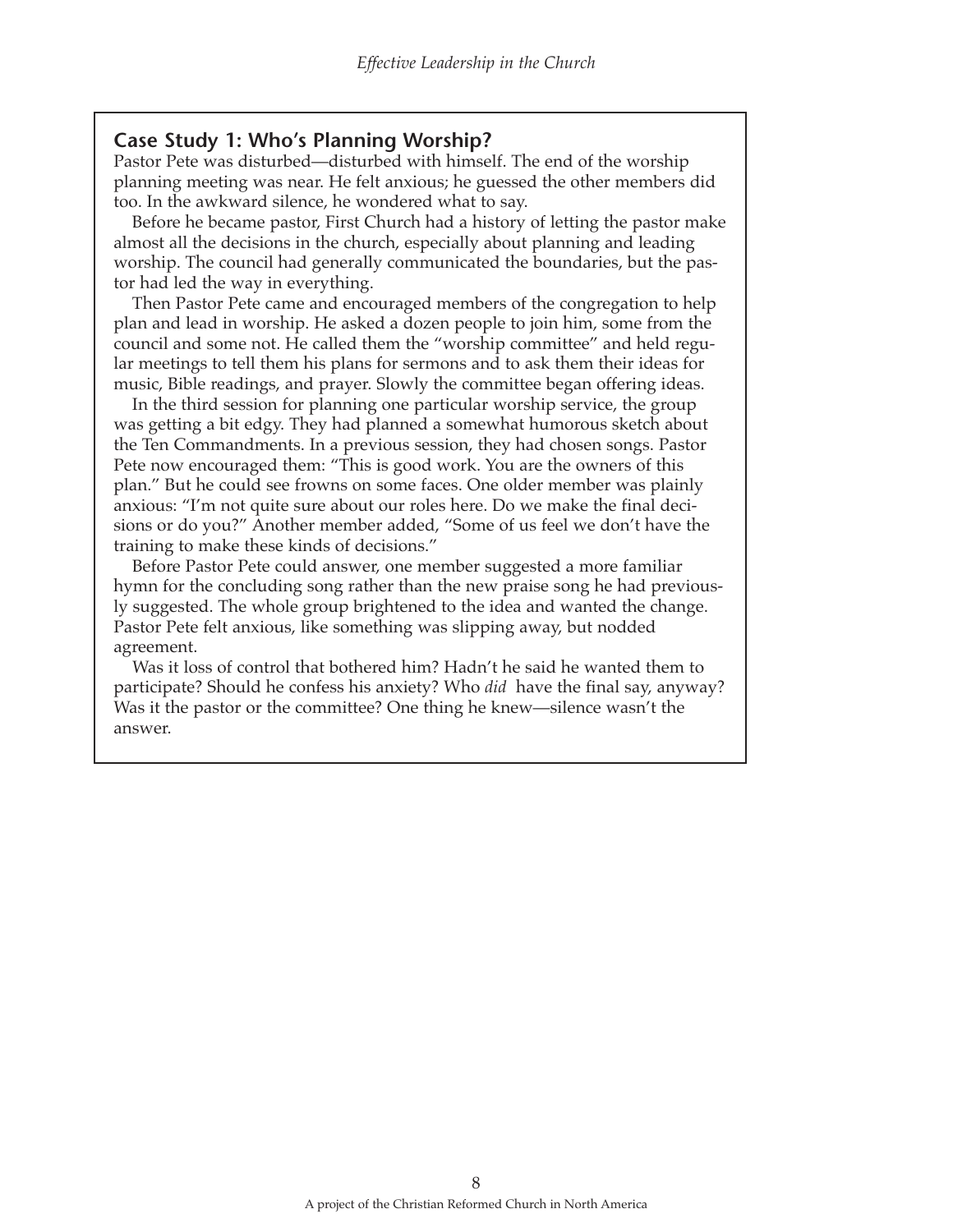## Case Study 1: Who's Planning Worship?

Pastor Pete was disturbed—disturbed with himself. The end of the worship planning meeting was near. He felt anxious; he guessed the other members did too. In the awkward silence, he wondered what to say.

Before he became pastor, First Church had a history of letting the pastor make almost all the decisions in the church, especially about planning and leading worship. The council had generally communicated the boundaries, but the pastor had led the way in everything.

Then Pastor Pete came and encouraged members of the congregation to help plan and lead in worship. He asked a dozen people to join him, some from the council and some not. He called them the "worship committee" and held regular meetings to tell them his plans for sermons and to ask them their ideas for music, Bible readings, and prayer. Slowly the committee began offering ideas.

In the third session for planning one particular worship service, the group was getting a bit edgy. They had planned a somewhat humorous sketch about the Ten Commandments. In a previous session, they had chosen songs. Pastor Pete now encouraged them: "This is good work. You are the owners of this plan." But he could see frowns on some faces. One older member was plainly anxious: "I'm not quite sure about our roles here. Do we make the final decisions or do you?" Another member added, "Some of us feel we don't have the training to make these kinds of decisions."

Before Pastor Pete could answer, one member suggested a more familiar hymn for the concluding song rather than the new praise song he had previously suggested. The whole group brightened to the idea and wanted the change. Pastor Pete felt anxious, like something was slipping away, but nodded agreement.

Was it loss of control that bothered him? Hadn't he said he wanted them to participate? Should he confess his anxiety? Who *did* have the final say, anyway? Was it the pastor or the committee? One thing he knew—silence wasn't the answer.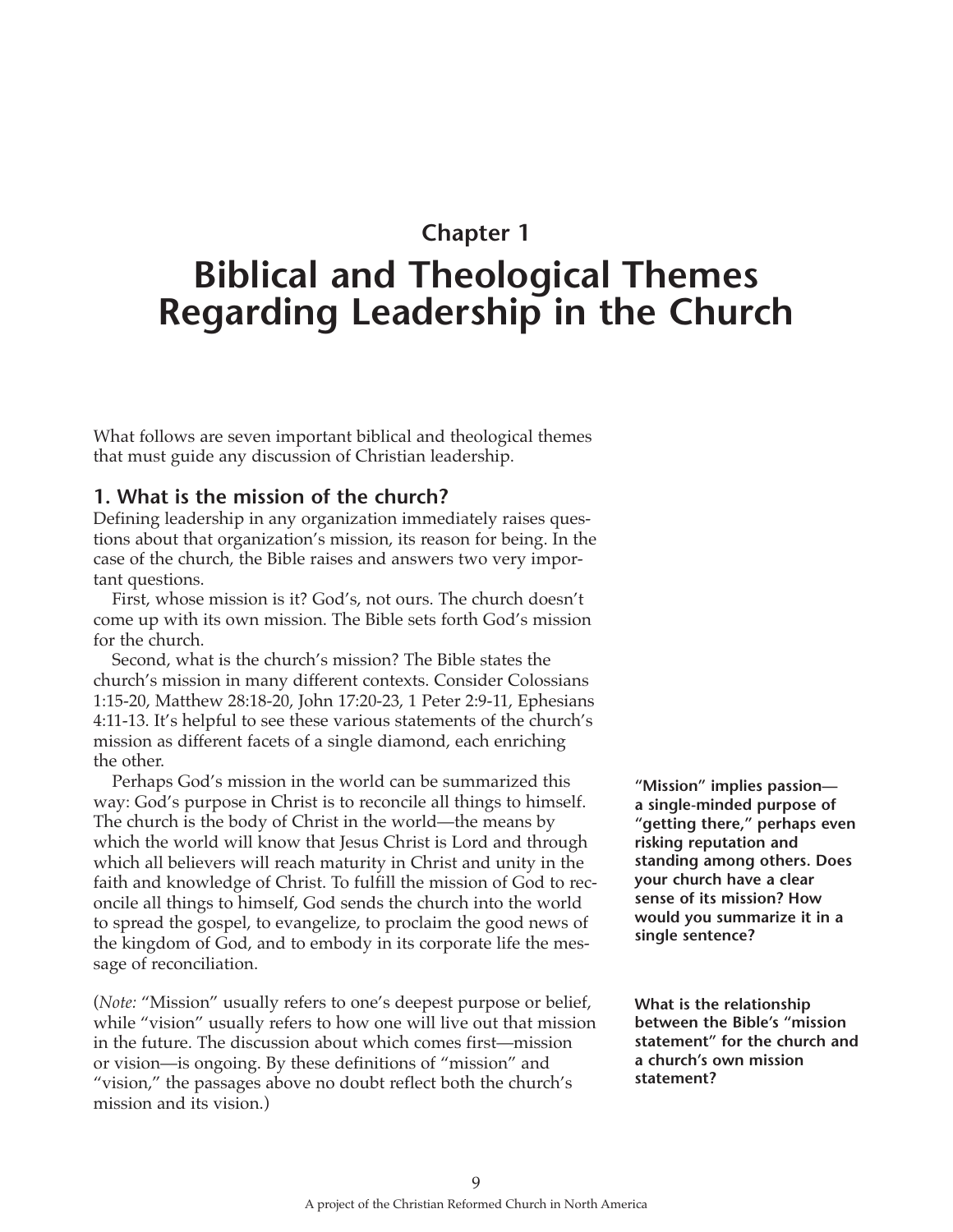## Chapter 1

# Biblical and Theological Themes Regarding Leadership in the Church

What follows are seven important biblical and theological themes that must guide any discussion of Christian leadership.

### 1. What is the mission of the church?

Defining leadership in any organization immediately raises questions about that organization's mission, its reason for being. In the case of the church, the Bible raises and answers two very important questions.

First, whose mission is it? God's, not ours. The church doesn't come up with its own mission. The Bible sets forth God's mission for the church.

Second, what is the church's mission? The Bible states the church's mission in many different contexts. Consider Colossians 1:15-20, Matthew 28:18-20, John 17:20-23, 1 Peter 2:9-11, Ephesians 4:11-13. It's helpful to see these various statements of the church's mission as different facets of a single diamond, each enriching the other.

Perhaps God's mission in the world can be summarized this way: God's purpose in Christ is to reconcile all things to himself. The church is the body of Christ in the world—the means by which the world will know that Jesus Christ is Lord and through which all believers will reach maturity in Christ and unity in the faith and knowledge of Christ. To fulfill the mission of God to reconcile all things to himself, God sends the church into the world to spread the gospel, to evangelize, to proclaim the good news of the kingdom of God, and to embody in its corporate life the message of reconciliation.

**"Mission" implies passion—a single-minded purpose of "getting there," perhaps even risking reputation and standing among others. Does your church have a clear sense of its mission? How would you summarize it in a single sentence?**

(*Note:* "Mission" usually refers to one's deepest purpose or belief, while "vision" usually refers to how one will live out that mission in the future. The discussion about which comes first—mission or vision—is ongoing. By these definitions of "mission" and "vision," the passages above no doubt reflect both the church's mission and its vision.)

**What is the relationship between the Bible's "mission statement" for the church and a church's own mission statement?**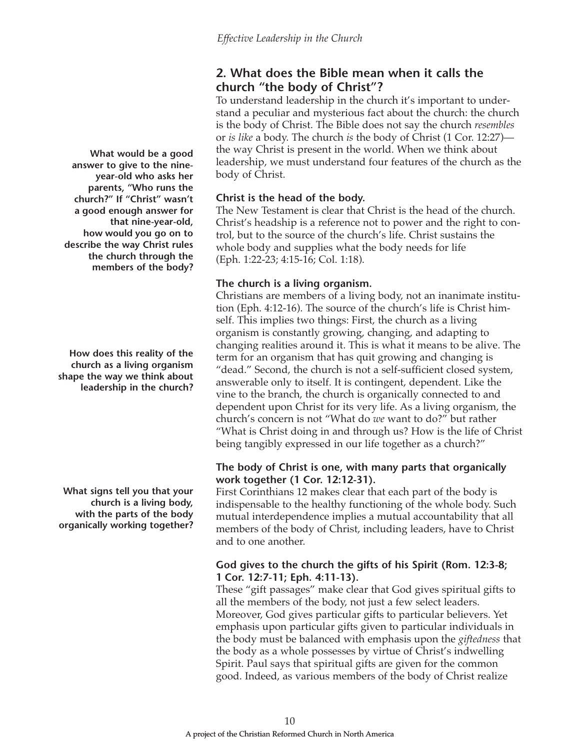## 2. What does the Bible mean when it calls the church "the body of Christ"?

To understand leadership in the church it's important to understand a peculiar and mysterious fact about the church: the church is the body of Christ. The Bible does not say the church *resembles* or *is like* a body. The church *is* the body of Christ (1 Cor. 12:27)—the way Christ is present in the world. When we think about leadership, we must understand four features of the church as the body of Christ.

**What would be a good answer to give to the nine-year-old who asks her parents, "Who runs the church?" If "Christ" wasn't a good enough answer for that nine-year-old, how would you go on to describe the way Christ rules the church through the members of the body?**

### Christ is the head of the body.

The New Testament is clear that Christ is the head of the church. Christ's headship is a reference not to power and the right to control, but to the source of the church's life. Christ sustains the whole body and supplies what the body needs for life (Eph. 1:22-23; 4:15-16; Col. 1:18).

### The church is a living organism.

Christians are members of a living body, not an inanimate institution (Eph. 4:12-16). The source of the church's life is Christ himself. This implies two things: First, the church as a living organism is constantly growing, changing, and adapting to changing realities around it. This is what it means to be alive. The term for an organism that has quit growing and changing is "dead." Second, the church is not a self-sufficient closed system, answerable only to itself. It is contingent, dependent. Like the vine to the branch, the church is organically connected to and dependent upon Christ for its very life. As a living organism, the church's concern is not "What do *we* want to do?" but rather "What is Christ doing in and through us? How is the life of Christ being tangibly expressed in our life together as a church?"

**How does this reality of the church as a living organism shape the way we think about leadership in the church?**

### The body of Christ is one, with many parts that organically work together (1 Cor. 12:12-31).

First Corinthians 12 makes clear that each part of the body is indispensable to the healthy functioning of the whole body. Such mutual interdependence implies a mutual accountability that all members of the body of Christ, including leaders, have to Christ and to one another.

**What signs tell you that your church is a living body, with the parts of the body organically working together?**

### God gives to the church the gifts of his Spirit (Rom. 12:3-8; 1 Cor. 12:7-11; Eph. 4:11-13).

These "gift passages" make clear that God gives spiritual gifts to all the members of the body, not just a few select leaders. Moreover, God gives particular gifts to particular believers. Yet emphasis upon particular gifts given to particular individuals in the body must be balanced with emphasis upon the *giftedness* that the body as a whole possesses by virtue of Christ's indwelling Spirit. Paul says that spiritual gifts are given for the common good. Indeed, as various members of the body of Christ realize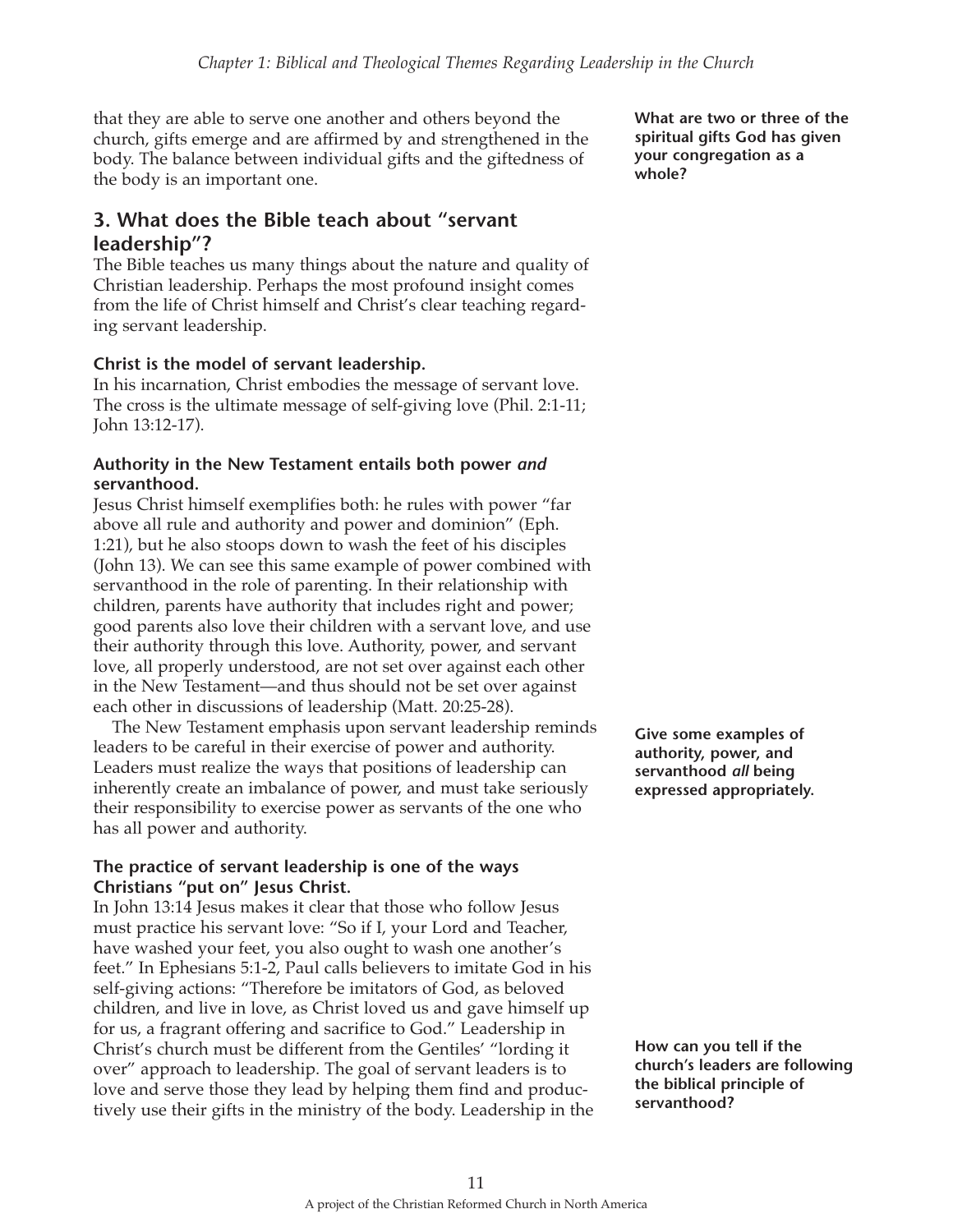that they are able to serve one another and others beyond the church, gifts emerge and are affirmed by and strengthened in the body. The balance between individual gifts and the giftedness of the body is an important one.

**What are two or three of the spiritual gifts God has given your congregation as a whole?**

## 3. What does the Bible teach about "servant leadership"?

The Bible teaches us many things about the nature and quality of Christian leadership. Perhaps the most profound insight comes from the life of Christ himself and Christ's clear teaching regarding servant leadership.

### Christ is the model of servant leadership.

In his incarnation, Christ embodies the message of servant love. The cross is the ultimate message of self-giving love (Phil. 2:1-11; John 13:12-17).

### Authority in the New Testament entails both power *and* servanthood.

Jesus Christ himself exemplifies both: he rules with power "far above all rule and authority and power and dominion" (Eph. 1:21), but he also stoops down to wash the feet of his disciples (John 13). We can see this same example of power combined with servanthood in the role of parenting. In their relationship with children, parents have authority that includes right and power; good parents also love their children with a servant love, and use their authority through this love. Authority, power, and servant love, all properly understood, are not set over against each other in the New Testament—and thus should not be set over against each other in discussions of leadership (Matt. 20:25-28).

The New Testament emphasis upon servant leadership reminds leaders to be careful in their exercise of power and authority. Leaders must realize the ways that positions of leadership can inherently create an imbalance of power, and must take seriously their responsibility to exercise power as servants of the one who has all power and authority.

**Give some examples of authority, power, and servanthood *all* being expressed appropriately.**

### The practice of servant leadership is one of the ways Christians "put on" Jesus Christ.

In John 13:14 Jesus makes it clear that those who follow Jesus must practice his servant love: "So if I, your Lord and Teacher, have washed your feet, you also ought to wash one another's feet." In Ephesians 5:1-2, Paul calls believers to imitate God in his self-giving actions: "Therefore be imitators of God, as beloved children, and live in love, as Christ loved us and gave himself up for us, a fragrant offering and sacrifice to God." Leadership in Christ's church must be different from the Gentiles' "lording it over" approach to leadership. The goal of servant leaders is to love and serve those they lead by helping them find and productively use their gifts in the ministry of the body. Leadership in the

**How can you tell if the church's leaders are following the biblical principle of servanthood?**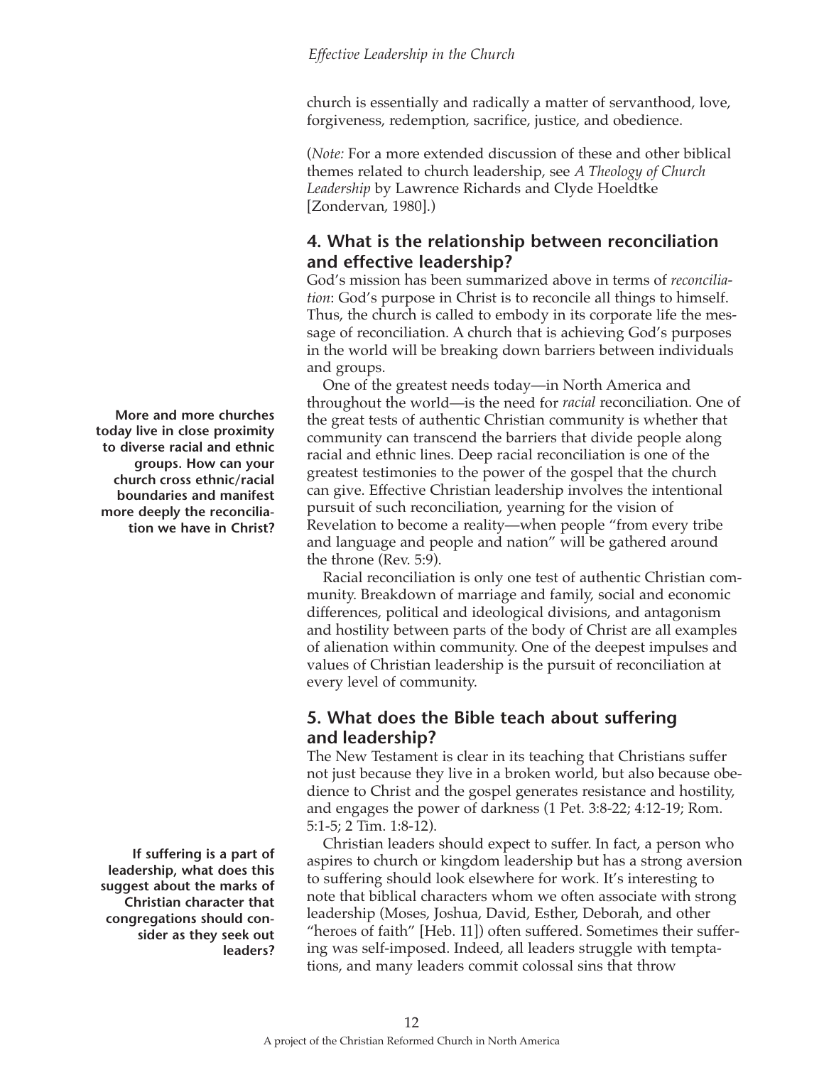church is essentially and radically a matter of servanthood, love, forgiveness, redemption, sacrifice, justice, and obedience.

(*Note:* For a more extended discussion of these and other biblical themes related to church leadership, see *A Theology of Church Leadership* by Lawrence Richards and Clyde Hoeldtke [Zondervan, 1980].)

## 4. What is the relationship between reconciliation and effective leadership?

God's mission has been summarized above in terms of *reconciliation*: God's purpose in Christ is to reconcile all things to himself. Thus, the church is called to embody in its corporate life the message of reconciliation. A church that is achieving God's purposes in the world will be breaking down barriers between individuals and groups.

**More and more churches today live in close proximity to diverse racial and ethnic groups. How can your church cross ethnic/racial boundaries and manifest more deeply the reconciliation we have in Christ?**

One of the greatest needs today—in North America and throughout the world—is the need for *racial* reconciliation. One of the great tests of authentic Christian community is whether that community can transcend the barriers that divide people along racial and ethnic lines. Deep racial reconciliation is one of the greatest testimonies to the power of the gospel that the church can give. Effective Christian leadership involves the intentional pursuit of such reconciliation, yearning for the vision of Revelation to become a reality—when people "from every tribe and language and people and nation" will be gathered around the throne (Rev. 5:9).

Racial reconciliation is only one test of authentic Christian community. Breakdown of marriage and family, social and economic differences, political and ideological divisions, and antagonism and hostility between parts of the body of Christ are all examples of alienation within community. One of the deepest impulses and values of Christian leadership is the pursuit of reconciliation at every level of community.

## 5. What does the Bible teach about suffering and leadership?

The New Testament is clear in its teaching that Christians suffer not just because they live in a broken world, but also because obedience to Christ and the gospel generates resistance and hostility, and engages the power of darkness (1 Pet. 3:8-22; 4:12-19; Rom. 5:1-5; 2 Tim. 1:8-12).

**If suffering is a part of leadership, what does this suggest about the marks of Christian character that congregations should consider as they seek out leaders?**

Christian leaders should expect to suffer. In fact, a person who aspires to church or kingdom leadership but has a strong aversion to suffering should look elsewhere for work. It's interesting to note that biblical characters whom we often associate with strong leadership (Moses, Joshua, David, Esther, Deborah, and other "heroes of faith" [Heb. 11]) often suffered. Sometimes their suffering was self-imposed. Indeed, all leaders struggle with temptations, and many leaders commit colossal sins that throw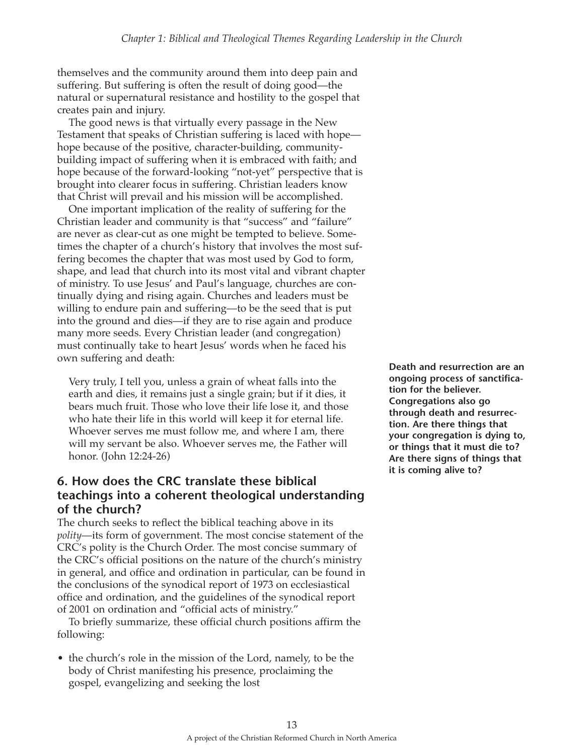themselves and the community around them into deep pain and suffering. But suffering is often the result of doing good—the natural or supernatural resistance and hostility to the gospel that creates pain and injury.

The good news is that virtually every passage in the New Testament that speaks of Christian suffering is laced with hope—hope because of the positive, character-building, community-building impact of suffering when it is embraced with faith; and hope because of the forward-looking "not-yet" perspective that is brought into clearer focus in suffering. Christian leaders know that Christ will prevail and his mission will be accomplished.

One important implication of the reality of suffering for the Christian leader and community is that "success" and "failure" are never as clear-cut as one might be tempted to believe. Sometimes the chapter of a church's history that involves the most suffering becomes the chapter that was most used by God to form, shape, and lead that church into its most vital and vibrant chapter of ministry. To use Jesus' and Paul's language, churches are continually dying and rising again. Churches and leaders must be willing to endure pain and suffering—to be the seed that is put into the ground and dies—if they are to rise again and produce many more seeds. Every Christian leader (and congregation) must continually take to heart Jesus' words when he faced his own suffering and death:

> Very truly, I tell you, unless a grain of wheat falls into the earth and dies, it remains just a single grain; but if it dies, it bears much fruit. Those who love their life lose it, and those who hate their life in this world will keep it for eternal life. Whoever serves me must follow me, and where I am, there will my servant be also. Whoever serves me, the Father will honor. (John 12:24-26)

**Death and resurrection are an ongoing process of sanctification for the believer. Congregations also go through death and resurrection. Are there things that your congregation is dying to, or things that it must die to? Are there signs of things that it is coming alive to?**

## 6. How does the CRC translate these biblical teachings into a coherent theological understanding of the church?

The church seeks to reflect the biblical teaching above in its *polity*—its form of government. The most concise statement of the CRC's polity is the Church Order. The most concise summary of the CRC's official positions on the nature of the church's ministry in general, and office and ordination in particular, can be found in the conclusions of the synodical report of 1973 on ecclesiastical office and ordination, and the guidelines of the synodical report of 2001 on ordination and "official acts of ministry."

To briefly summarize, these official church positions affirm the following:

- the church's role in the mission of the Lord, namely, to be the body of Christ manifesting his presence, proclaiming the gospel, evangelizing and seeking the lost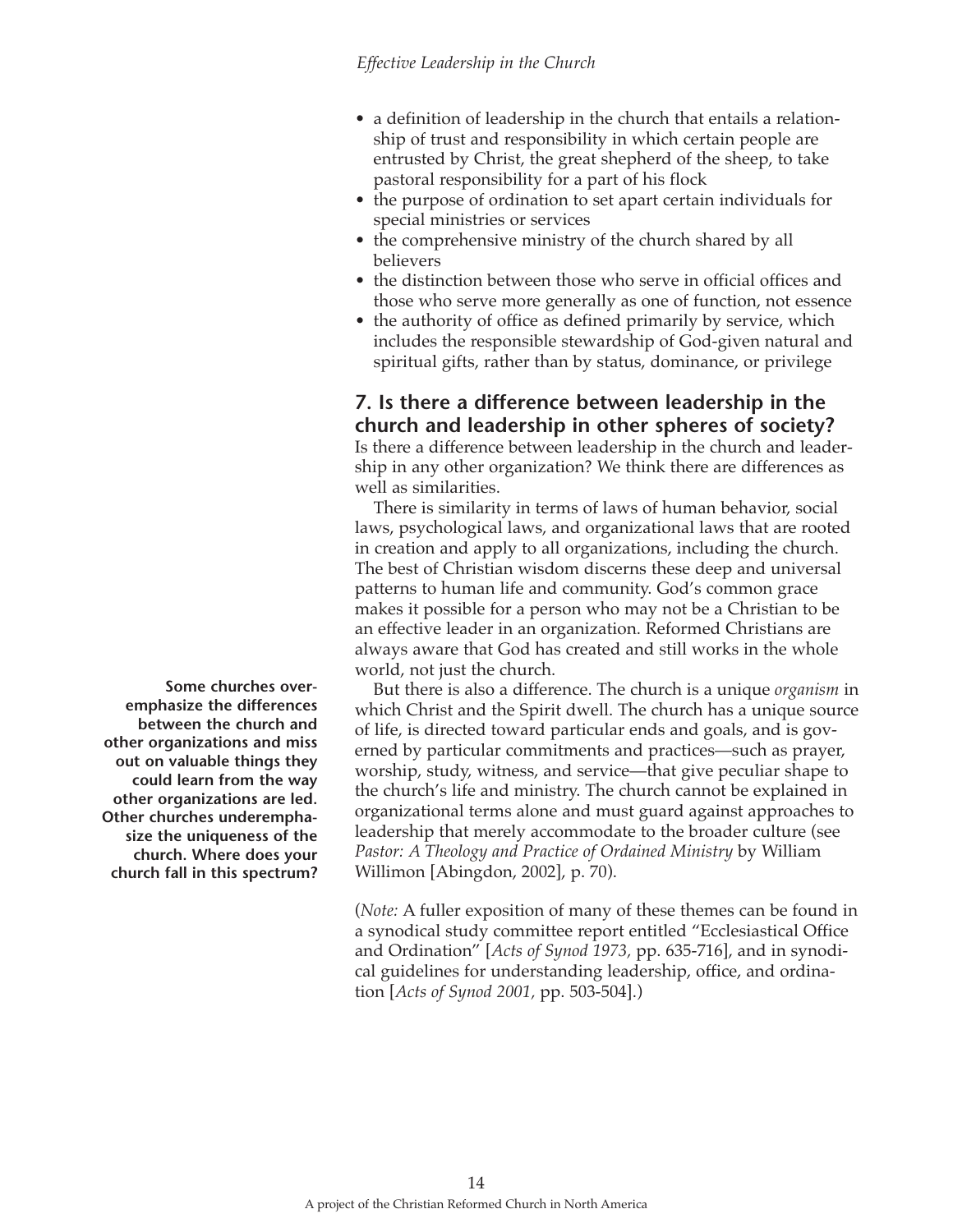- a definition of leadership in the church that entails a relationship of trust and responsibility in which certain people are entrusted by Christ, the great shepherd of the sheep, to take pastoral responsibility for a part of his flock
- the purpose of ordination to set apart certain individuals for special ministries or services
- the comprehensive ministry of the church shared by all believers
- the distinction between those who serve in official offices and those who serve more generally as one of function, not essence
- the authority of office as defined primarily by service, which includes the responsible stewardship of God-given natural and spiritual gifts, rather than by status, dominance, or privilege

## 7. Is there a difference between leadership in the church and leadership in other spheres of society?

Is there a difference between leadership in the church and leadership in any other organization? We think there are differences as well as similarities.

There is similarity in terms of laws of human behavior, social laws, psychological laws, and organizational laws that are rooted in creation and apply to all organizations, including the church. The best of Christian wisdom discerns these deep and universal patterns to human life and community. God's common grace makes it possible for a person who may not be a Christian to be an effective leader in an organization. Reformed Christians are always aware that God has created and still works in the whole world, not just the church.

But there is also a difference. The church is a unique *organism* in which Christ and the Spirit dwell. The church has a unique source of life, is directed toward particular ends and goals, and is governed by particular commitments and practices—such as prayer, worship, study, witness, and service—that give peculiar shape to the church's life and ministry. The church cannot be explained in organizational terms alone and must guard against approaches to leadership that merely accommodate to the broader culture (see *Pastor: A Theology and Practice of Ordained Ministry* by William Willimon [Abingdon, 2002], p. 70).

**Some churches overemphasize the differences between the church and other organizations and miss out on valuable things they could learn from the way other organizations are led. Other churches underemphasize the uniqueness of the church. Where does your church fall in this spectrum?**

(*Note:* A fuller exposition of many of these themes can be found in a synodical study committee report entitled "Ecclesiastical Office and Ordination" [*Acts of Synod 1973*, pp. 635-716], and in synodical guidelines for understanding leadership, office, and ordination [*Acts of Synod 2001*, pp. 503-504].)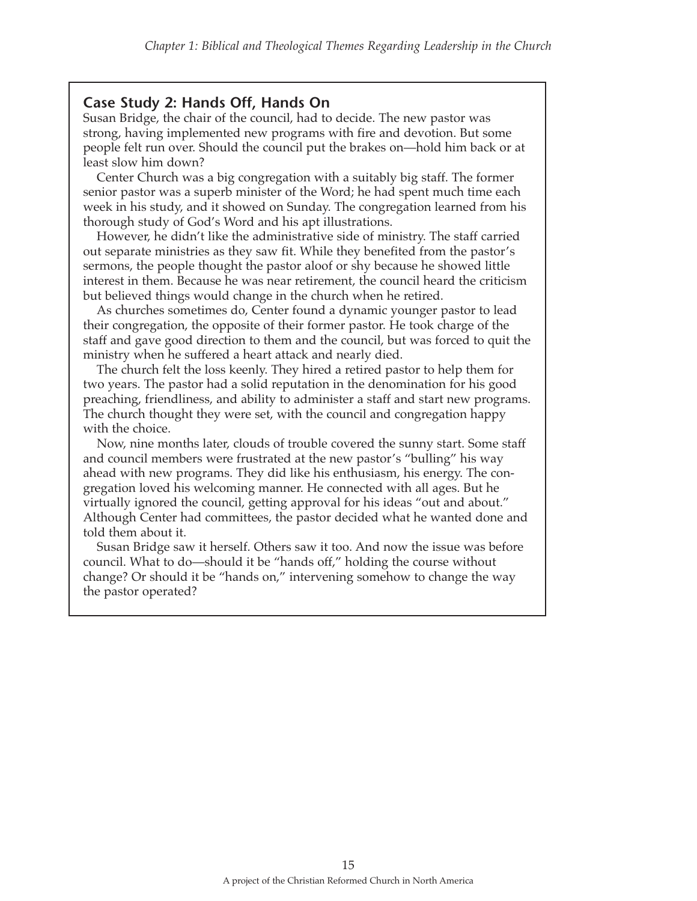## Case Study 2: Hands Off, Hands On

Susan Bridge, the chair of the council, had to decide. The new pastor was strong, having implemented new programs with fire and devotion. But some people felt run over. Should the council put the brakes on—hold him back or at least slow him down?

Center Church was a big congregation with a suitably big staff. The former senior pastor was a superb minister of the Word; he had spent much time each week in his study, and it showed on Sunday. The congregation learned from his thorough study of God's Word and his apt illustrations.

However, he didn't like the administrative side of ministry. The staff carried out separate ministries as they saw fit. While they benefited from the pastor's sermons, the people thought the pastor aloof or shy because he showed little interest in them. Because he was near retirement, the council heard the criticism but believed things would change in the church when he retired.

As churches sometimes do, Center found a dynamic younger pastor to lead their congregation, the opposite of their former pastor. He took charge of the staff and gave good direction to them and the council, but was forced to quit the ministry when he suffered a heart attack and nearly died.

The church felt the loss keenly. They hired a retired pastor to help them for two years. The pastor had a solid reputation in the denomination for his good preaching, friendliness, and ability to administer a staff and start new programs. The church thought they were set, with the council and congregation happy with the choice.

Now, nine months later, clouds of trouble covered the sunny start. Some staff and council members were frustrated at the new pastor's "bulling" his way ahead with new programs. They did like his enthusiasm, his energy. The congregation loved his welcoming manner. He connected with all ages. But he virtually ignored the council, getting approval for his ideas "out and about." Although Center had committees, the pastor decided what he wanted done and told them about it.

Susan Bridge saw it herself. Others saw it too. And now the issue was before council. What to do—should it be "hands off," holding the course without change? Or should it be "hands on," intervening somehow to change the way the pastor operated?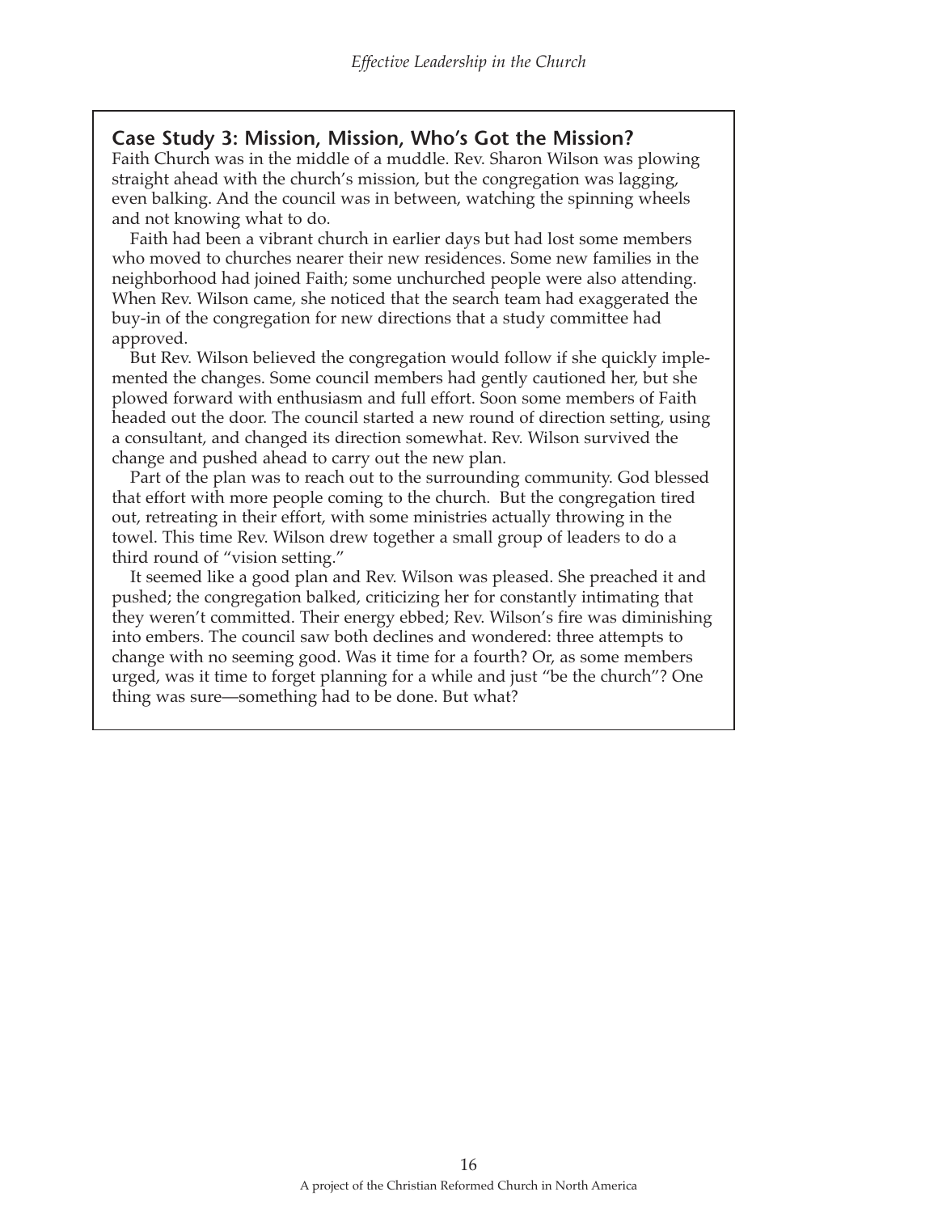### Case Study 3: Mission, Mission, Who's Got the Mission?

Faith Church was in the middle of a muddle. Rev. Sharon Wilson was plowing straight ahead with the church's mission, but the congregation was lagging, even balking. And the council was in between, watching the spinning wheels and not knowing what to do.

Faith had been a vibrant church in earlier days but had lost some members who moved to churches nearer their new residences. Some new families in the neighborhood had joined Faith; some unchurched people were also attending. When Rev. Wilson came, she noticed that the search team had exaggerated the buy-in of the congregation for new directions that a study committee had approved.

But Rev. Wilson believed the congregation would follow if she quickly implemented the changes. Some council members had gently cautioned her, but she plowed forward with enthusiasm and full effort. Soon some members of Faith headed out the door. The council started a new round of direction setting, using a consultant, and changed its direction somewhat. Rev. Wilson survived the change and pushed ahead to carry out the new plan.

Part of the plan was to reach out to the surrounding community. God blessed that effort with more people coming to the church. But the congregation tired out, retreating in their effort, with some ministries actually throwing in the towel. This time Rev. Wilson drew together a small group of leaders to do a third round of "vision setting."

It seemed like a good plan and Rev. Wilson was pleased. She preached it and pushed; the congregation balked, criticizing her for constantly intimating that they weren't committed. Their energy ebbed; Rev. Wilson's fire was diminishing into embers. The council saw both declines and wondered: three attempts to change with no seeming good. Was it time for a fourth? Or, as some members urged, was it time to forget planning for a while and just "be the church"? One thing was sure—something had to be done. But what?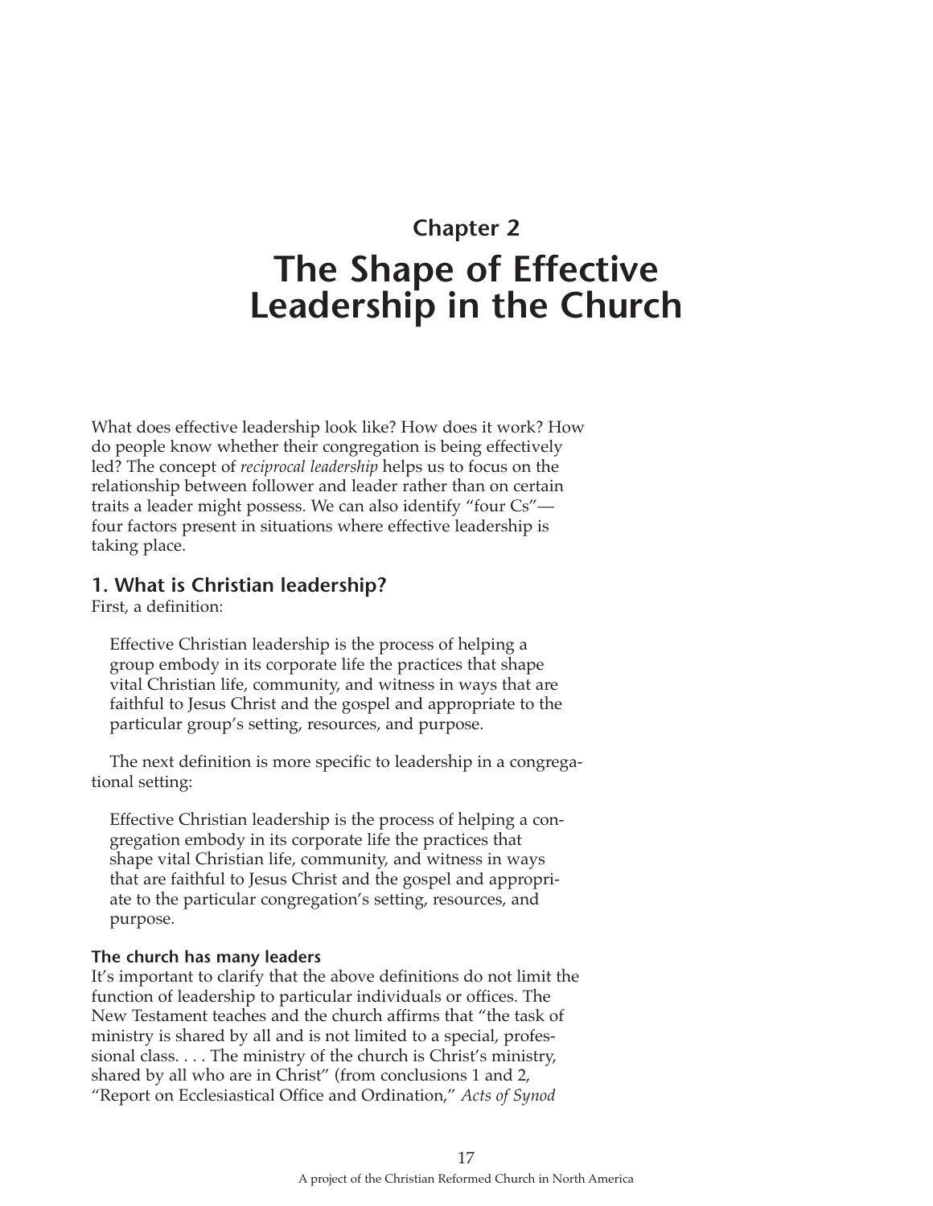# Chapter 2

# The Shape of Effective Leadership in the Church

What does effective leadership look like? How does it work? How do people know whether their congregation is being effectively led? The concept of *reciprocal leadership* helps us to focus on the relationship between follower and leader rather than on certain traits a leader might possess. We can also identify "four Cs"—four factors present in situations where effective leadership is taking place.

## 1. What is Christian leadership?

First, a definition:

> Effective Christian leadership is the process of helping a group embody in its corporate life the practices that shape vital Christian life, community, and witness in ways that are faithful to Jesus Christ and the gospel and appropriate to the particular group's setting, resources, and purpose.

The next definition is more specific to leadership in a congregational setting:

> Effective Christian leadership is the process of helping a congregation embody in its corporate life the practices that shape vital Christian life, community, and witness in ways that are faithful to Jesus Christ and the gospel and appropriate to the particular congregation's setting, resources, and purpose.

### The church has many leaders

It's important to clarify that the above definitions do not limit the function of leadership to particular individuals or offices. The New Testament teaches and the church affirms that "the task of ministry is shared by all and is not limited to a special, professional class. . . . The ministry of the church is Christ's ministry, shared by all who are in Christ" (from conclusions 1 and 2, "Report on Ecclesiastical Office and Ordination," *Acts of Synod*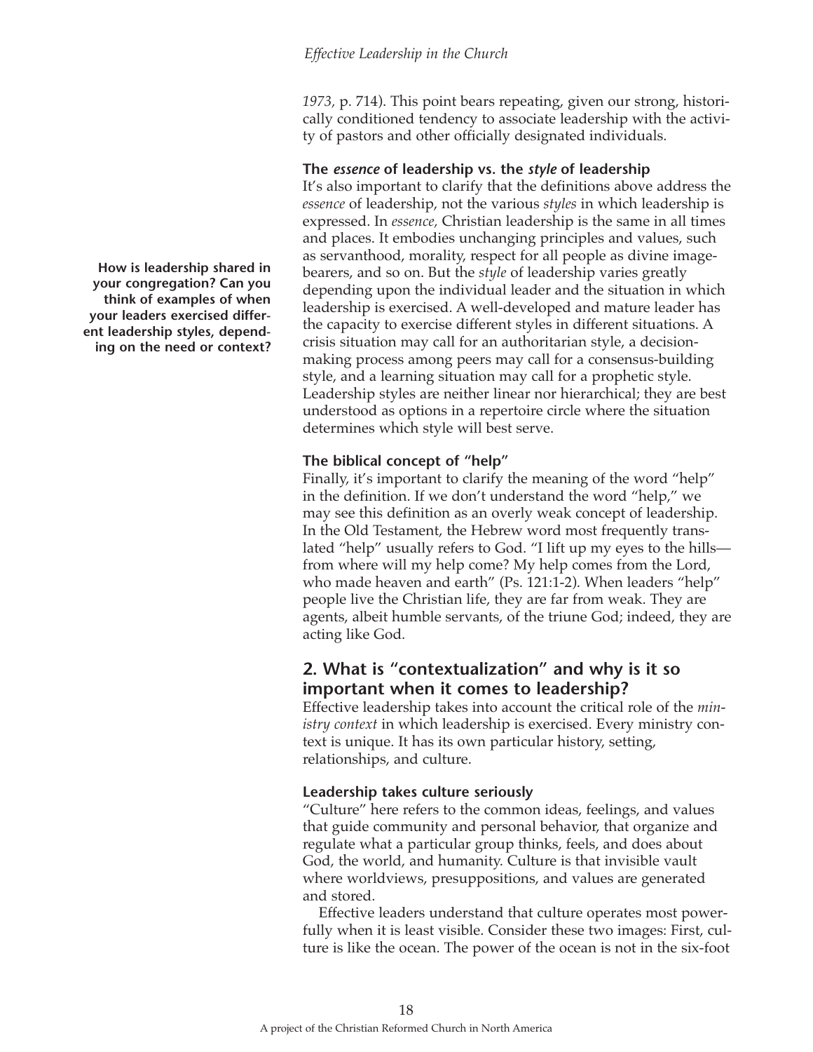*1973*, p. 714). This point bears repeating, given our strong, historically conditioned tendency to associate leadership with the activity of pastors and other officially designated individuals.

### The *essence* of leadership vs. the *style* of leadership

It's also important to clarify that the definitions above address the *essence* of leadership, not the various *styles* in which leadership is expressed. In *essence*, Christian leadership is the same in all times and places. It embodies unchanging principles and values, such as servanthood, morality, respect for all people as divine image-bearers, and so on. But the *style* of leadership varies greatly depending upon the individual leader and the situation in which leadership is exercised. A well-developed and mature leader has the capacity to exercise different styles in different situations. A crisis situation may call for an authoritarian style, a decision-making process among peers may call for a consensus-building style, and a learning situation may call for a prophetic style. Leadership styles are neither linear nor hierarchical; they are best understood as options in a repertoire circle where the situation determines which style will best serve.

**How is leadership shared in your congregation? Can you think of examples of when your leaders exercised different leadership styles, depending on the need or context?**

### The biblical concept of "help"

Finally, it's important to clarify the meaning of the word "help" in the definition. If we don't understand the word "help," we may see this definition as an overly weak concept of leadership. In the Old Testament, the Hebrew word most frequently translated "help" usually refers to God. "I lift up my eyes to the hills—from where will my help come? My help comes from the Lord, who made heaven and earth" (Ps. 121:1-2). When leaders "help" people live the Christian life, they are far from weak. They are agents, albeit humble servants, of the triune God; indeed, they are acting like God.

## 2. What is "contextualization" and why is it so important when it comes to leadership?

Effective leadership takes into account the critical role of the *ministry context* in which leadership is exercised. Every ministry context is unique. It has its own particular history, setting, relationships, and culture.

### Leadership takes culture seriously

"Culture" here refers to the common ideas, feelings, and values that guide community and personal behavior, that organize and regulate what a particular group thinks, feels, and does about God, the world, and humanity. Culture is that invisible vault where worldviews, presuppositions, and values are generated and stored.

Effective leaders understand that culture operates most powerfully when it is least visible. Consider these two images: First, culture is like the ocean. The power of the ocean is not in the six-foot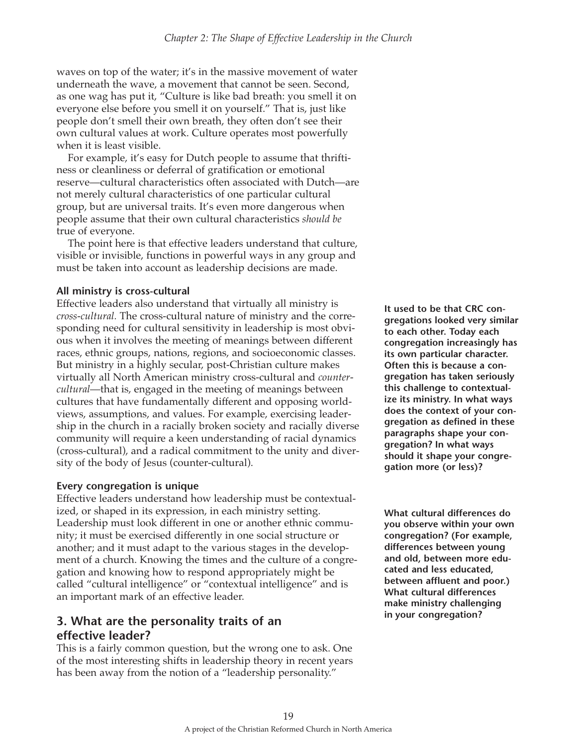waves on top of the water; it's in the massive movement of water underneath the wave, a movement that cannot be seen. Second, as one wag has put it, "Culture is like bad breath: you smell it on everyone else before you smell it on yourself." That is, just like people don't smell their own breath, they often don't see their own cultural values at work. Culture operates most powerfully when it is least visible.

For example, it's easy for Dutch people to assume that thriftiness or cleanliness or deferral of gratification or emotional reserve—cultural characteristics often associated with Dutch—are not merely cultural characteristics of one particular cultural group, but are universal traits. It's even more dangerous when people assume that their own cultural characteristics *should be* true of everyone.

The point here is that effective leaders understand that culture, visible or invisible, functions in powerful ways in any group and must be taken into account as leadership decisions are made.

**All ministry is cross-cultural**

Effective leaders also understand that virtually all ministry is *cross-cultural.* The cross-cultural nature of ministry and the corresponding need for cultural sensitivity in leadership is most obvious when it involves the meeting of meanings between different races, ethnic groups, nations, regions, and socioeconomic classes. But ministry in a highly secular, post-Christian culture makes virtually all North American ministry cross-cultural and *countercultural*—that is, engaged in the meeting of meanings between cultures that have fundamentally different and opposing worldviews, assumptions, and values. For example, exercising leadership in the church in a racially broken society and racially diverse community will require a keen understanding of racial dynamics (cross-cultural), and a radical commitment to the unity and diversity of the body of Jesus (counter-cultural).

**It used to be that CRC congregations looked very similar to each other. Today each congregation increasingly has its own particular character. Often this is because a congregation has taken seriously this challenge to contextualize its ministry. In what ways does the context of your congregation as defined in these paragraphs shape your congregation? In what ways should it shape your congregation more (or less)?**

**Every congregation is unique**

Effective leaders understand how leadership must be contextualized, or shaped in its expression, in each ministry setting. Leadership must look different in one or another ethnic community; it must be exercised differently in one social structure or another; and it must adapt to the various stages in the development of a church. Knowing the times and the culture of a congregation and knowing how to respond appropriately might be called "cultural intelligence" or "contextual intelligence" and is an important mark of an effective leader.

**What cultural differences do you observe within your own congregation? (For example, differences between young and old, between more educated and less educated, between affluent and poor.) What cultural differences make ministry challenging in your congregation?**

## 3. What are the personality traits of an effective leader?

This is a fairly common question, but the wrong one to ask. One of the most interesting shifts in leadership theory in recent years has been away from the notion of a "leadership personality."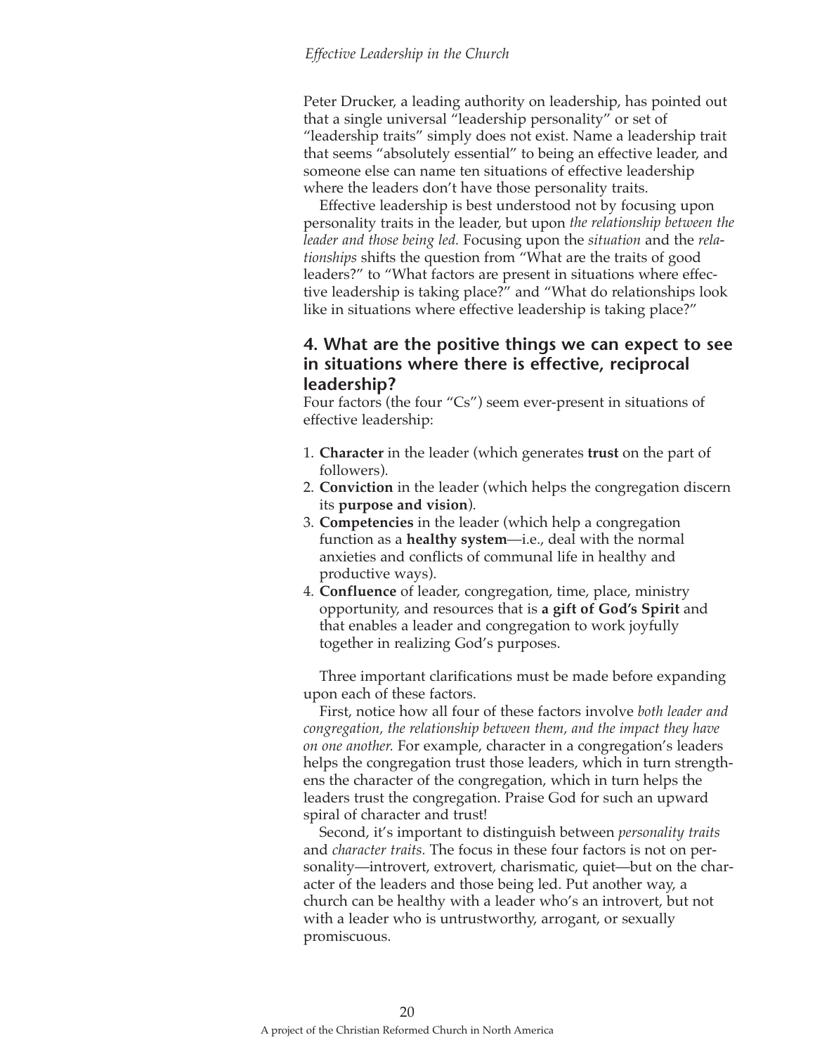Peter Drucker, a leading authority on leadership, has pointed out that a single universal "leadership personality" or set of "leadership traits" simply does not exist. Name a leadership trait that seems "absolutely essential" to being an effective leader, and someone else can name ten situations of effective leadership where the leaders don't have those personality traits.

Effective leadership is best understood not by focusing upon personality traits in the leader, but upon *the relationship between the leader and those being led.* Focusing upon the *situation* and the *relationships* shifts the question from "What are the traits of good leaders?" to "What factors are present in situations where effective leadership is taking place?" and "What do relationships look like in situations where effective leadership is taking place?"

## 4. What are the positive things we can expect to see in situations where there is effective, reciprocal leadership?

Four factors (the four "Cs") seem ever-present in situations of effective leadership:

1. **Character** in the leader (which generates **trust** on the part of followers).
2. **Conviction** in the leader (which helps the congregation discern its **purpose and vision**).
3. **Competencies** in the leader (which help a congregation function as a **healthy system**—i.e., deal with the normal anxieties and conflicts of communal life in healthy and productive ways).
4. **Confluence** of leader, congregation, time, place, ministry opportunity, and resources that is **a gift of God's Spirit** and that enables a leader and congregation to work joyfully together in realizing God's purposes.

Three important clarifications must be made before expanding upon each of these factors.

First, notice how all four of these factors involve *both leader and congregation, the relationship between them, and the impact they have on one another.* For example, character in a congregation's leaders helps the congregation trust those leaders, which in turn strengthens the character of the congregation, which in turn helps the leaders trust the congregation. Praise God for such an upward spiral of character and trust!

Second, it's important to distinguish between *personality traits* and *character traits.* The focus in these four factors is not on personality—introvert, extrovert, charismatic, quiet—but on the character of the leaders and those being led. Put another way, a church can be healthy with a leader who's an introvert, but not with a leader who is untrustworthy, arrogant, or sexually promiscuous.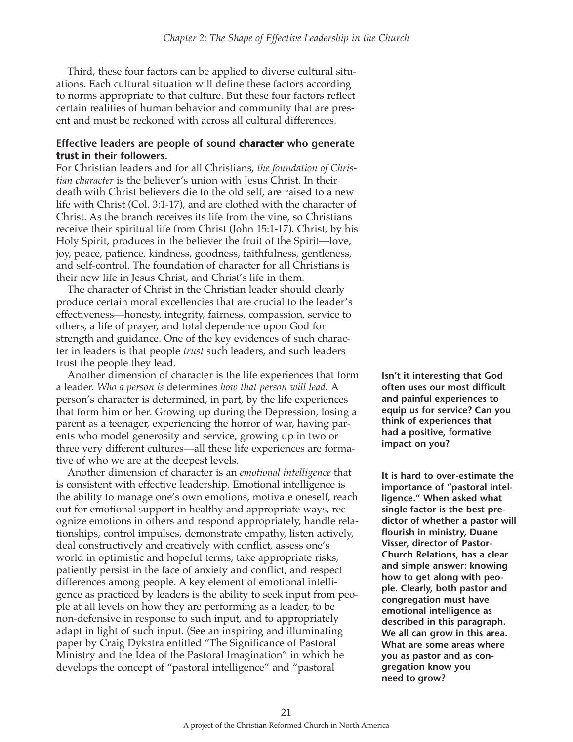Third, these four factors can be applied to diverse cultural situations. Each cultural situation will define these factors according to norms appropriate to that culture. But these four factors reflect certain realities of human behavior and community that are present and must be reckoned with across all cultural differences.

**Effective leaders are people of sound character who generate trust in their followers.**

For Christian leaders and for all Christians, *the foundation of Christian character* is the believer's union with Jesus Christ. In their death with Christ believers die to the old self, are raised to a new life with Christ (Col. 3:1-17), and are clothed with the character of Christ. As the branch receives its life from the vine, so Christians receive their spiritual life from Christ (John 15:1-17). Christ, by his Holy Spirit, produces in the believer the fruit of the Spirit—love, joy, peace, patience, kindness, goodness, faithfulness, gentleness, and self-control. The foundation of character for all Christians is their new life in Jesus Christ, and Christ's life in them.

The character of Christ in the Christian leader should clearly produce certain moral excellencies that are crucial to the leader's effectiveness—honesty, integrity, fairness, compassion, service to others, a life of prayer, and total dependence upon God for strength and guidance. One of the key evidences of such character in leaders is that people *trust* such leaders, and such leaders trust the people they lead.

Another dimension of character is the life experiences that form a leader. *Who a person is* determines *how that person will lead.* A person's character is determined, in part, by the life experiences that form him or her. Growing up during the Depression, losing a parent as a teenager, experiencing the horror of war, having parents who model generosity and service, growing up in two or three very different cultures—all these life experiences are formative of who we are at the deepest levels.

**Isn't it interesting that God often uses our most difficult and painful experiences to equip us for service? Can you think of experiences that had a positive, formative impact on you?**

Another dimension of character is an *emotional intelligence* that is consistent with effective leadership. Emotional intelligence is the ability to manage one's own emotions, motivate oneself, reach out for emotional support in healthy and appropriate ways, recognize emotions in others and respond appropriately, handle relationships, control impulses, demonstrate empathy, listen actively, deal constructively and creatively with conflict, assess one's world in optimistic and hopeful terms, take appropriate risks, patiently persist in the face of anxiety and conflict, and respect differences among people. A key element of emotional intelligence as practiced by leaders is the ability to seek input from people at all levels on how they are performing as a leader, to be non-defensive in response to such input, and to appropriately adapt in light of such input. (See an inspiring and illuminating paper by Craig Dykstra entitled "The Significance of Pastoral Ministry and the Idea of the Pastoral Imagination" in which he develops the concept of "pastoral intelligence" and "pastoral

**It is hard to over-estimate the importance of "pastoral intelligence." When asked what single factor is the best predictor of whether a pastor will flourish in ministry, Duane Visser, director of Pastor-Church Relations, has a clear and simple answer: knowing how to get along with people. Clearly, both pastor and congregation must have emotional intelligence as described in this paragraph. We all can grow in this area. What are some areas where you as pastor and as congregation know you need to grow?**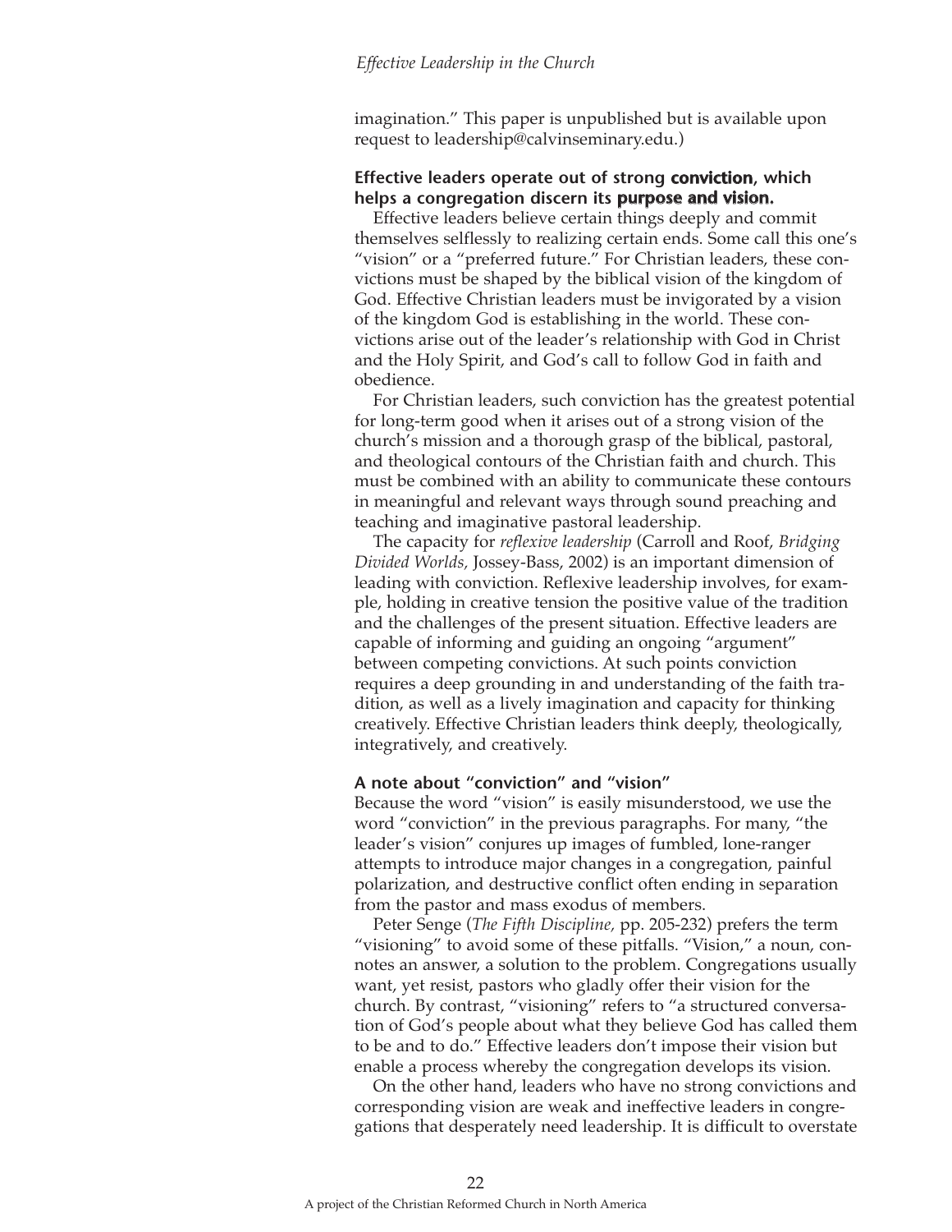imagination." This paper is unpublished but is available upon request to leadership@calvinseminary.edu.)

**Effective leaders operate out of strong conviction, which helps a congregation discern its purpose and vision.**

Effective leaders believe certain things deeply and commit themselves selflessly to realizing certain ends. Some call this one's "vision" or a "preferred future." For Christian leaders, these convictions must be shaped by the biblical vision of the kingdom of God. Effective Christian leaders must be invigorated by a vision of the kingdom God is establishing in the world. These convictions arise out of the leader's relationship with God in Christ and the Holy Spirit, and God's call to follow God in faith and obedience.

For Christian leaders, such conviction has the greatest potential for long-term good when it arises out of a strong vision of the church's mission and a thorough grasp of the biblical, pastoral, and theological contours of the Christian faith and church. This must be combined with an ability to communicate these contours in meaningful and relevant ways through sound preaching and teaching and imaginative pastoral leadership.

The capacity for *reflexive leadership* (Carroll and Roof, *Bridging Divided Worlds,* Jossey-Bass, 2002) is an important dimension of leading with conviction. Reflexive leadership involves, for example, holding in creative tension the positive value of the tradition and the challenges of the present situation. Effective leaders are capable of informing and guiding an ongoing "argument" between competing convictions. At such points conviction requires a deep grounding in and understanding of the faith tradition, as well as a lively imagination and capacity for thinking creatively. Effective Christian leaders think deeply, theologically, integratively, and creatively.

**A note about "conviction" and "vision"**

Because the word "vision" is easily misunderstood, we use the word "conviction" in the previous paragraphs. For many, "the leader's vision" conjures up images of fumbled, lone-ranger attempts to introduce major changes in a congregation, painful polarization, and destructive conflict often ending in separation from the pastor and mass exodus of members.

Peter Senge (*The Fifth Discipline,* pp. 205-232) prefers the term "visioning" to avoid some of these pitfalls. "Vision," a noun, connotes an answer, a solution to the problem. Congregations usually want, yet resist, pastors who gladly offer their vision for the church. By contrast, "visioning" refers to "a structured conversation of God's people about what they believe God has called them to be and to do." Effective leaders don't impose their vision but enable a process whereby the congregation develops its vision.

On the other hand, leaders who have no strong convictions and corresponding vision are weak and ineffective leaders in congregations that desperately need leadership. It is difficult to overstate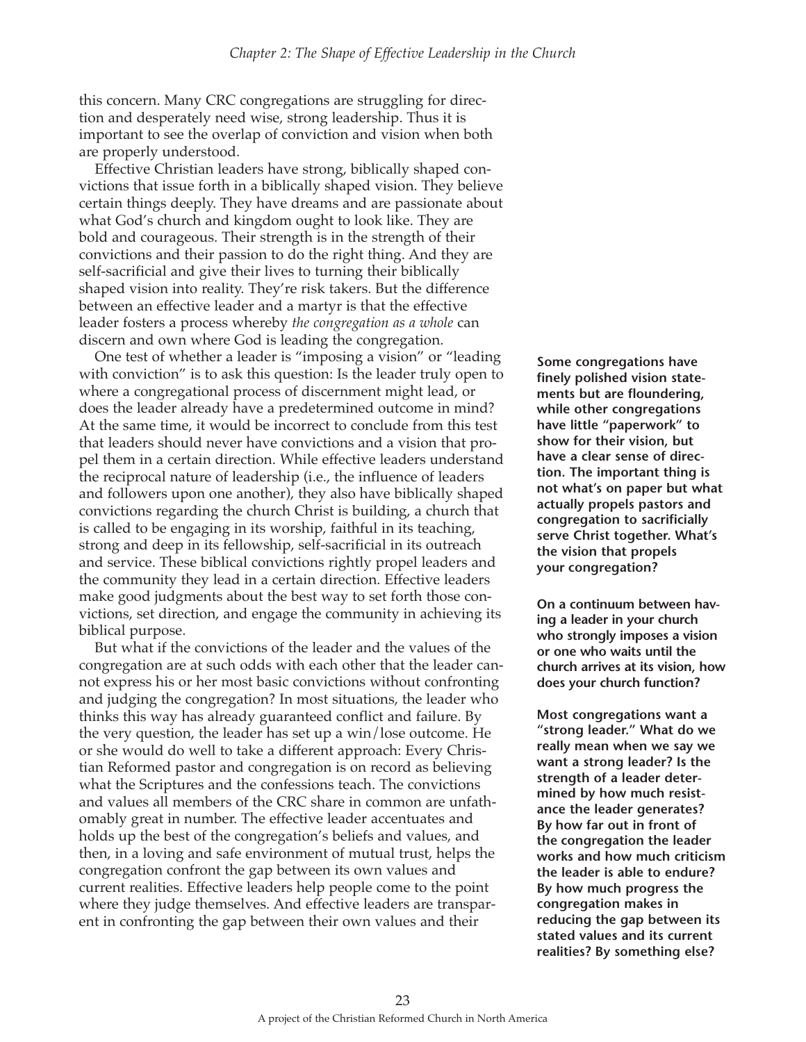this concern. Many CRC congregations are struggling for direction and desperately need wise, strong leadership. Thus it is important to see the overlap of conviction and vision when both are properly understood.

Effective Christian leaders have strong, biblically shaped convictions that issue forth in a biblically shaped vision. They believe certain things deeply. They have dreams and are passionate about what God's church and kingdom ought to look like. They are bold and courageous. Their strength is in the strength of their convictions and their passion to do the right thing. And they are self-sacrificial and give their lives to turning their biblically shaped vision into reality. They're risk takers. But the difference between an effective leader and a martyr is that the effective leader fosters a process whereby *the congregation as a whole* can discern and own where God is leading the congregation.

One test of whether a leader is "imposing a vision" or "leading with conviction" is to ask this question: Is the leader truly open to where a congregational process of discernment might lead, or does the leader already have a predetermined outcome in mind? At the same time, it would be incorrect to conclude from this test that leaders should never have convictions and a vision that propel them in a certain direction. While effective leaders understand the reciprocal nature of leadership (i.e., the influence of leaders and followers upon one another), they also have biblically shaped convictions regarding the church Christ is building, a church that is called to be engaging in its worship, faithful in its teaching, strong and deep in its fellowship, self-sacrificial in its outreach and service. These biblical convictions rightly propel leaders and the community they lead in a certain direction. Effective leaders make good judgments about the best way to set forth those convictions, set direction, and engage the community in achieving its biblical purpose.

But what if the convictions of the leader and the values of the congregation are at such odds with each other that the leader cannot express his or her most basic convictions without confronting and judging the congregation? In most situations, the leader who thinks this way has already guaranteed conflict and failure. By the very question, the leader has set up a win/lose outcome. He or she would do well to take a different approach: Every Christian Reformed pastor and congregation is on record as believing what the Scriptures and the confessions teach. The convictions and values all members of the CRC share in common are unfathomably great in number. The effective leader accentuates and holds up the best of the congregation's beliefs and values, and then, in a loving and safe environment of mutual trust, helps the congregation confront the gap between its own values and current realities. Effective leaders help people come to the point where they judge themselves. And effective leaders are transparent in confronting the gap between their own values and their

**Some congregations have finely polished vision statements but are floundering, while other congregations have little "paperwork" to show for their vision, but have a clear sense of direction. The important thing is not what's on paper but what actually propels pastors and congregation to sacrificially serve Christ together. What's the vision that propels your congregation?**

**On a continuum between having a leader in your church who strongly imposes a vision or one who waits until the church arrives at its vision, how does your church function?**

**Most congregations want a "strong leader." What do we really mean when we say we want a strong leader? Is the strength of a leader determined by how much resistance the leader generates? By how far out in front of the congregation the leader works and how much criticism the leader is able to endure? By how much progress the congregation makes in reducing the gap between its stated values and its current realities? By something else?**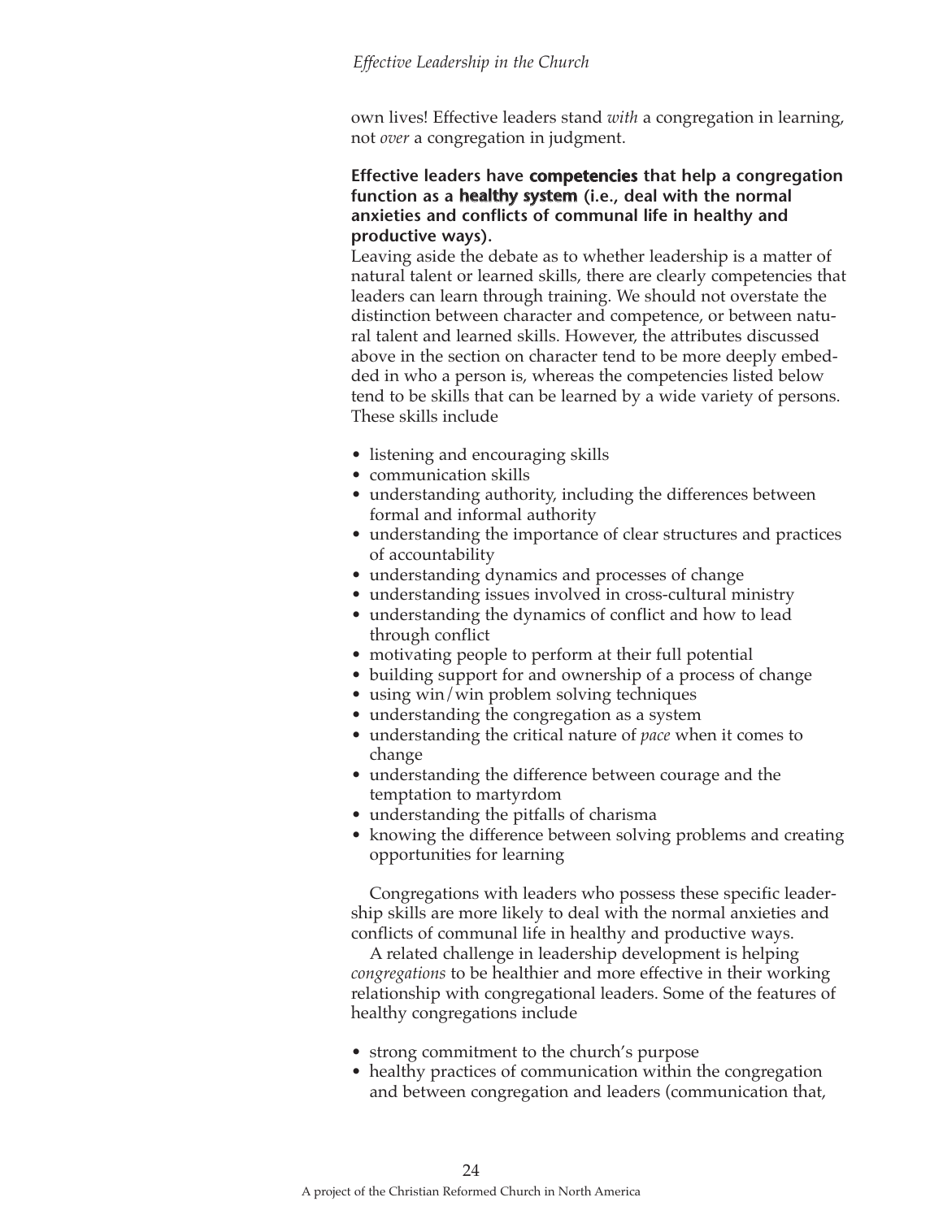own lives! Effective leaders stand *with* a congregation in learning, not *over* a congregation in judgment.

**Effective leaders have competencies that help a congregation function as a healthy system (i.e., deal with the normal anxieties and conflicts of communal life in healthy and productive ways).**

Leaving aside the debate as to whether leadership is a matter of natural talent or learned skills, there are clearly competencies that leaders can learn through training. We should not overstate the distinction between character and competence, or between natural talent and learned skills. However, the attributes discussed above in the section on character tend to be more deeply embedded in who a person is, whereas the competencies listed below tend to be skills that can be learned by a wide variety of persons. These skills include

- listening and encouraging skills
- communication skills
- understanding authority, including the differences between formal and informal authority
- understanding the importance of clear structures and practices of accountability
- understanding dynamics and processes of change
- understanding issues involved in cross-cultural ministry
- understanding the dynamics of conflict and how to lead through conflict
- motivating people to perform at their full potential
- building support for and ownership of a process of change
- using win/win problem solving techniques
- understanding the congregation as a system
- understanding the critical nature of *pace* when it comes to change
- understanding the difference between courage and the temptation to martyrdom
- understanding the pitfalls of charisma
- knowing the difference between solving problems and creating opportunities for learning

Congregations with leaders who possess these specific leadership skills are more likely to deal with the normal anxieties and conflicts of communal life in healthy and productive ways.

A related challenge in leadership development is helping *congregations* to be healthier and more effective in their working relationship with congregational leaders. Some of the features of healthy congregations include

- strong commitment to the church's purpose
- healthy practices of communication within the congregation and between congregation and leaders (communication that,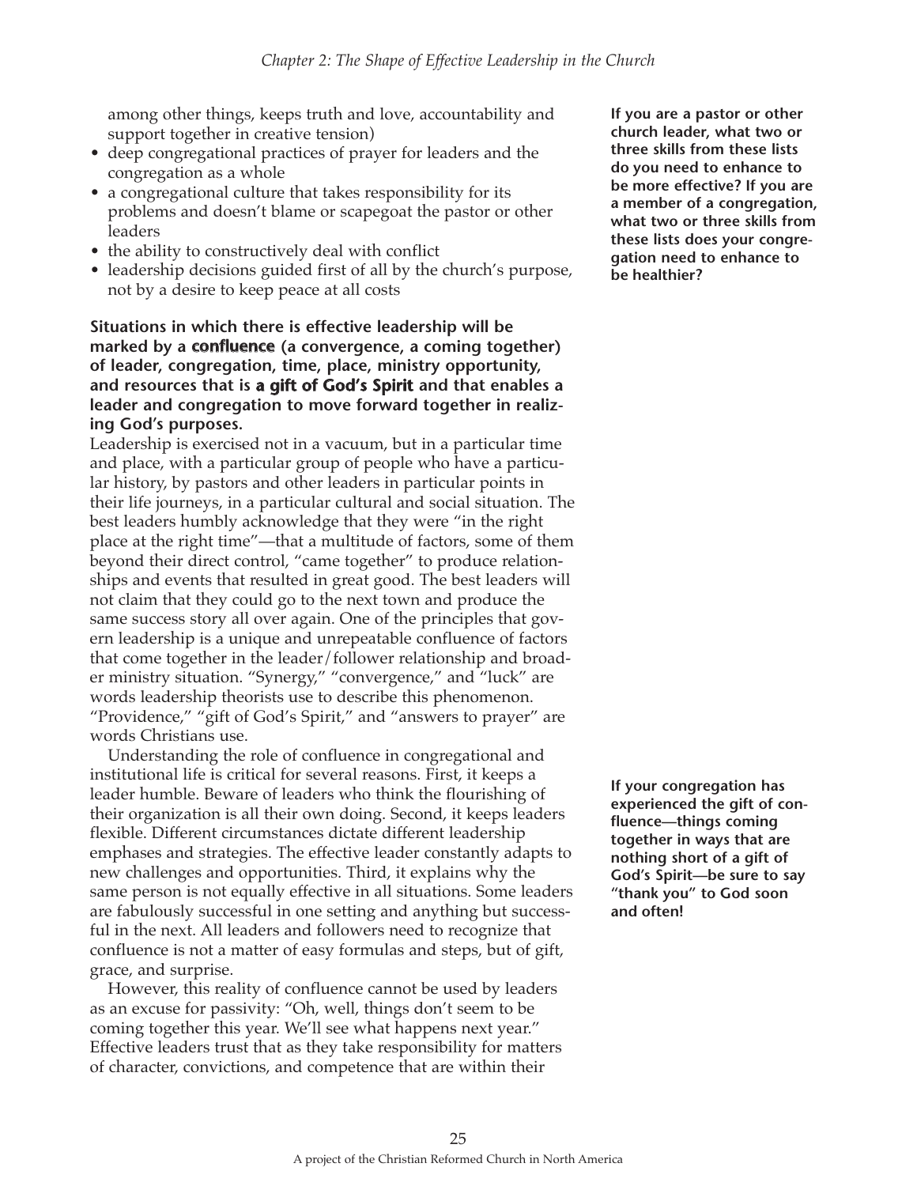among other things, keeps truth and love, accountability and support together in creative tension)

- deep congregational practices of prayer for leaders and the congregation as a whole
- a congregational culture that takes responsibility for its problems and doesn't blame or scapegoat the pastor or other leaders
- the ability to constructively deal with conflict
- leadership decisions guided first of all by the church's purpose, not by a desire to keep peace at all costs

**If you are a pastor or other church leader, what two or three skills from these lists do you need to enhance to be more effective? If you are a member of a congregation, what two or three skills from these lists does your congregation need to enhance to be healthier?**

**Situations in which there is effective leadership will be marked by a confluence (a convergence, a coming together) of leader, congregation, time, place, ministry opportunity, and resources that is a gift of God's Spirit and that enables a leader and congregation to move forward together in realizing God's purposes.**

Leadership is exercised not in a vacuum, but in a particular time and place, with a particular group of people who have a particular history, by pastors and other leaders in particular points in their life journeys, in a particular cultural and social situation. The best leaders humbly acknowledge that they were "in the right place at the right time"—that a multitude of factors, some of them beyond their direct control, "came together" to produce relationships and events that resulted in great good. The best leaders will not claim that they could go to the next town and produce the same success story all over again. One of the principles that govern leadership is a unique and unrepeatable confluence of factors that come together in the leader/follower relationship and broader ministry situation. "Synergy," "convergence," and "luck" are words leadership theorists use to describe this phenomenon. "Providence," "gift of God's Spirit," and "answers to prayer" are words Christians use.

Understanding the role of confluence in congregational and institutional life is critical for several reasons. First, it keeps a leader humble. Beware of leaders who think the flourishing of their organization is all their own doing. Second, it keeps leaders flexible. Different circumstances dictate different leadership emphases and strategies. The effective leader constantly adapts to new challenges and opportunities. Third, it explains why the same person is not equally effective in all situations. Some leaders are fabulously successful in one setting and anything but successful in the next. All leaders and followers need to recognize that confluence is not a matter of easy formulas and steps, but of gift, grace, and surprise.

**If your congregation has experienced the gift of confluence—things coming together in ways that are nothing short of a gift of God's Spirit—be sure to say "thank you" to God soon and often!**

However, this reality of confluence cannot be used by leaders as an excuse for passivity: "Oh, well, things don't seem to be coming together this year. We'll see what happens next year." Effective leaders trust that as they take responsibility for matters of character, convictions, and competence that are within their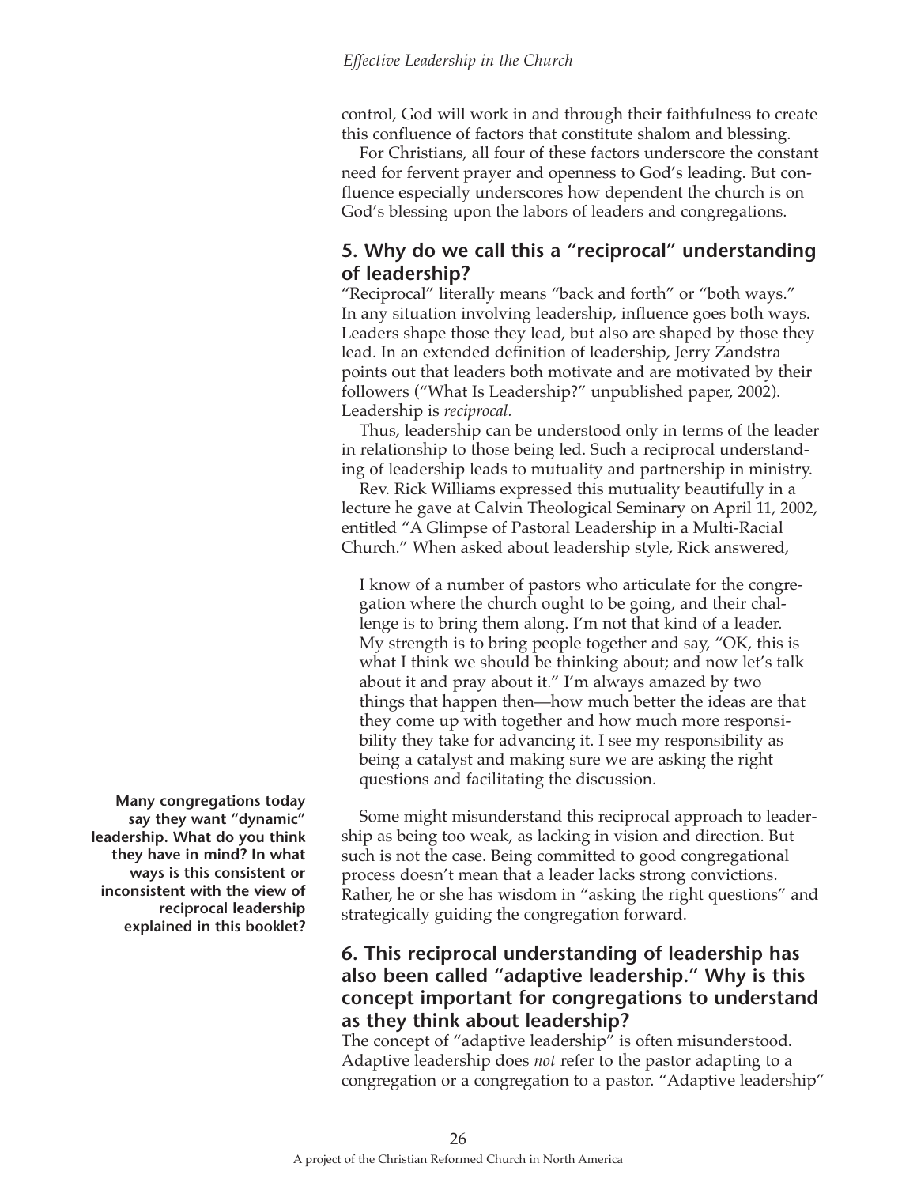control, God will work in and through their faithfulness to create this confluence of factors that constitute shalom and blessing.

For Christians, all four of these factors underscore the constant need for fervent prayer and openness to God's leading. But confluence especially underscores how dependent the church is on God's blessing upon the labors of leaders and congregations.

## 5. Why do we call this a "reciprocal" understanding of leadership?

"Reciprocal" literally means "back and forth" or "both ways." In any situation involving leadership, influence goes both ways. Leaders shape those they lead, but also are shaped by those they lead. In an extended definition of leadership, Jerry Zandstra points out that leaders both motivate and are motivated by their followers ("What Is Leadership?" unpublished paper, 2002). Leadership is *reciprocal.*

Thus, leadership can be understood only in terms of the leader in relationship to those being led. Such a reciprocal understanding of leadership leads to mutuality and partnership in ministry.

Rev. Rick Williams expressed this mutuality beautifully in a lecture he gave at Calvin Theological Seminary on April 11, 2002, entitled "A Glimpse of Pastoral Leadership in a Multi-Racial Church." When asked about leadership style, Rick answered,

> I know of a number of pastors who articulate for the congregation where the church ought to be going, and their challenge is to bring them along. I'm not that kind of a leader. My strength is to bring people together and say, "OK, this is what I think we should be thinking about; and now let's talk about it and pray about it." I'm always amazed by two things that happen then—how much better the ideas are that they come up with together and how much more responsibility they take for advancing it. I see my responsibility as being a catalyst and making sure we are asking the right questions and facilitating the discussion.

**Many congregations today say they want "dynamic" leadership. What do you think they have in mind? In what ways is this consistent or inconsistent with the view of reciprocal leadership explained in this booklet?**

Some might misunderstand this reciprocal approach to leadership as being too weak, as lacking in vision and direction. But such is not the case. Being committed to good congregational process doesn't mean that a leader lacks strong convictions. Rather, he or she has wisdom in "asking the right questions" and strategically guiding the congregation forward.

## 6. This reciprocal understanding of leadership has also been called "adaptive leadership." Why is this concept important for congregations to understand as they think about leadership?

The concept of "adaptive leadership" is often misunderstood. Adaptive leadership does *not* refer to the pastor adapting to a congregation or a congregation to a pastor. "Adaptive leadership"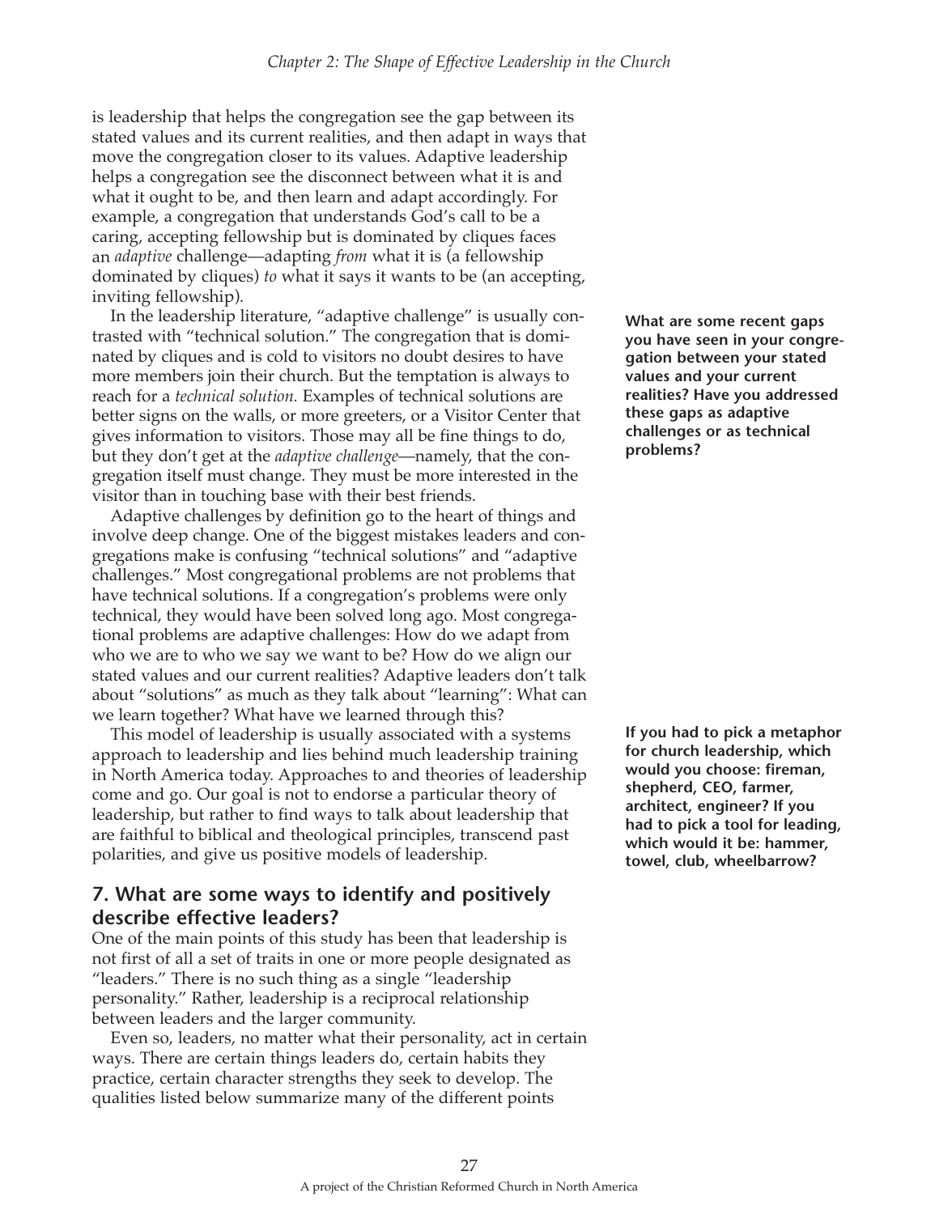is leadership that helps the congregation see the gap between its stated values and its current realities, and then adapt in ways that move the congregation closer to its values. Adaptive leadership helps a congregation see the disconnect between what it is and what it ought to be, and then learn and adapt accordingly. For example, a congregation that understands God's call to be a caring, accepting fellowship but is dominated by cliques faces an *adaptive* challenge—adapting *from* what it is (a fellowship dominated by cliques) *to* what it says it wants to be (an accepting, inviting fellowship).

In the leadership literature, "adaptive challenge" is usually contrasted with "technical solution." The congregation that is dominated by cliques and is cold to visitors no doubt desires to have more members join their church. But the temptation is always to reach for a *technical solution.* Examples of technical solutions are better signs on the walls, or more greeters, or a Visitor Center that gives information to visitors. Those may all be fine things to do, but they don't get at the *adaptive challenge*—namely, that the congregation itself must change. They must be more interested in the visitor than in touching base with their best friends.

**What are some recent gaps you have seen in your congregation between your stated values and your current realities? Have you addressed these gaps as adaptive challenges or as technical problems?**

Adaptive challenges by definition go to the heart of things and involve deep change. One of the biggest mistakes leaders and congregations make is confusing "technical solutions" and "adaptive challenges." Most congregational problems are not problems that have technical solutions. If a congregation's problems were only technical, they would have been solved long ago. Most congregational problems are adaptive challenges: How do we adapt from who we are to who we say we want to be? How do we align our stated values and our current realities? Adaptive leaders don't talk about "solutions" as much as they talk about "learning": What can we learn together? What have we learned through this?

This model of leadership is usually associated with a systems approach to leadership and lies behind much leadership training in North America today. Approaches to and theories of leadership come and go. Our goal is not to endorse a particular theory of leadership, but rather to find ways to talk about leadership that are faithful to biblical and theological principles, transcend past polarities, and give us positive models of leadership.

**If you had to pick a metaphor for church leadership, which would you choose: fireman, shepherd, CEO, farmer, architect, engineer? If you had to pick a tool for leading, which would it be: hammer, towel, club, wheelbarrow?**

## 7. What are some ways to identify and positively describe effective leaders?

One of the main points of this study has been that leadership is not first of all a set of traits in one or more people designated as "leaders." There is no such thing as a single "leadership personality." Rather, leadership is a reciprocal relationship between leaders and the larger community.

Even so, leaders, no matter what their personality, act in certain ways. There are certain things leaders do, certain habits they practice, certain character strengths they seek to develop. The qualities listed below summarize many of the different points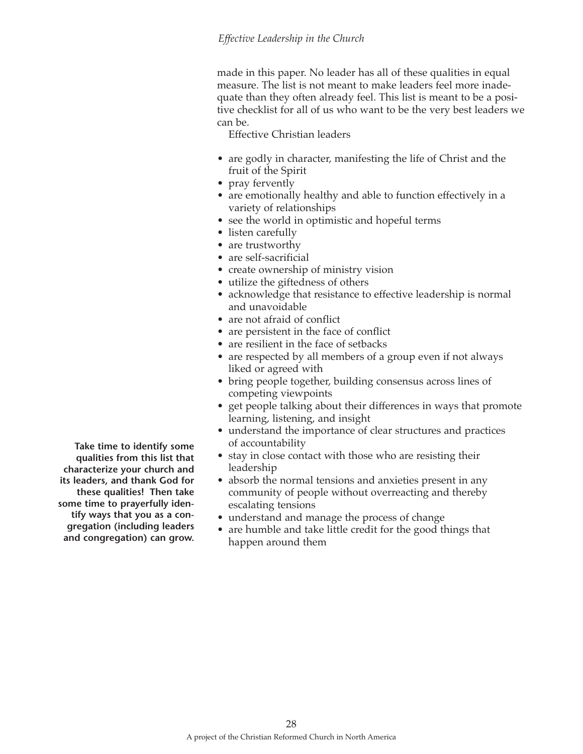made in this paper. No leader has all of these qualities in equal measure. The list is not meant to make leaders feel more inadequate than they often already feel. This list is meant to be a positive checklist for all of us who want to be the very best leaders we can be.

Effective Christian leaders

- are godly in character, manifesting the life of Christ and the fruit of the Spirit
- pray fervently
- are emotionally healthy and able to function effectively in a variety of relationships
- see the world in optimistic and hopeful terms
- listen carefully
- are trustworthy
- are self-sacrificial
- create ownership of ministry vision
- utilize the giftedness of others
- acknowledge that resistance to effective leadership is normal and unavoidable
- are not afraid of conflict
- are persistent in the face of conflict
- are resilient in the face of setbacks
- are respected by all members of a group even if not always liked or agreed with
- bring people together, building consensus across lines of competing viewpoints
- get people talking about their differences in ways that promote learning, listening, and insight
- understand the importance of clear structures and practices of accountability
- stay in close contact with those who are resisting their leadership
- absorb the normal tensions and anxieties present in any community of people without overreacting and thereby escalating tensions
- understand and manage the process of change
- are humble and take little credit for the good things that happen around them

**Take time to identify some qualities from this list that characterize your church and its leaders, and thank God for these qualities! Then take some time to prayerfully identify ways that you as a congregation (including leaders and congregation) can grow.**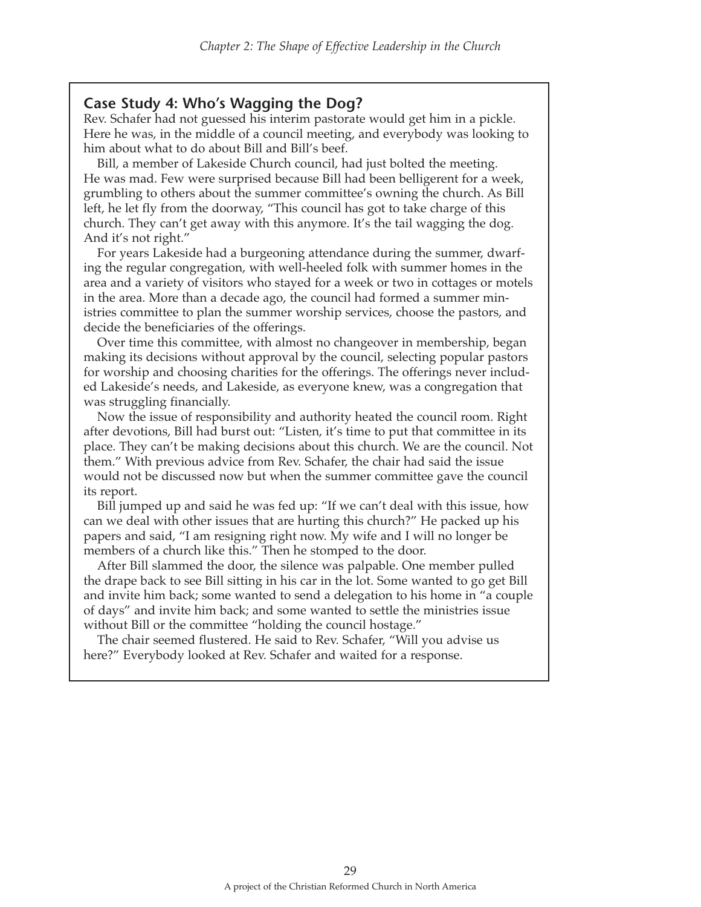## Case Study 4: Who's Wagging the Dog?

Rev. Schafer had not guessed his interim pastorate would get him in a pickle. Here he was, in the middle of a council meeting, and everybody was looking to him about what to do about Bill and Bill's beef.

Bill, a member of Lakeside Church council, had just bolted the meeting. He was mad. Few were surprised because Bill had been belligerent for a week, grumbling to others about the summer committee's owning the church. As Bill left, he let fly from the doorway, "This council has got to take charge of this church. They can't get away with this anymore. It's the tail wagging the dog. And it's not right."

For years Lakeside had a burgeoning attendance during the summer, dwarfing the regular congregation, with well-heeled folk with summer homes in the area and a variety of visitors who stayed for a week or two in cottages or motels in the area. More than a decade ago, the council had formed a summer ministries committee to plan the summer worship services, choose the pastors, and decide the beneficiaries of the offerings.

Over time this committee, with almost no changeover in membership, began making its decisions without approval by the council, selecting popular pastors for worship and choosing charities for the offerings. The offerings never included Lakeside's needs, and Lakeside, as everyone knew, was a congregation that was struggling financially.

Now the issue of responsibility and authority heated the council room. Right after devotions, Bill had burst out: "Listen, it's time to put that committee in its place. They can't be making decisions about this church. We are the council. Not them." With previous advice from Rev. Schafer, the chair had said the issue would not be discussed now but when the summer committee gave the council its report.

Bill jumped up and said he was fed up: "If we can't deal with this issue, how can we deal with other issues that are hurting this church?" He packed up his papers and said, "I am resigning right now. My wife and I will no longer be members of a church like this." Then he stomped to the door.

After Bill slammed the door, the silence was palpable. One member pulled the drape back to see Bill sitting in his car in the lot. Some wanted to go get Bill and invite him back; some wanted to send a delegation to his home in "a couple of days" and invite him back; and some wanted to settle the ministries issue without Bill or the committee "holding the council hostage."

The chair seemed flustered. He said to Rev. Schafer, "Will you advise us here?" Everybody looked at Rev. Schafer and waited for a response.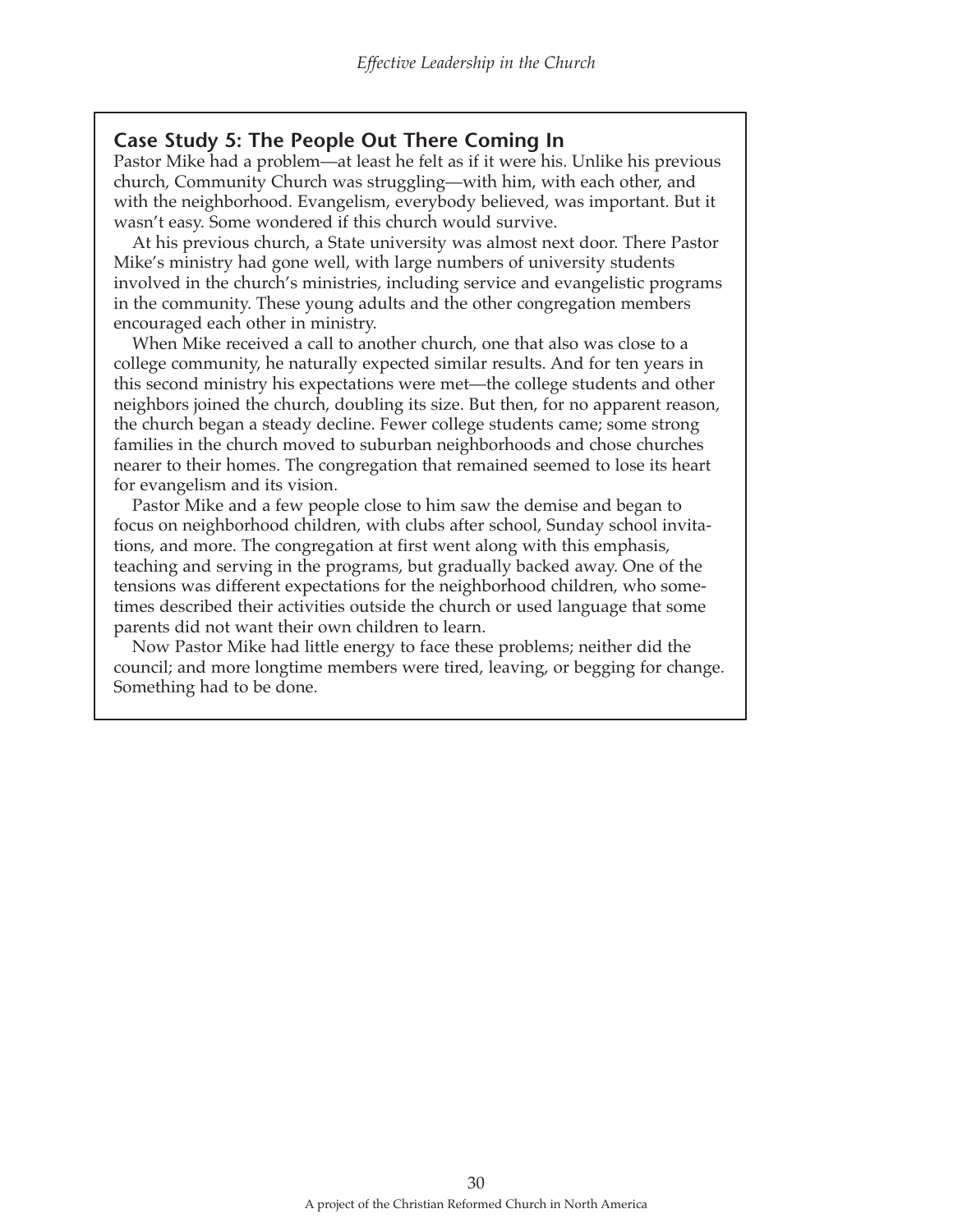## Case Study 5: The People Out There Coming In

Pastor Mike had a problem—at least he felt as if it were his. Unlike his previous church, Community Church was struggling—with him, with each other, and with the neighborhood. Evangelism, everybody believed, was important. But it wasn't easy. Some wondered if this church would survive.

At his previous church, a State university was almost next door. There Pastor Mike's ministry had gone well, with large numbers of university students involved in the church's ministries, including service and evangelistic programs in the community. These young adults and the other congregation members encouraged each other in ministry.

When Mike received a call to another church, one that also was close to a college community, he naturally expected similar results. And for ten years in this second ministry his expectations were met—the college students and other neighbors joined the church, doubling its size. But then, for no apparent reason, the church began a steady decline. Fewer college students came; some strong families in the church moved to suburban neighborhoods and chose churches nearer to their homes. The congregation that remained seemed to lose its heart for evangelism and its vision.

Pastor Mike and a few people close to him saw the demise and began to focus on neighborhood children, with clubs after school, Sunday school invitations, and more. The congregation at first went along with this emphasis, teaching and serving in the programs, but gradually backed away. One of the tensions was different expectations for the neighborhood children, who sometimes described their activities outside the church or used language that some parents did not want their own children to learn.

Now Pastor Mike had little energy to face these problems; neither did the council; and more longtime members were tired, leaving, or begging for change. Something had to be done.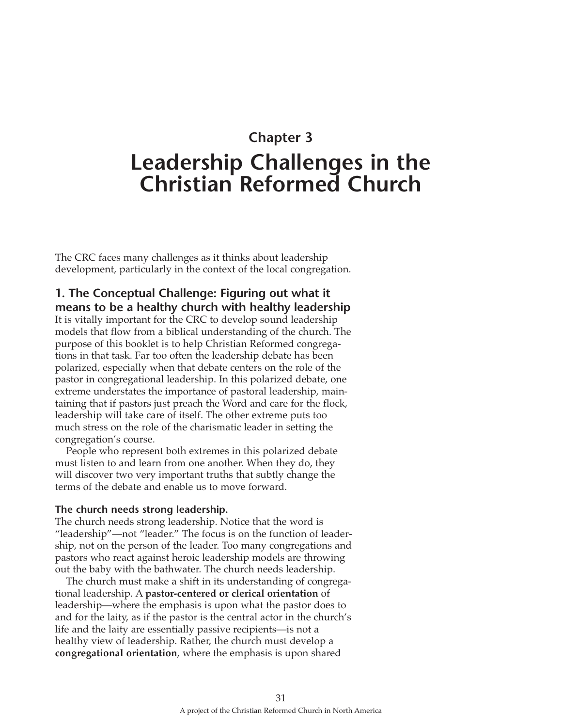# Chapter 3

# Leadership Challenges in the Christian Reformed Church

The CRC faces many challenges as it thinks about leadership development, particularly in the context of the local congregation.

## 1. The Conceptual Challenge: Figuring out what it means to be a healthy church with healthy leadership

It is vitally important for the CRC to develop sound leadership models that flow from a biblical understanding of the church. The purpose of this booklet is to help Christian Reformed congregations in that task. Far too often the leadership debate has been polarized, especially when that debate centers on the role of the pastor in congregational leadership. In this polarized debate, one extreme understates the importance of pastoral leadership, maintaining that if pastors just preach the Word and care for the flock, leadership will take care of itself. The other extreme puts too much stress on the role of the charismatic leader in setting the congregation's course.

People who represent both extremes in this polarized debate must listen to and learn from one another. When they do, they will discover two very important truths that subtly change the terms of the debate and enable us to move forward.

### The church needs strong leadership.

The church needs strong leadership. Notice that the word is "leadership"—not "leader." The focus is on the function of leadership, not on the person of the leader. Too many congregations and pastors who react against heroic leadership models are throwing out the baby with the bathwater. The church needs leadership.

The church must make a shift in its understanding of congregational leadership. A **pastor-centered or clerical orientation** of leadership—where the emphasis is upon what the pastor does to and for the laity, as if the pastor is the central actor in the church's life and the laity are essentially passive recipients—is not a healthy view of leadership. Rather, the church must develop a **congregational orientation**, where the emphasis is upon shared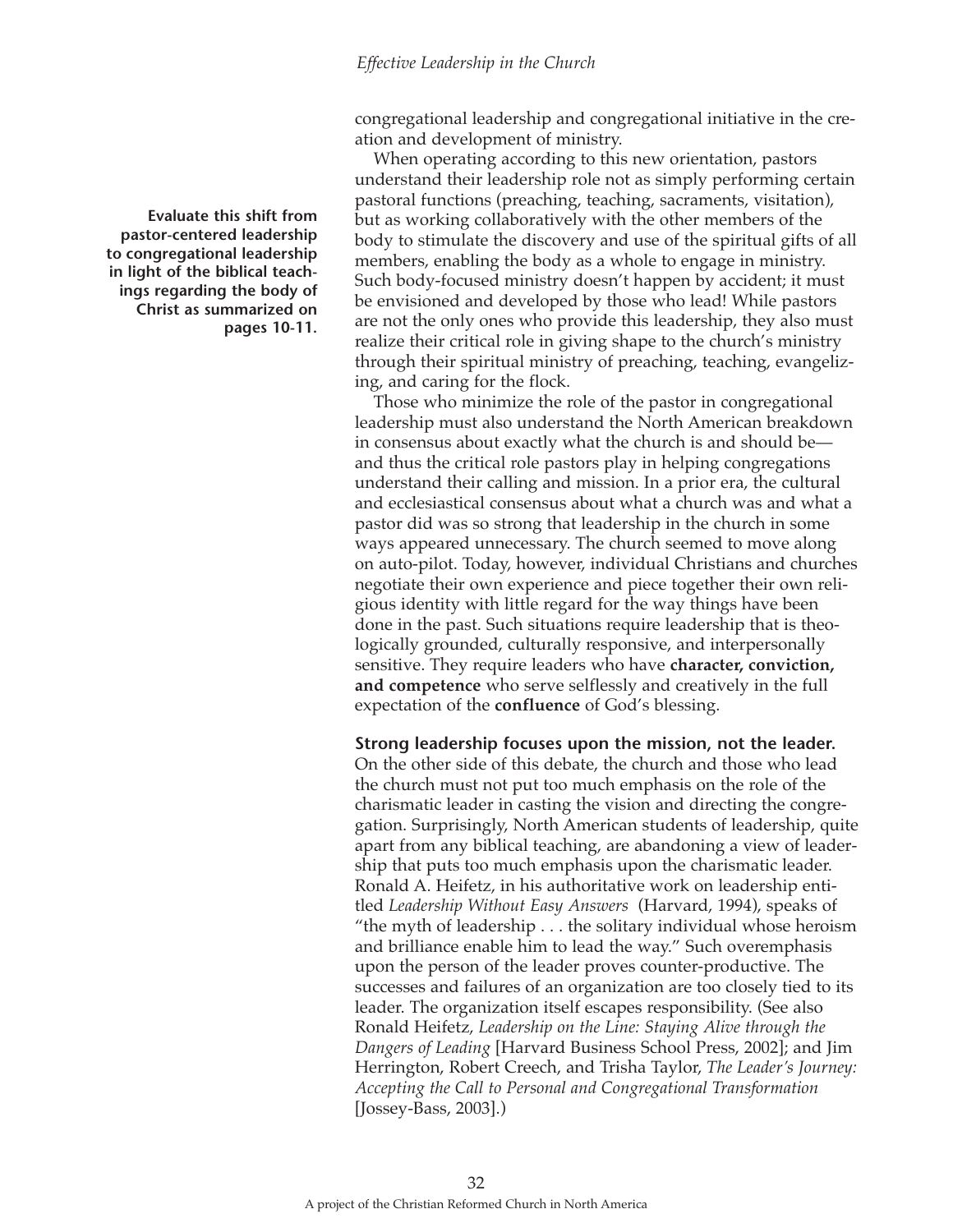congregational leadership and congregational initiative in the creation and development of ministry.

When operating according to this new orientation, pastors understand their leadership role not as simply performing certain pastoral functions (preaching, teaching, sacraments, visitation), but as working collaboratively with the other members of the body to stimulate the discovery and use of the spiritual gifts of all members, enabling the body as a whole to engage in ministry. Such body-focused ministry doesn't happen by accident; it must be envisioned and developed by those who lead! While pastors are not the only ones who provide this leadership, they also must realize their critical role in giving shape to the church's ministry through their spiritual ministry of preaching, teaching, evangelizing, and caring for the flock.

**Evaluate this shift from pastor-centered leadership to congregational leadership in light of the biblical teachings regarding the body of Christ as summarized on pages 10-11.**

Those who minimize the role of the pastor in congregational leadership must also understand the North American breakdown in consensus about exactly what the church is and should be—and thus the critical role pastors play in helping congregations understand their calling and mission. In a prior era, the cultural and ecclesiastical consensus about what a church was and what a pastor did was so strong that leadership in the church in some ways appeared unnecessary. The church seemed to move along on auto-pilot. Today, however, individual Christians and churches negotiate their own experience and piece together their own religious identity with little regard for the way things have been done in the past. Such situations require leadership that is theologically grounded, culturally responsive, and interpersonally sensitive. They require leaders who have **character, conviction, and competence** who serve selflessly and creatively in the full expectation of the **confluence** of God's blessing.

**Strong leadership focuses upon the mission, not the leader.** On the other side of this debate, the church and those who lead the church must not put too much emphasis on the role of the charismatic leader in casting the vision and directing the congregation. Surprisingly, North American students of leadership, quite apart from any biblical teaching, are abandoning a view of leadership that puts too much emphasis upon the charismatic leader. Ronald A. Heifetz, in his authoritative work on leadership entitled *Leadership Without Easy Answers* (Harvard, 1994), speaks of "the myth of leadership . . . the solitary individual whose heroism and brilliance enable him to lead the way." Such overemphasis upon the person of the leader proves counter-productive. The successes and failures of an organization are too closely tied to its leader. The organization itself escapes responsibility. (See also Ronald Heifetz, *Leadership on the Line: Staying Alive through the Dangers of Leading* [Harvard Business School Press, 2002]; and Jim Herrington, Robert Creech, and Trisha Taylor, *The Leader's Journey: Accepting the Call to Personal and Congregational Transformation* [Jossey-Bass, 2003].)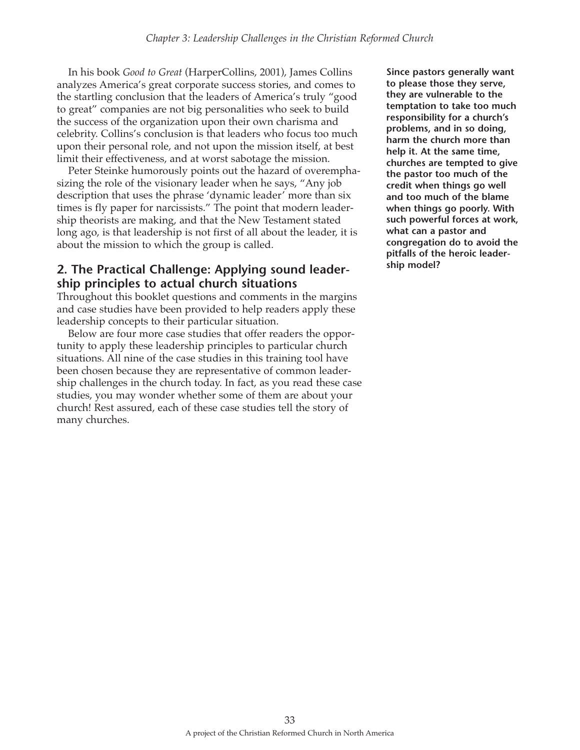In his book *Good to Great* (HarperCollins, 2001), James Collins analyzes America's great corporate success stories, and comes to the startling conclusion that the leaders of America's truly "good to great" companies are not big personalities who seek to build the success of the organization upon their own charisma and celebrity. Collins's conclusion is that leaders who focus too much upon their personal role, and not upon the mission itself, at best limit their effectiveness, and at worst sabotage the mission.

Peter Steinke humorously points out the hazard of overemphasizing the role of the visionary leader when he says, "Any job description that uses the phrase 'dynamic leader' more than six times is fly paper for narcissists." The point that modern leadership theorists are making, and that the New Testament stated long ago, is that leadership is not first of all about the leader, it is about the mission to which the group is called.

**Since pastors generally want to please those they serve, they are vulnerable to the temptation to take too much responsibility for a church's problems, and in so doing, harm the church more than help it. At the same time, churches are tempted to give the pastor too much of the credit when things go well and too much of the blame when things go poorly. With such powerful forces at work, what can a pastor and congregation do to avoid the pitfalls of the heroic leadership model?**

## 2. The Practical Challenge: Applying sound leadership principles to actual church situations

Throughout this booklet questions and comments in the margins and case studies have been provided to help readers apply these leadership concepts to their particular situation.

Below are four more case studies that offer readers the opportunity to apply these leadership principles to particular church situations. All nine of the case studies in this training tool have been chosen because they are representative of common leadership challenges in the church today. In fact, as you read these case studies, you may wonder whether some of them are about your church! Rest assured, each of these case studies tell the story of many churches.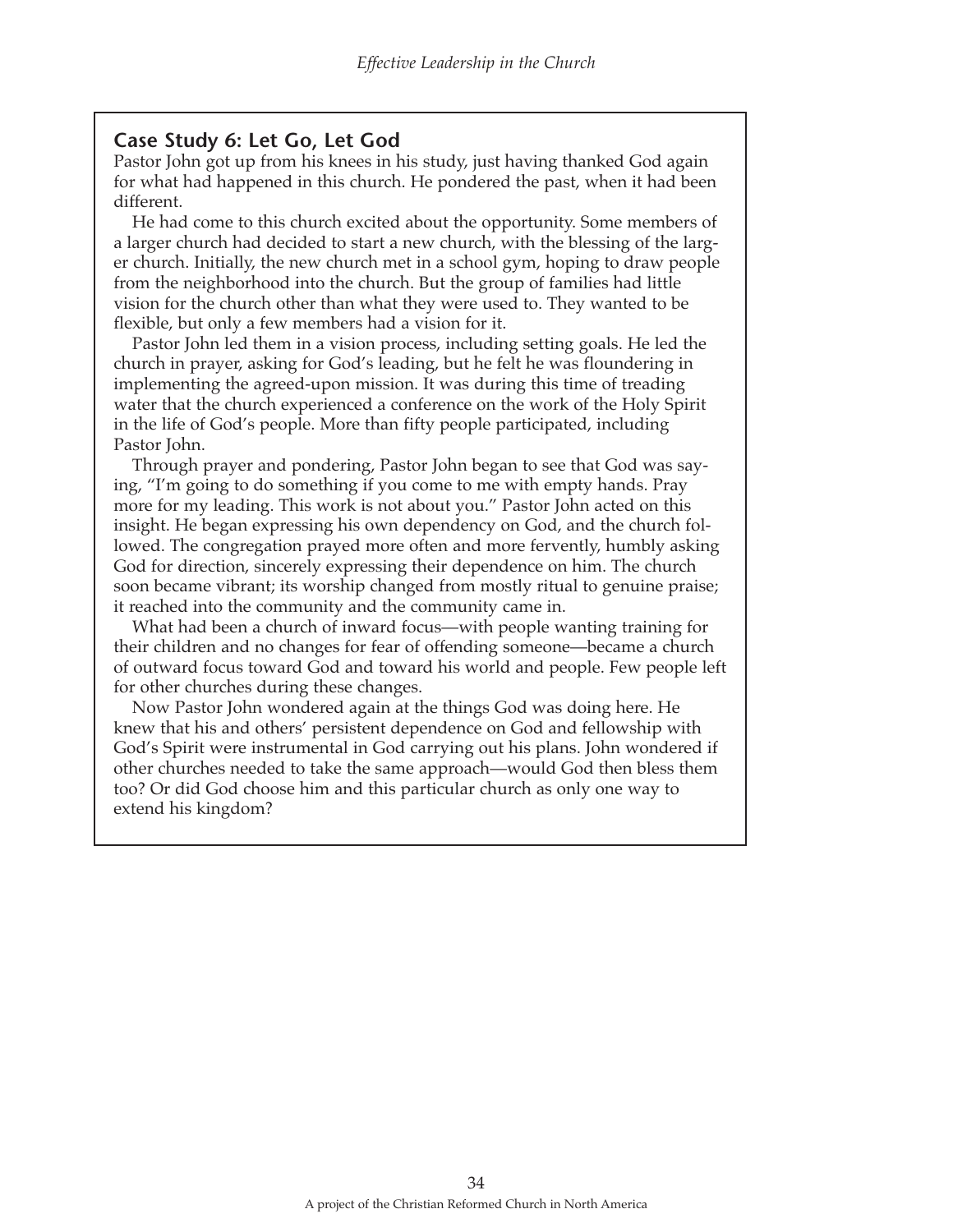## Case Study 6: Let Go, Let God

Pastor John got up from his knees in his study, just having thanked God again for what had happened in this church. He pondered the past, when it had been different.

He had come to this church excited about the opportunity. Some members of a larger church had decided to start a new church, with the blessing of the larger church. Initially, the new church met in a school gym, hoping to draw people from the neighborhood into the church. But the group of families had little vision for the church other than what they were used to. They wanted to be flexible, but only a few members had a vision for it.

Pastor John led them in a vision process, including setting goals. He led the church in prayer, asking for God's leading, but he felt he was floundering in implementing the agreed-upon mission. It was during this time of treading water that the church experienced a conference on the work of the Holy Spirit in the life of God's people. More than fifty people participated, including Pastor John.

Through prayer and pondering, Pastor John began to see that God was saying, "I'm going to do something if you come to me with empty hands. Pray more for my leading. This work is not about you." Pastor John acted on this insight. He began expressing his own dependency on God, and the church followed. The congregation prayed more often and more fervently, humbly asking God for direction, sincerely expressing their dependence on him. The church soon became vibrant; its worship changed from mostly ritual to genuine praise; it reached into the community and the community came in.

What had been a church of inward focus—with people wanting training for their children and no changes for fear of offending someone—became a church of outward focus toward God and toward his world and people. Few people left for other churches during these changes.

Now Pastor John wondered again at the things God was doing here. He knew that his and others' persistent dependence on God and fellowship with God's Spirit were instrumental in God carrying out his plans. John wondered if other churches needed to take the same approach—would God then bless them too? Or did God choose him and this particular church as only one way to extend his kingdom?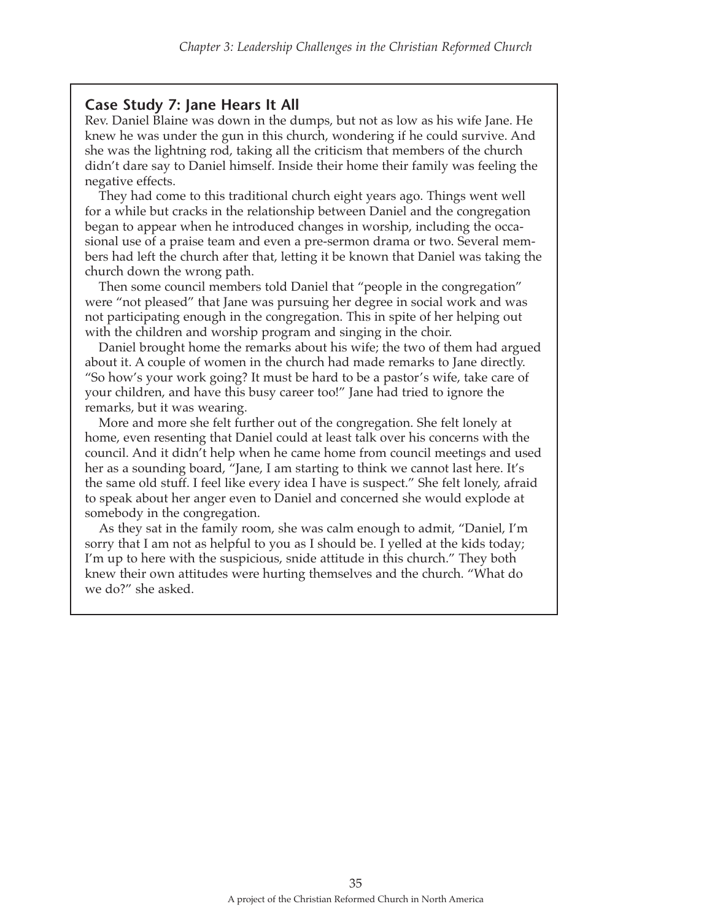## Case Study 7: Jane Hears It All

Rev. Daniel Blaine was down in the dumps, but not as low as his wife Jane. He knew he was under the gun in this church, wondering if he could survive. And she was the lightning rod, taking all the criticism that members of the church didn't dare say to Daniel himself. Inside their home their family was feeling the negative effects.

They had come to this traditional church eight years ago. Things went well for a while but cracks in the relationship between Daniel and the congregation began to appear when he introduced changes in worship, including the occasional use of a praise team and even a pre-sermon drama or two. Several members had left the church after that, letting it be known that Daniel was taking the church down the wrong path.

Then some council members told Daniel that "people in the congregation" were "not pleased" that Jane was pursuing her degree in social work and was not participating enough in the congregation. This in spite of her helping out with the children and worship program and singing in the choir.

Daniel brought home the remarks about his wife; the two of them had argued about it. A couple of women in the church had made remarks to Jane directly. "So how's your work going? It must be hard to be a pastor's wife, take care of your children, and have this busy career too!" Jane had tried to ignore the remarks, but it was wearing.

More and more she felt further out of the congregation. She felt lonely at home, even resenting that Daniel could at least talk over his concerns with the council. And it didn't help when he came home from council meetings and used her as a sounding board, "Jane, I am starting to think we cannot last here. It's the same old stuff. I feel like every idea I have is suspect." She felt lonely, afraid to speak about her anger even to Daniel and concerned she would explode at somebody in the congregation.

As they sat in the family room, she was calm enough to admit, "Daniel, I'm sorry that I am not as helpful to you as I should be. I yelled at the kids today; I'm up to here with the suspicious, snide attitude in this church." They both knew their own attitudes were hurting themselves and the church. "What do we do?" she asked.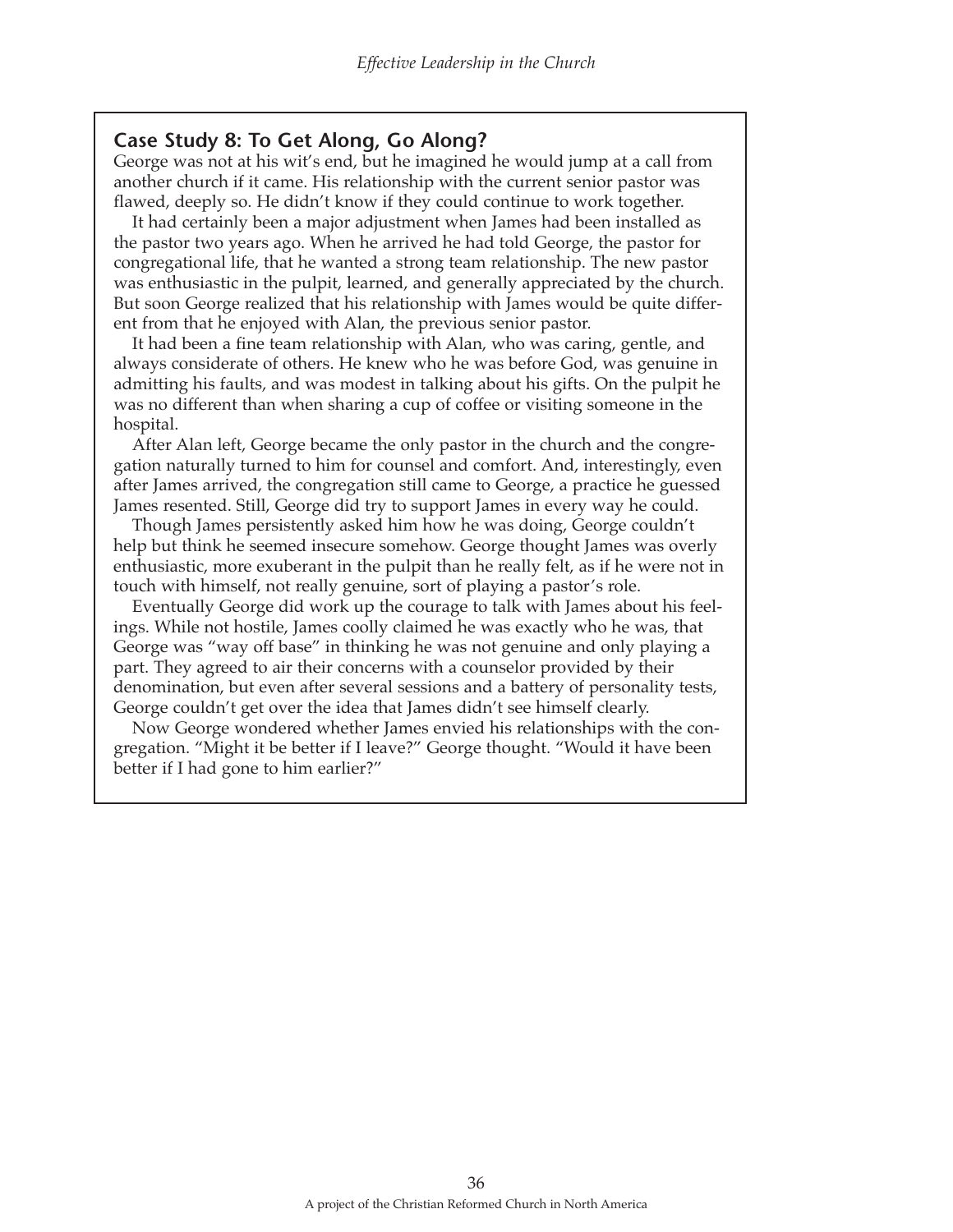## Case Study 8: To Get Along, Go Along?

George was not at his wit's end, but he imagined he would jump at a call from another church if it came. His relationship with the current senior pastor was flawed, deeply so. He didn't know if they could continue to work together.

It had certainly been a major adjustment when James had been installed as the pastor two years ago. When he arrived he had told George, the pastor for congregational life, that he wanted a strong team relationship. The new pastor was enthusiastic in the pulpit, learned, and generally appreciated by the church. But soon George realized that his relationship with James would be quite different from that he enjoyed with Alan, the previous senior pastor.

It had been a fine team relationship with Alan, who was caring, gentle, and always considerate of others. He knew who he was before God, was genuine in admitting his faults, and was modest in talking about his gifts. On the pulpit he was no different than when sharing a cup of coffee or visiting someone in the hospital.

After Alan left, George became the only pastor in the church and the congregation naturally turned to him for counsel and comfort. And, interestingly, even after James arrived, the congregation still came to George, a practice he guessed James resented. Still, George did try to support James in every way he could.

Though James persistently asked him how he was doing, George couldn't help but think he seemed insecure somehow. George thought James was overly enthusiastic, more exuberant in the pulpit than he really felt, as if he were not in touch with himself, not really genuine, sort of playing a pastor's role.

Eventually George did work up the courage to talk with James about his feelings. While not hostile, James coolly claimed he was exactly who he was, that George was "way off base" in thinking he was not genuine and only playing a part. They agreed to air their concerns with a counselor provided by their denomination, but even after several sessions and a battery of personality tests, George couldn't get over the idea that James didn't see himself clearly.

Now George wondered whether James envied his relationships with the congregation. "Might it be better if I leave?" George thought. "Would it have been better if I had gone to him earlier?"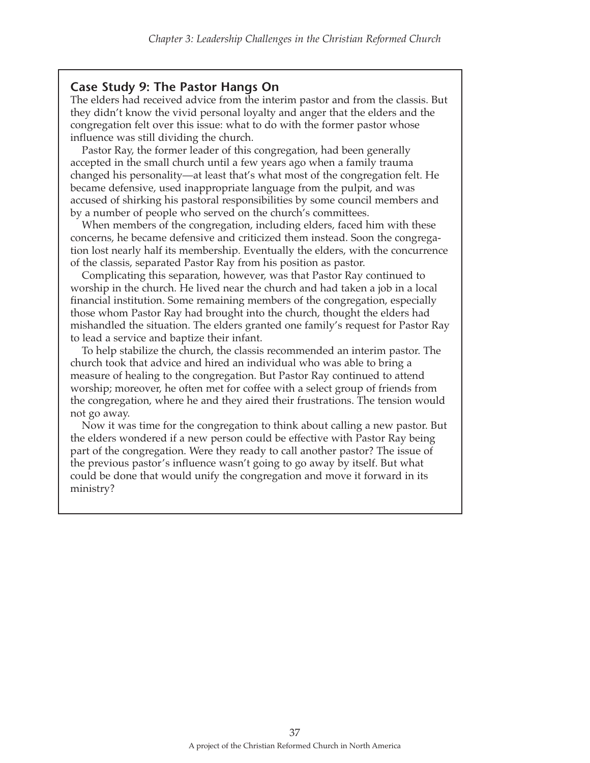## Case Study 9: The Pastor Hangs On

The elders had received advice from the interim pastor and from the classis. But they didn't know the vivid personal loyalty and anger that the elders and the congregation felt over this issue: what to do with the former pastor whose influence was still dividing the church.

Pastor Ray, the former leader of this congregation, had been generally accepted in the small church until a few years ago when a family trauma changed his personality—at least that's what most of the congregation felt. He became defensive, used inappropriate language from the pulpit, and was accused of shirking his pastoral responsibilities by some council members and by a number of people who served on the church's committees.

When members of the congregation, including elders, faced him with these concerns, he became defensive and criticized them instead. Soon the congregation lost nearly half its membership. Eventually the elders, with the concurrence of the classis, separated Pastor Ray from his position as pastor.

Complicating this separation, however, was that Pastor Ray continued to worship in the church. He lived near the church and had taken a job in a local financial institution. Some remaining members of the congregation, especially those whom Pastor Ray had brought into the church, thought the elders had mishandled the situation. The elders granted one family's request for Pastor Ray to lead a service and baptize their infant.

To help stabilize the church, the classis recommended an interim pastor. The church took that advice and hired an individual who was able to bring a measure of healing to the congregation. But Pastor Ray continued to attend worship; moreover, he often met for coffee with a select group of friends from the congregation, where he and they aired their frustrations. The tension would not go away.

Now it was time for the congregation to think about calling a new pastor. But the elders wondered if a new person could be effective with Pastor Ray being part of the congregation. Were they ready to call another pastor? The issue of the previous pastor's influence wasn't going to go away by itself. But what could be done that would unify the congregation and move it forward in its ministry?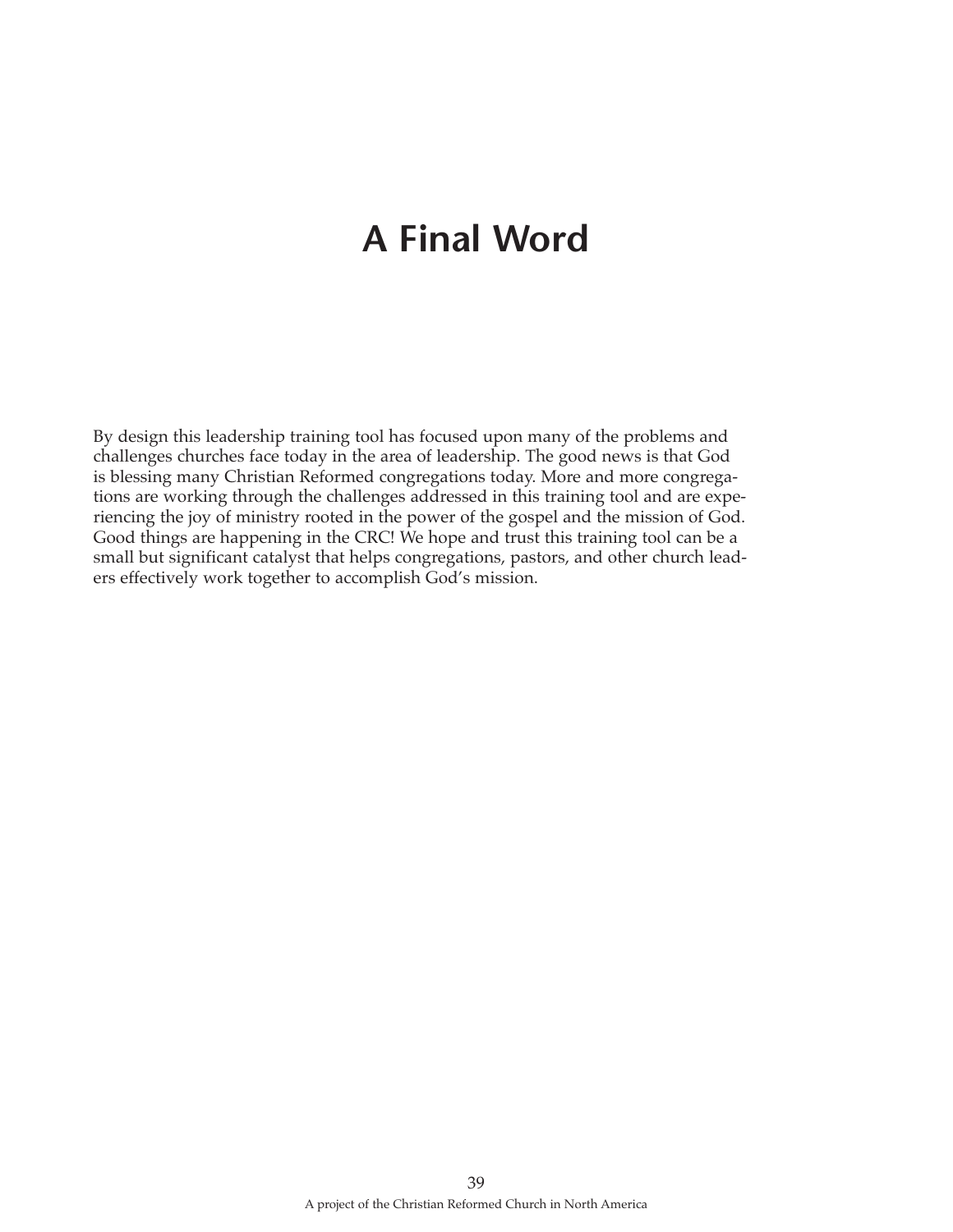# A Final Word

By design this leadership training tool has focused upon many of the problems and challenges churches face today in the area of leadership. The good news is that God is blessing many Christian Reformed congregations today. More and more congregations are working through the challenges addressed in this training tool and are experiencing the joy of ministry rooted in the power of the gospel and the mission of God. Good things are happening in the CRC! We hope and trust this training tool can be a small but significant catalyst that helps congregations, pastors, and other church leaders effectively work together to accomplish God's mission.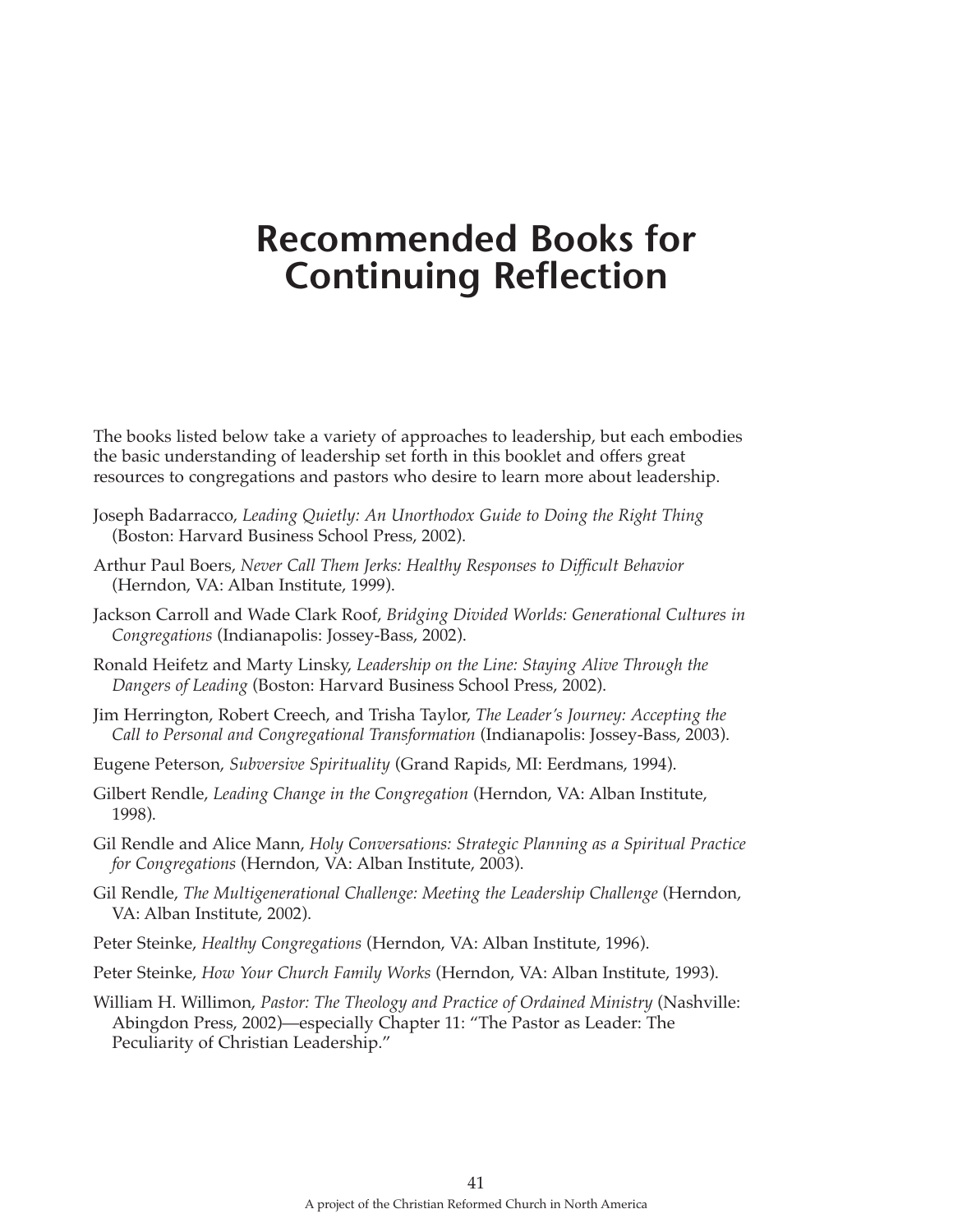# Recommended Books for Continuing Reflection

The books listed below take a variety of approaches to leadership, but each embodies the basic understanding of leadership set forth in this booklet and offers great resources to congregations and pastors who desire to learn more about leadership.

Joseph Badarracco, *Leading Quietly: An Unorthodox Guide to Doing the Right Thing* (Boston: Harvard Business School Press, 2002).

Arthur Paul Boers, *Never Call Them Jerks: Healthy Responses to Difficult Behavior* (Herndon, VA: Alban Institute, 1999).

Jackson Carroll and Wade Clark Roof, *Bridging Divided Worlds: Generational Cultures in Congregations* (Indianapolis: Jossey-Bass, 2002).

Ronald Heifetz and Marty Linsky, *Leadership on the Line: Staying Alive Through the Dangers of Leading* (Boston: Harvard Business School Press, 2002).

Jim Herrington, Robert Creech, and Trisha Taylor, *The Leader's Journey: Accepting the Call to Personal and Congregational Transformation* (Indianapolis: Jossey-Bass, 2003).

Eugene Peterson, *Subversive Spirituality* (Grand Rapids, MI: Eerdmans, 1994).

Gilbert Rendle, *Leading Change in the Congregation* (Herndon, VA: Alban Institute, 1998).

Gil Rendle and Alice Mann, *Holy Conversations: Strategic Planning as a Spiritual Practice for Congregations* (Herndon, VA: Alban Institute, 2003).

Gil Rendle, *The Multigenerational Challenge: Meeting the Leadership Challenge* (Herndon, VA: Alban Institute, 2002).

Peter Steinke, *Healthy Congregations* (Herndon, VA: Alban Institute, 1996).

Peter Steinke, *How Your Church Family Works* (Herndon, VA: Alban Institute, 1993).

William H. Willimon, *Pastor: The Theology and Practice of Ordained Ministry* (Nashville: Abingdon Press, 2002)—especially Chapter 11: "The Pastor as Leader: The Peculiarity of Christian Leadership."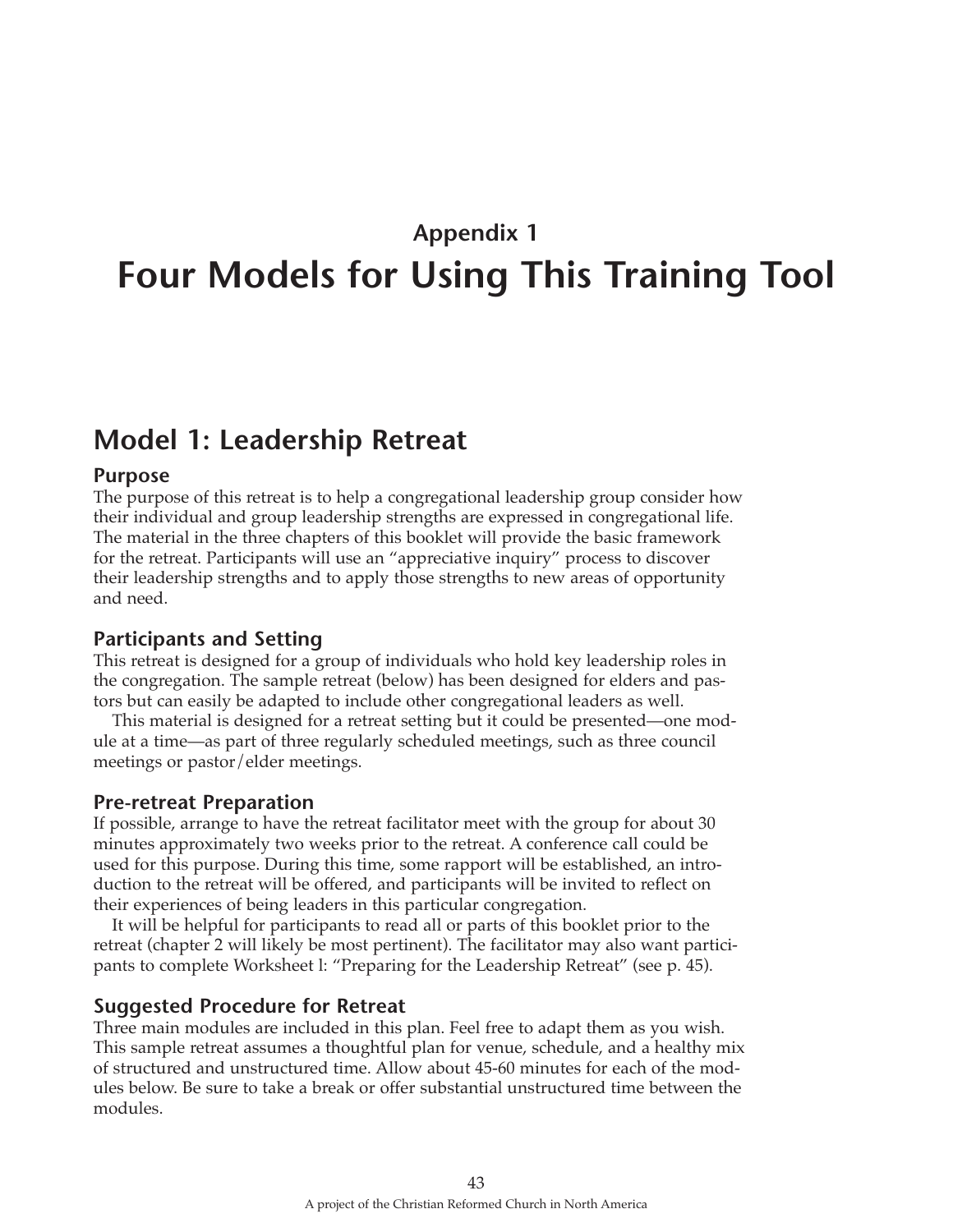## Appendix 1

# Four Models for Using This Training Tool

## Model 1: Leadership Retreat

### Purpose

The purpose of this retreat is to help a congregational leadership group consider how their individual and group leadership strengths are expressed in congregational life. The material in the three chapters of this booklet will provide the basic framework for the retreat. Participants will use an "appreciative inquiry" process to discover their leadership strengths and to apply those strengths to new areas of opportunity and need.

### Participants and Setting

This retreat is designed for a group of individuals who hold key leadership roles in the congregation. The sample retreat (below) has been designed for elders and pastors but can easily be adapted to include other congregational leaders as well.

This material is designed for a retreat setting but it could be presented—one module at a time—as part of three regularly scheduled meetings, such as three council meetings or pastor/elder meetings.

### Pre-retreat Preparation

If possible, arrange to have the retreat facilitator meet with the group for about 30 minutes approximately two weeks prior to the retreat. A conference call could be used for this purpose. During this time, some rapport will be established, an introduction to the retreat will be offered, and participants will be invited to reflect on their experiences of being leaders in this particular congregation.

It will be helpful for participants to read all or parts of this booklet prior to the retreat (chapter 2 will likely be most pertinent). The facilitator may also want participants to complete Worksheet l: "Preparing for the Leadership Retreat" (see p. 45).

### Suggested Procedure for Retreat

Three main modules are included in this plan. Feel free to adapt them as you wish. This sample retreat assumes a thoughtful plan for venue, schedule, and a healthy mix of structured and unstructured time. Allow about 45-60 minutes for each of the modules below. Be sure to take a break or offer substantial unstructured time between the modules.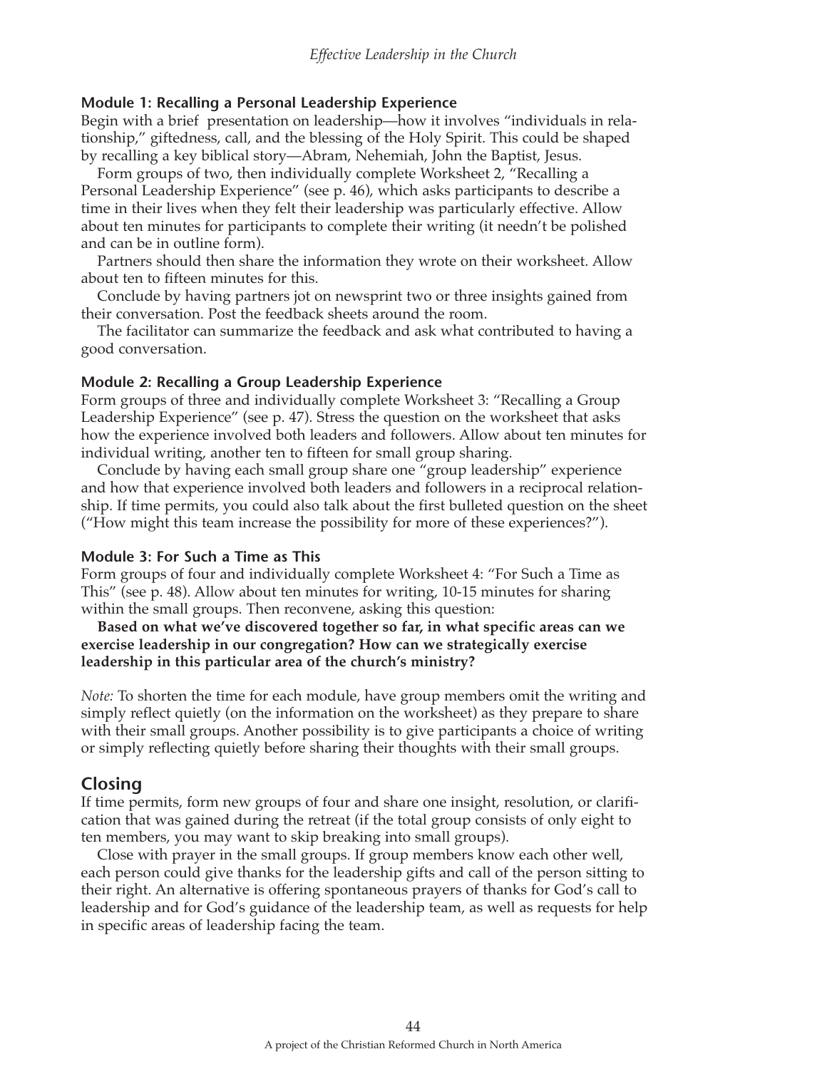### Module 1: Recalling a Personal Leadership Experience

Begin with a brief presentation on leadership—how it involves "individuals in relationship," giftedness, call, and the blessing of the Holy Spirit. This could be shaped by recalling a key biblical story—Abram, Nehemiah, John the Baptist, Jesus.

Form groups of two, then individually complete Worksheet 2, "Recalling a Personal Leadership Experience" (see p. 46), which asks participants to describe a time in their lives when they felt their leadership was particularly effective. Allow about ten minutes for participants to complete their writing (it needn't be polished and can be in outline form).

Partners should then share the information they wrote on their worksheet. Allow about ten to fifteen minutes for this.

Conclude by having partners jot on newsprint two or three insights gained from their conversation. Post the feedback sheets around the room.

The facilitator can summarize the feedback and ask what contributed to having a good conversation.

### Module 2: Recalling a Group Leadership Experience

Form groups of three and individually complete Worksheet 3: "Recalling a Group Leadership Experience" (see p. 47). Stress the question on the worksheet that asks how the experience involved both leaders and followers. Allow about ten minutes for individual writing, another ten to fifteen for small group sharing.

Conclude by having each small group share one "group leadership" experience and how that experience involved both leaders and followers in a reciprocal relationship. If time permits, you could also talk about the first bulleted question on the sheet ("How might this team increase the possibility for more of these experiences?").

### Module 3: For Such a Time as This

Form groups of four and individually complete Worksheet 4: "For Such a Time as This" (see p. 48). Allow about ten minutes for writing, 10-15 minutes for sharing within the small groups. Then reconvene, asking this question:

**Based on what we've discovered together so far, in what specific areas can we exercise leadership in our congregation? How can we strategically exercise leadership in this particular area of the church's ministry?**

*Note:* To shorten the time for each module, have group members omit the writing and simply reflect quietly (on the information on the worksheet) as they prepare to share with their small groups. Another possibility is to give participants a choice of writing or simply reflecting quietly before sharing their thoughts with their small groups.

## Closing

If time permits, form new groups of four and share one insight, resolution, or clarification that was gained during the retreat (if the total group consists of only eight to ten members, you may want to skip breaking into small groups).

Close with prayer in the small groups. If group members know each other well, each person could give thanks for the leadership gifts and call of the person sitting to their right. An alternative is offering spontaneous prayers of thanks for God's call to leadership and for God's guidance of the leadership team, as well as requests for help in specific areas of leadership facing the team.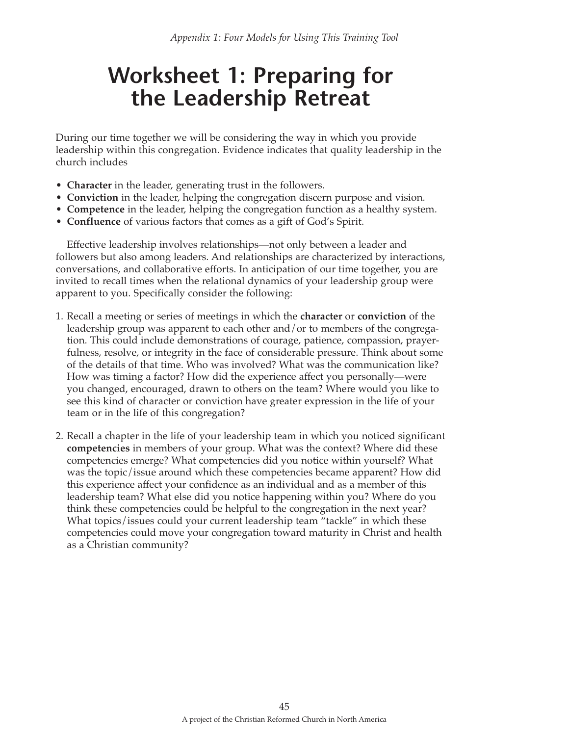# Worksheet 1: Preparing for the Leadership Retreat

During our time together we will be considering the way in which you provide leadership within this congregation. Evidence indicates that quality leadership in the church includes

- **Character** in the leader, generating trust in the followers.
- **Conviction** in the leader, helping the congregation discern purpose and vision.
- **Competence** in the leader, helping the congregation function as a healthy system.
- **Confluence** of various factors that comes as a gift of God's Spirit.

Effective leadership involves relationships—not only between a leader and followers but also among leaders. And relationships are characterized by interactions, conversations, and collaborative efforts. In anticipation of our time together, you are invited to recall times when the relational dynamics of your leadership group were apparent to you. Specifically consider the following:

1. Recall a meeting or series of meetings in which the **character** or **conviction** of the leadership group was apparent to each other and/or to members of the congregation. This could include demonstrations of courage, patience, compassion, prayerfulness, resolve, or integrity in the face of considerable pressure. Think about some of the details of that time. Who was involved? What was the communication like? How was timing a factor? How did the experience affect you personally—were you changed, encouraged, drawn to others on the team? Where would you like to see this kind of character or conviction have greater expression in the life of your team or in the life of this congregation?

2. Recall a chapter in the life of your leadership team in which you noticed significant **competencies** in members of your group. What was the context? Where did these competencies emerge? What competencies did you notice within yourself? What was the topic/issue around which these competencies became apparent? How did this experience affect your confidence as an individual and as a member of this leadership team? What else did you notice happening within you? Where do you think these competencies could be helpful to the congregation in the next year? What topics/issues could your current leadership team "tackle" in which these competencies could move your congregation toward maturity in Christ and health as a Christian community?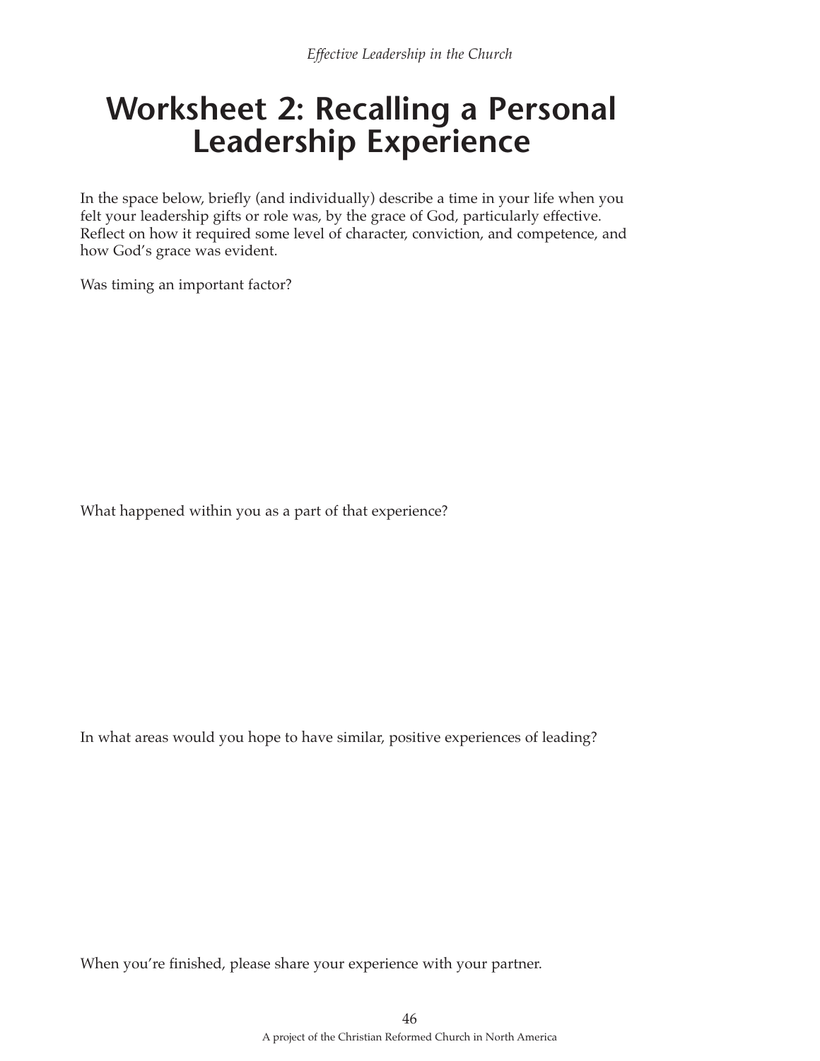# Worksheet 2: Recalling a Personal Leadership Experience

In the space below, briefly (and individually) describe a time in your life when you felt your leadership gifts or role was, by the grace of God, particularly effective. Reflect on how it required some level of character, conviction, and competence, and how God's grace was evident.

Was timing an important factor?

What happened within you as a part of that experience?

In what areas would you hope to have similar, positive experiences of leading?

When you're finished, please share your experience with your partner.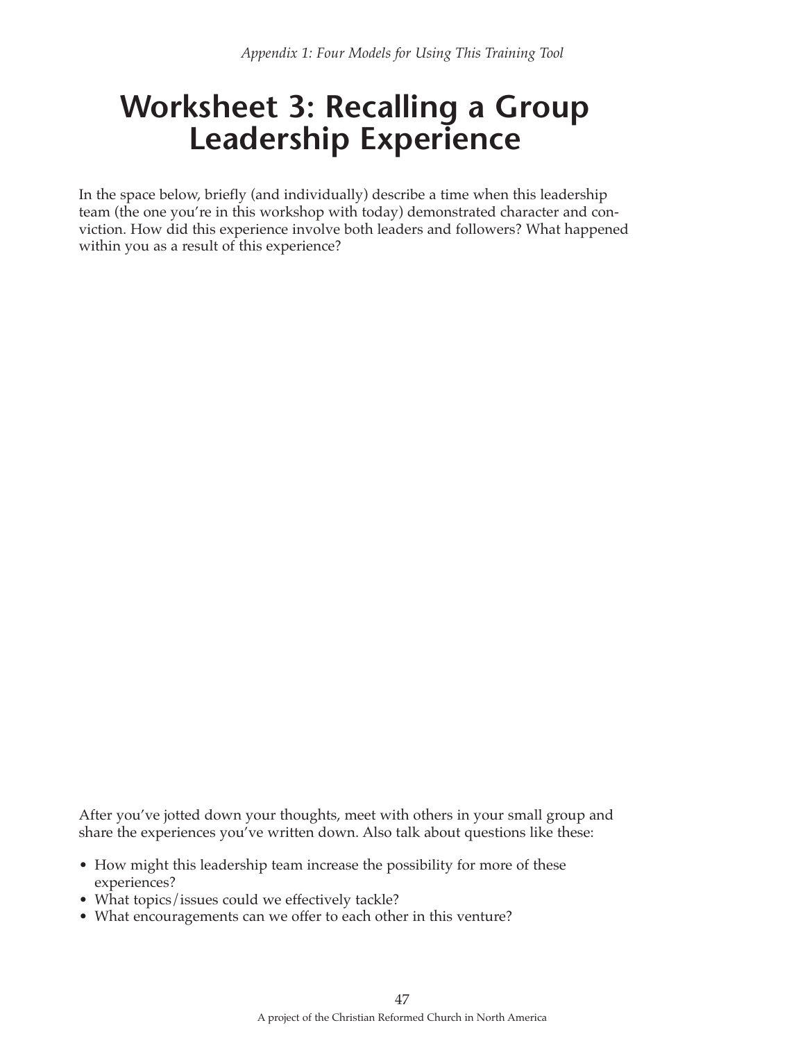# Worksheet 3: Recalling a Group Leadership Experience

In the space below, briefly (and individually) describe a time when this leadership team (the one you're in this workshop with today) demonstrated character and conviction. How did this experience involve both leaders and followers? What happened within you as a result of this experience?

After you've jotted down your thoughts, meet with others in your small group and share the experiences you've written down. Also talk about questions like these:

- How might this leadership team increase the possibility for more of these experiences?
- What topics/issues could we effectively tackle?
- What encouragements can we offer to each other in this venture?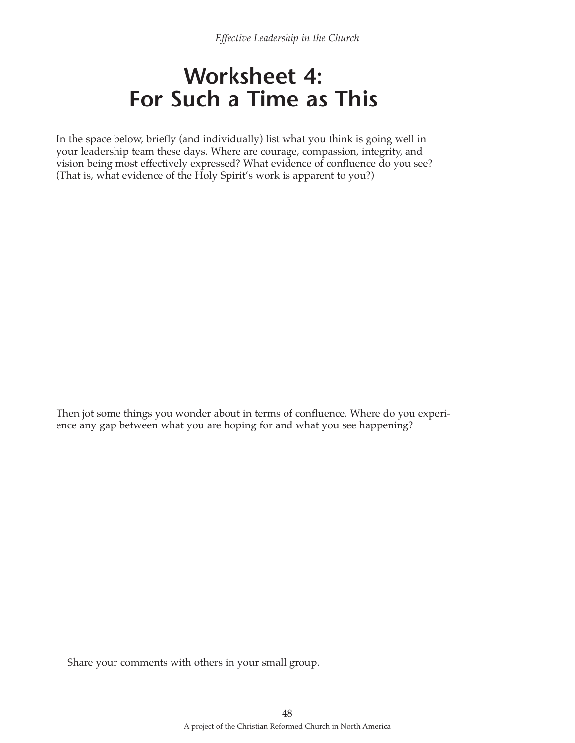# Worksheet 4: For Such a Time as This

In the space below, briefly (and individually) list what you think is going well in your leadership team these days. Where are courage, compassion, integrity, and vision being most effectively expressed? What evidence of confluence do you see? (That is, what evidence of the Holy Spirit's work is apparent to you?)

Then jot some things you wonder about in terms of confluence. Where do you experience any gap between what you are hoping for and what you see happening?

Share your comments with others in your small group.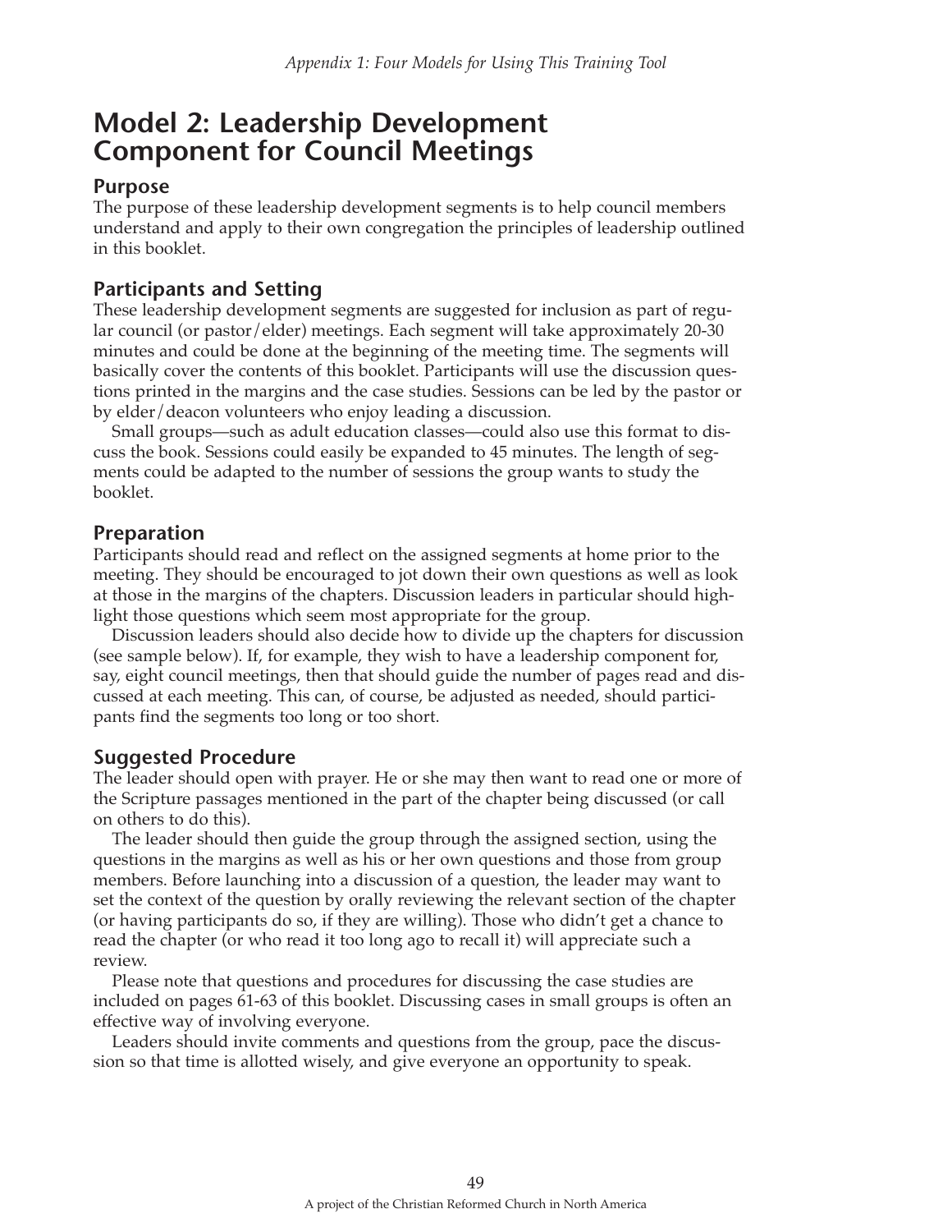# Model 2: Leadership Development Component for Council Meetings

## Purpose

The purpose of these leadership development segments is to help council members understand and apply to their own congregation the principles of leadership outlined in this booklet.

## Participants and Setting

These leadership development segments are suggested for inclusion as part of regular council (or pastor/elder) meetings. Each segment will take approximately 20-30 minutes and could be done at the beginning of the meeting time. The segments will basically cover the contents of this booklet. Participants will use the discussion questions printed in the margins and the case studies. Sessions can be led by the pastor or by elder/deacon volunteers who enjoy leading a discussion.

Small groups—such as adult education classes—could also use this format to discuss the book. Sessions could easily be expanded to 45 minutes. The length of segments could be adapted to the number of sessions the group wants to study the booklet.

## Preparation

Participants should read and reflect on the assigned segments at home prior to the meeting. They should be encouraged to jot down their own questions as well as look at those in the margins of the chapters. Discussion leaders in particular should highlight those questions which seem most appropriate for the group.

Discussion leaders should also decide how to divide up the chapters for discussion (see sample below). If, for example, they wish to have a leadership component for, say, eight council meetings, then that should guide the number of pages read and discussed at each meeting. This can, of course, be adjusted as needed, should participants find the segments too long or too short.

## Suggested Procedure

The leader should open with prayer. He or she may then want to read one or more of the Scripture passages mentioned in the part of the chapter being discussed (or call on others to do this).

The leader should then guide the group through the assigned section, using the questions in the margins as well as his or her own questions and those from group members. Before launching into a discussion of a question, the leader may want to set the context of the question by orally reviewing the relevant section of the chapter (or having participants do so, if they are willing). Those who didn't get a chance to read the chapter (or who read it too long ago to recall it) will appreciate such a review.

Please note that questions and procedures for discussing the case studies are included on pages 61-63 of this booklet. Discussing cases in small groups is often an effective way of involving everyone.

Leaders should invite comments and questions from the group, pace the discussion so that time is allotted wisely, and give everyone an opportunity to speak.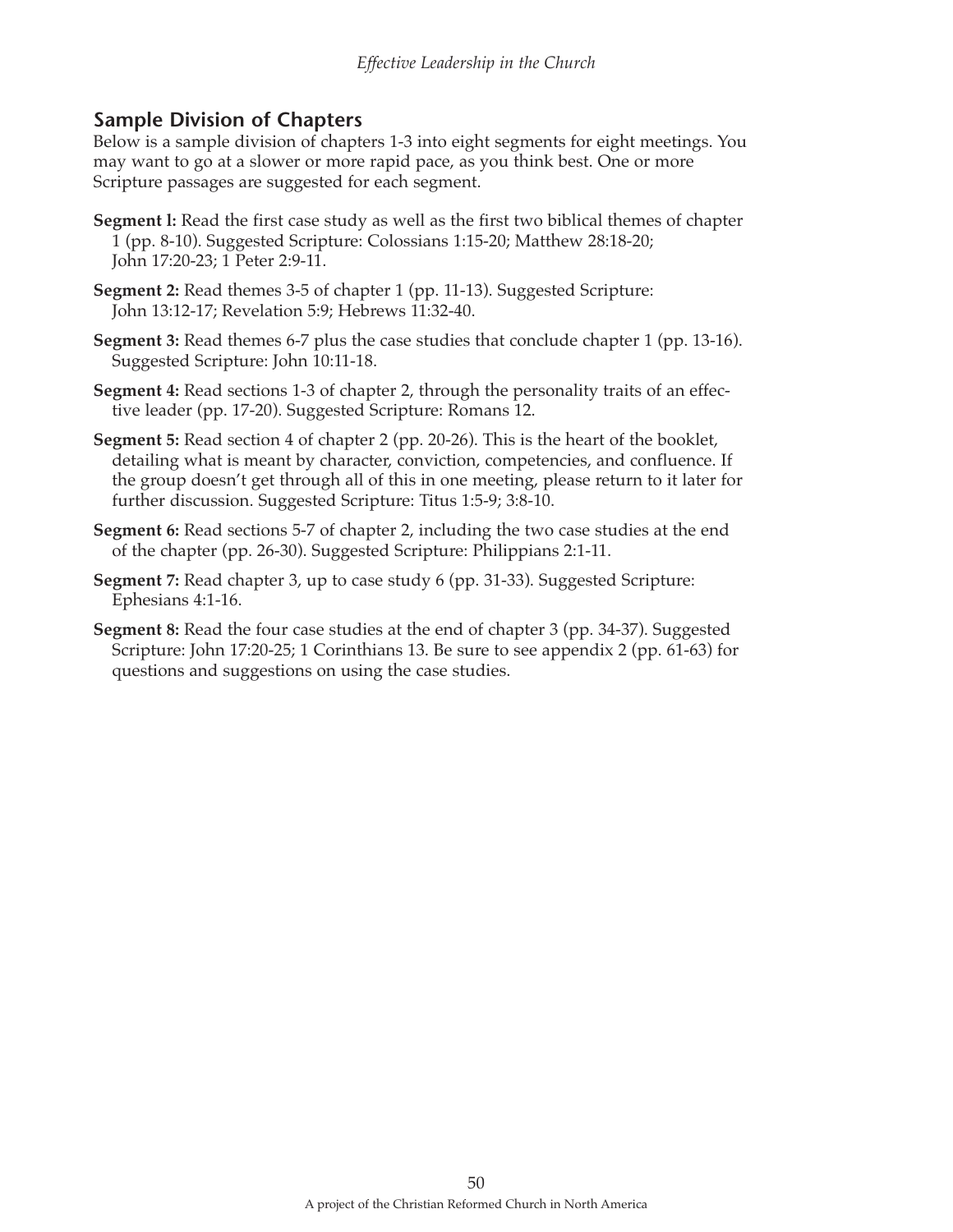## Sample Division of Chapters

Below is a sample division of chapters 1-3 into eight segments for eight meetings. You may want to go at a slower or more rapid pace, as you think best. One or more Scripture passages are suggested for each segment.

**Segment l:** Read the first case study as well as the first two biblical themes of chapter 1 (pp. 8-10). Suggested Scripture: Colossians 1:15-20; Matthew 28:18-20; John 17:20-23; 1 Peter 2:9-11.

**Segment 2:** Read themes 3-5 of chapter 1 (pp. 11-13). Suggested Scripture: John 13:12-17; Revelation 5:9; Hebrews 11:32-40.

**Segment 3:** Read themes 6-7 plus the case studies that conclude chapter 1 (pp. 13-16). Suggested Scripture: John 10:11-18.

**Segment 4:** Read sections 1-3 of chapter 2, through the personality traits of an effective leader (pp. 17-20). Suggested Scripture: Romans 12.

**Segment 5:** Read section 4 of chapter 2 (pp. 20-26). This is the heart of the booklet, detailing what is meant by character, conviction, competencies, and confluence. If the group doesn't get through all of this in one meeting, please return to it later for further discussion. Suggested Scripture: Titus 1:5-9; 3:8-10.

**Segment 6:** Read sections 5-7 of chapter 2, including the two case studies at the end of the chapter (pp. 26-30). Suggested Scripture: Philippians 2:1-11.

**Segment 7:** Read chapter 3, up to case study 6 (pp. 31-33). Suggested Scripture: Ephesians 4:1-16.

**Segment 8:** Read the four case studies at the end of chapter 3 (pp. 34-37). Suggested Scripture: John 17:20-25; 1 Corinthians 13. Be sure to see appendix 2 (pp. 61-63) for questions and suggestions on using the case studies.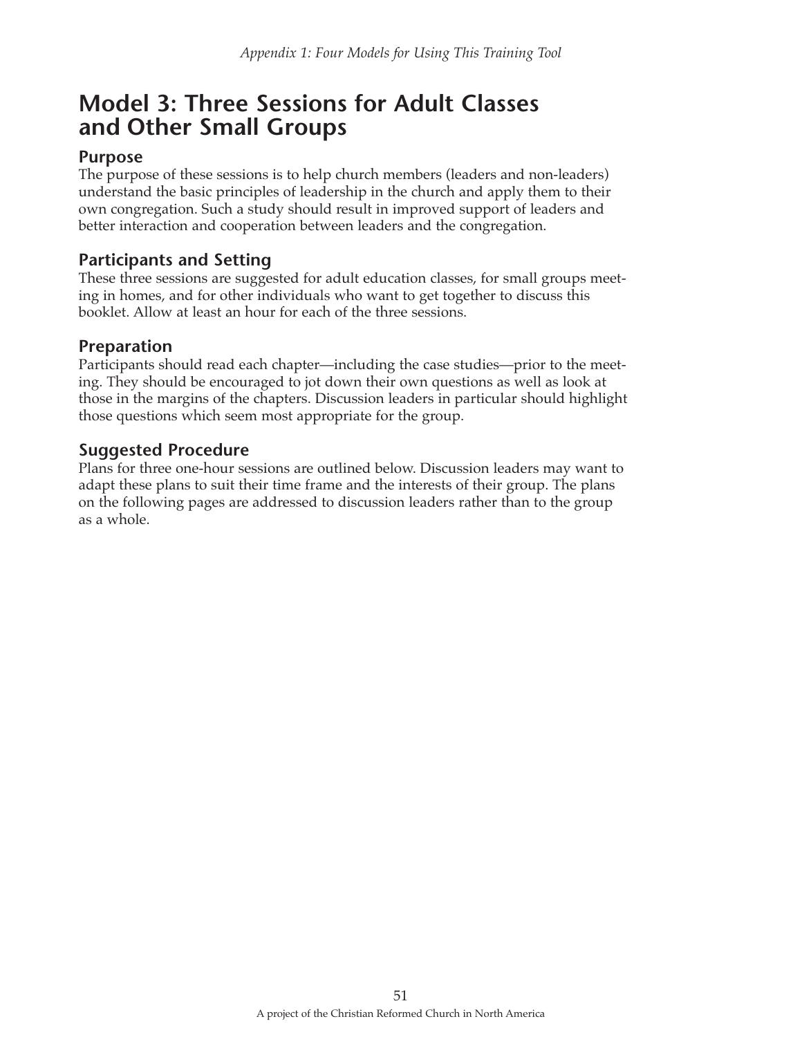# Model 3: Three Sessions for Adult Classes and Other Small Groups

## Purpose

The purpose of these sessions is to help church members (leaders and non-leaders) understand the basic principles of leadership in the church and apply them to their own congregation. Such a study should result in improved support of leaders and better interaction and cooperation between leaders and the congregation.

## Participants and Setting

These three sessions are suggested for adult education classes, for small groups meeting in homes, and for other individuals who want to get together to discuss this booklet. Allow at least an hour for each of the three sessions.

## Preparation

Participants should read each chapter—including the case studies—prior to the meeting. They should be encouraged to jot down their own questions as well as look at those in the margins of the chapters. Discussion leaders in particular should highlight those questions which seem most appropriate for the group.

## Suggested Procedure

Plans for three one-hour sessions are outlined below. Discussion leaders may want to adapt these plans to suit their time frame and the interests of their group. The plans on the following pages are addressed to discussion leaders rather than to the group as a whole.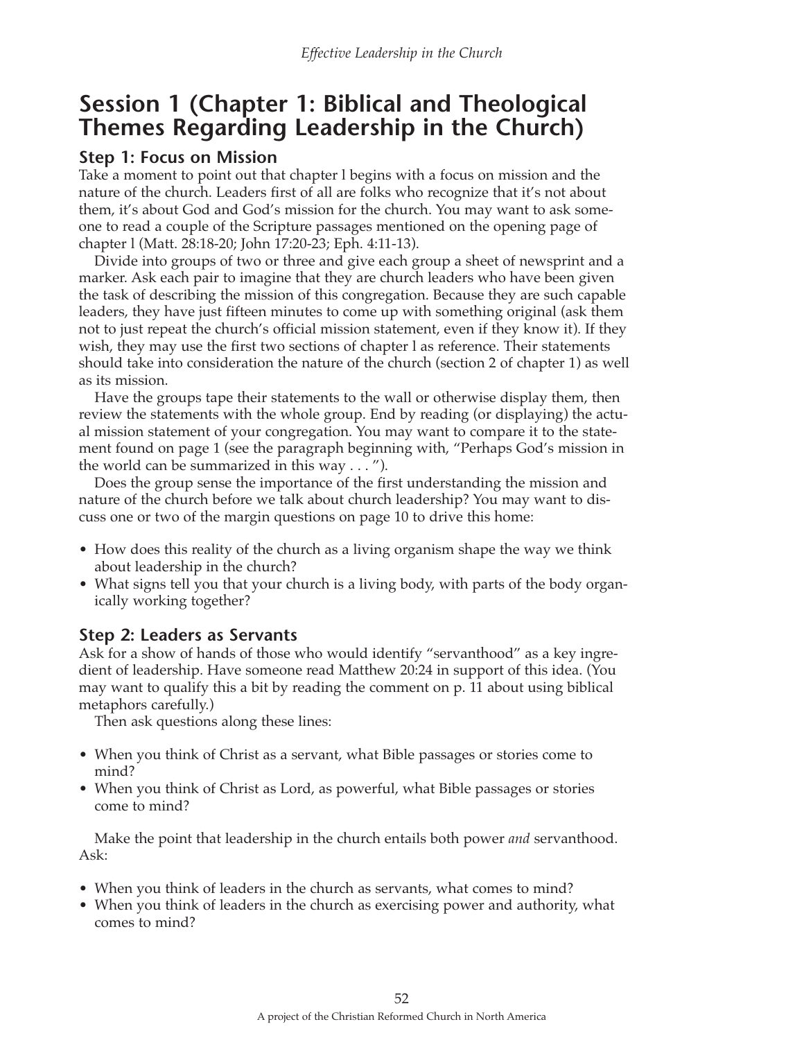# Session 1 (Chapter 1: Biblical and Theological Themes Regarding Leadership in the Church)

## Step 1: Focus on Mission

Take a moment to point out that chapter l begins with a focus on mission and the nature of the church. Leaders first of all are folks who recognize that it's not about them, it's about God and God's mission for the church. You may want to ask someone to read a couple of the Scripture passages mentioned on the opening page of chapter l (Matt. 28:18-20; John 17:20-23; Eph. 4:11-13).

Divide into groups of two or three and give each group a sheet of newsprint and a marker. Ask each pair to imagine that they are church leaders who have been given the task of describing the mission of this congregation. Because they are such capable leaders, they have just fifteen minutes to come up with something original (ask them not to just repeat the church's official mission statement, even if they know it). If they wish, they may use the first two sections of chapter l as reference. Their statements should take into consideration the nature of the church (section 2 of chapter 1) as well as its mission.

Have the groups tape their statements to the wall or otherwise display them, then review the statements with the whole group. End by reading (or displaying) the actual mission statement of your congregation. You may want to compare it to the statement found on page 1 (see the paragraph beginning with, "Perhaps God's mission in the world can be summarized in this way . . . ").

Does the group sense the importance of the first understanding the mission and nature of the church before we talk about church leadership? You may want to discuss one or two of the margin questions on page 10 to drive this home:

- How does this reality of the church as a living organism shape the way we think about leadership in the church?
- What signs tell you that your church is a living body, with parts of the body organically working together?

## Step 2: Leaders as Servants

Ask for a show of hands of those who would identify "servanthood" as a key ingredient of leadership. Have someone read Matthew 20:24 in support of this idea. (You may want to qualify this a bit by reading the comment on p. 11 about using biblical metaphors carefully.)

Then ask questions along these lines:

- When you think of Christ as a servant, what Bible passages or stories come to mind?
- When you think of Christ as Lord, as powerful, what Bible passages or stories come to mind?

Make the point that leadership in the church entails both power *and* servanthood. Ask:

- When you think of leaders in the church as servants, what comes to mind?
- When you think of leaders in the church as exercising power and authority, what comes to mind?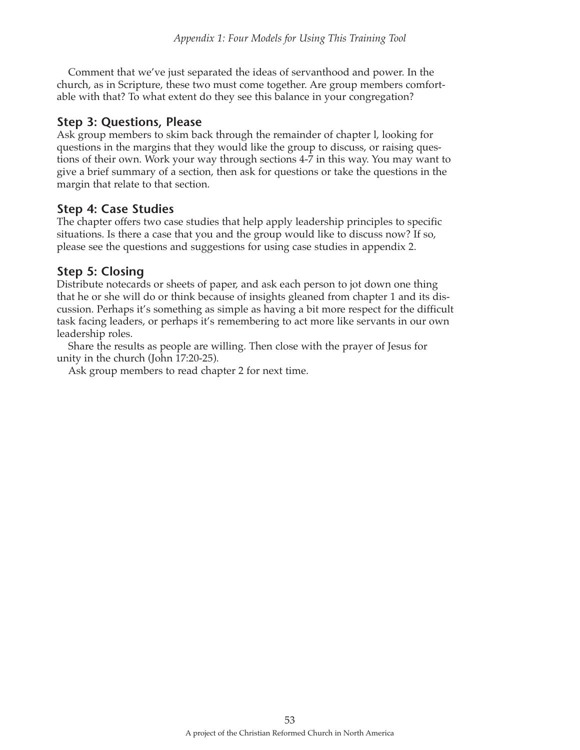Comment that we've just separated the ideas of servanthood and power. In the church, as in Scripture, these two must come together. Are group members comfortable with that? To what extent do they see this balance in your congregation?

### Step 3: Questions, Please

Ask group members to skim back through the remainder of chapter l, looking for questions in the margins that they would like the group to discuss, or raising questions of their own. Work your way through sections 4-7 in this way. You may want to give a brief summary of a section, then ask for questions or take the questions in the margin that relate to that section.

### Step 4: Case Studies

The chapter offers two case studies that help apply leadership principles to specific situations. Is there a case that you and the group would like to discuss now? If so, please see the questions and suggestions for using case studies in appendix 2.

### Step 5: Closing

Distribute notecards or sheets of paper, and ask each person to jot down one thing that he or she will do or think because of insights gleaned from chapter 1 and its discussion. Perhaps it's something as simple as having a bit more respect for the difficult task facing leaders, or perhaps it's remembering to act more like servants in our own leadership roles.

Share the results as people are willing. Then close with the prayer of Jesus for unity in the church (John 17:20-25).

Ask group members to read chapter 2 for next time.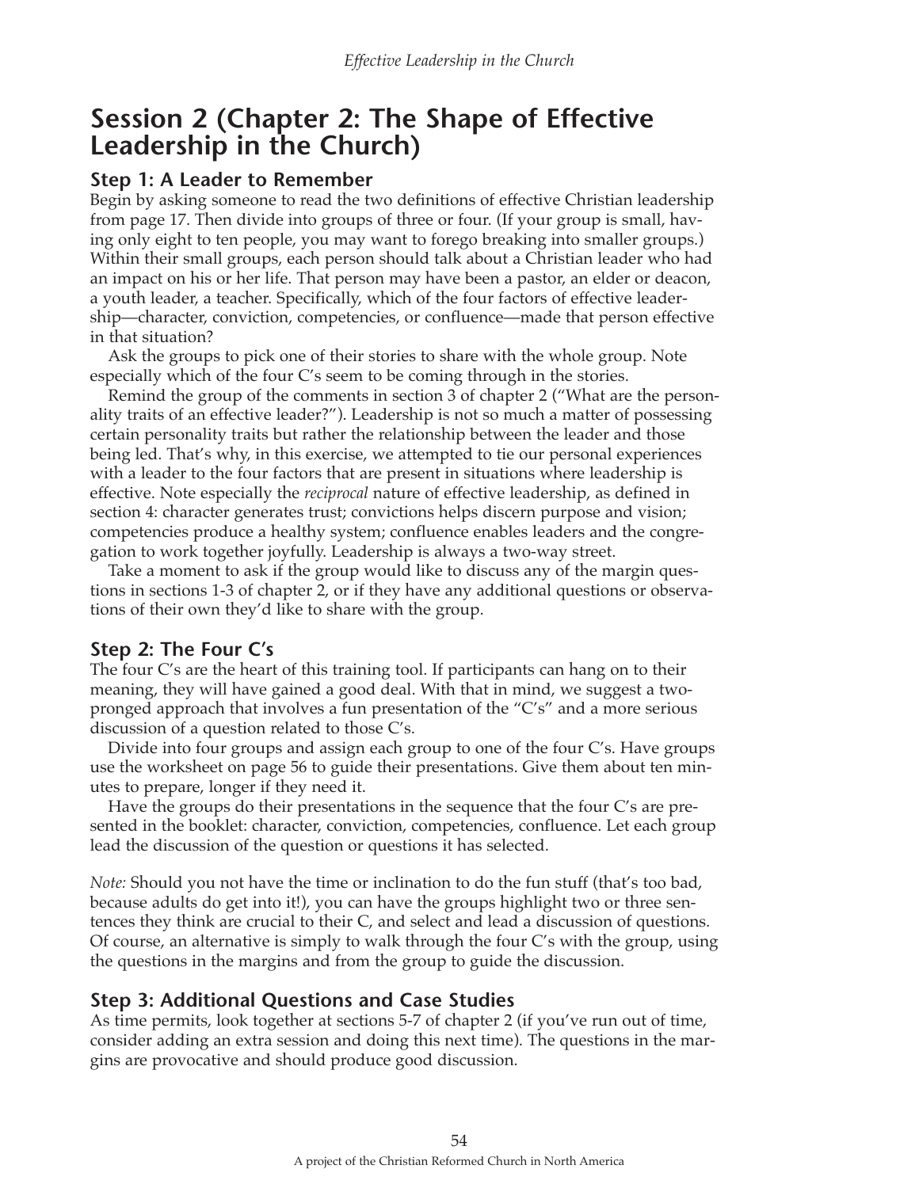## Session 2 (Chapter 2: The Shape of Effective Leadership in the Church)

### Step 1: A Leader to Remember

Begin by asking someone to read the two definitions of effective Christian leadership from page 17. Then divide into groups of three or four. (If your group is small, having only eight to ten people, you may want to forego breaking into smaller groups.) Within their small groups, each person should talk about a Christian leader who had an impact on his or her life. That person may have been a pastor, an elder or deacon, a youth leader, a teacher. Specifically, which of the four factors of effective leadership—character, conviction, competencies, or confluence—made that person effective in that situation?

Ask the groups to pick one of their stories to share with the whole group. Note especially which of the four C's seem to be coming through in the stories.

Remind the group of the comments in section 3 of chapter 2 ("What are the personality traits of an effective leader?"). Leadership is not so much a matter of possessing certain personality traits but rather the relationship between the leader and those being led. That's why, in this exercise, we attempted to tie our personal experiences with a leader to the four factors that are present in situations where leadership is effective. Note especially the *reciprocal* nature of effective leadership, as defined in section 4: character generates trust; convictions helps discern purpose and vision; competencies produce a healthy system; confluence enables leaders and the congregation to work together joyfully. Leadership is always a two-way street.

Take a moment to ask if the group would like to discuss any of the margin questions in sections 1-3 of chapter 2, or if they have any additional questions or observations of their own they'd like to share with the group.

### Step 2: The Four C's

The four C's are the heart of this training tool. If participants can hang on to their meaning, they will have gained a good deal. With that in mind, we suggest a two-pronged approach that involves a fun presentation of the "C's" and a more serious discussion of a question related to those C's.

Divide into four groups and assign each group to one of the four C's. Have groups use the worksheet on page 56 to guide their presentations. Give them about ten minutes to prepare, longer if they need it.

Have the groups do their presentations in the sequence that the four C's are presented in the booklet: character, conviction, competencies, confluence. Let each group lead the discussion of the question or questions it has selected.

*Note:* Should you not have the time or inclination to do the fun stuff (that's too bad, because adults do get into it!), you can have the groups highlight two or three sentences they think are crucial to their C, and select and lead a discussion of questions. Of course, an alternative is simply to walk through the four C's with the group, using the questions in the margins and from the group to guide the discussion.

### Step 3: Additional Questions and Case Studies

As time permits, look together at sections 5-7 of chapter 2 (if you've run out of time, consider adding an extra session and doing this next time). The questions in the margins are provocative and should produce good discussion.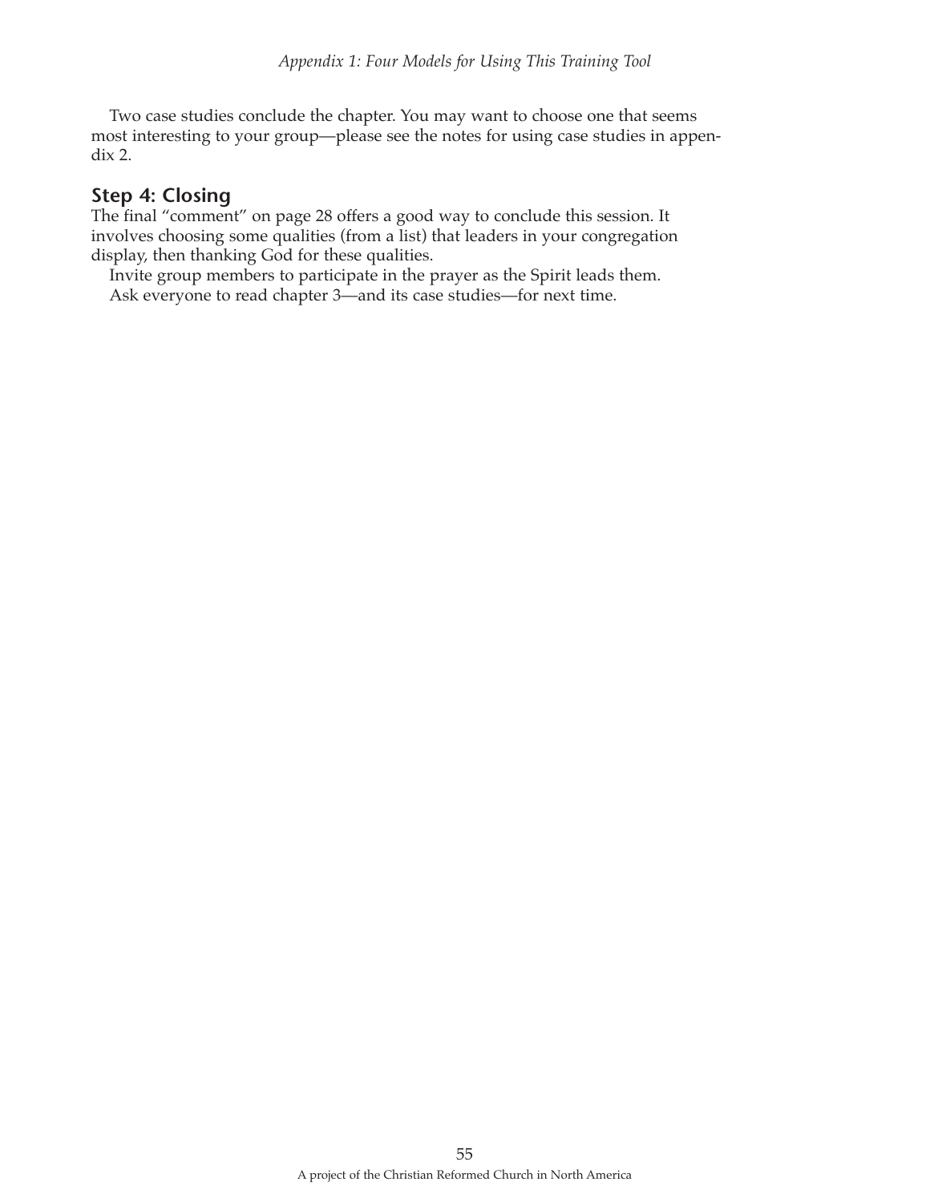Two case studies conclude the chapter. You may want to choose one that seems most interesting to your group—please see the notes for using case studies in appendix 2.

### Step 4: Closing

The final "comment" on page 28 offers a good way to conclude this session. It involves choosing some qualities (from a list) that leaders in your congregation display, then thanking God for these qualities.

Invite group members to participate in the prayer as the Spirit leads them.

Ask everyone to read chapter 3—and its case studies—for next time.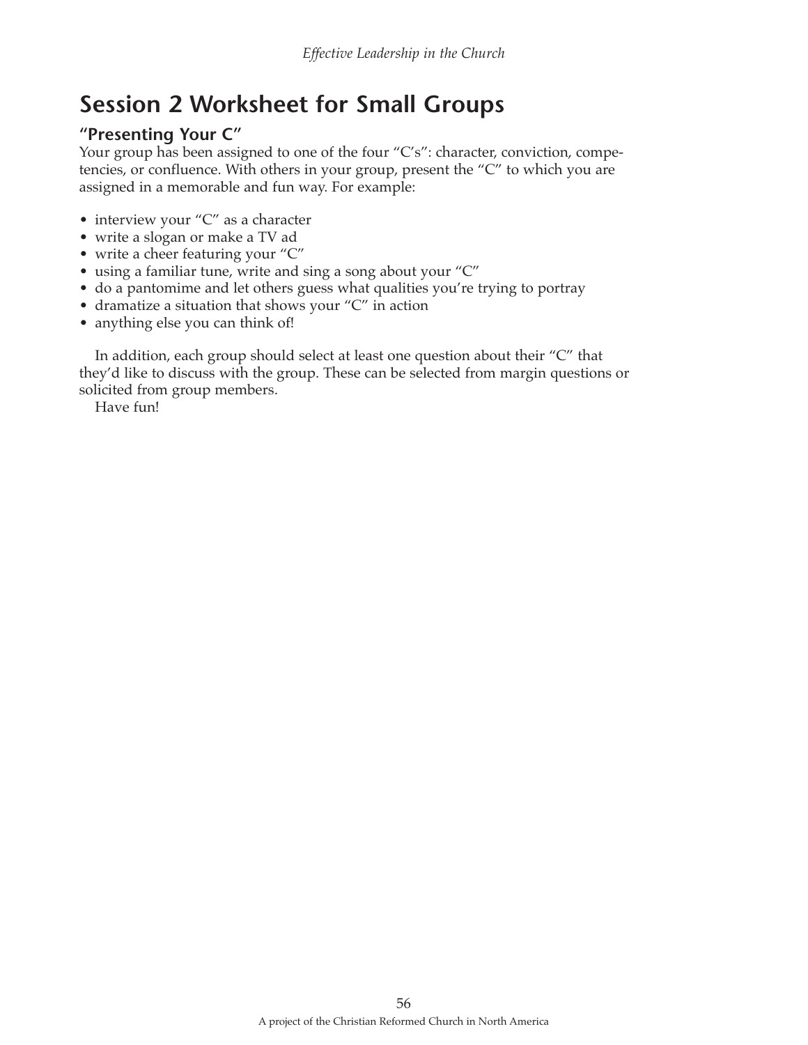# Session 2 Worksheet for Small Groups

## "Presenting Your C"

Your group has been assigned to one of the four "C's": character, conviction, competencies, or confluence. With others in your group, present the "C" to which you are assigned in a memorable and fun way. For example:

- interview your "C" as a character
- write a slogan or make a TV ad
- write a cheer featuring your "C"
- using a familiar tune, write and sing a song about your "C"
- do a pantomime and let others guess what qualities you're trying to portray
- dramatize a situation that shows your "C" in action
- anything else you can think of!

In addition, each group should select at least one question about their "C" that they'd like to discuss with the group. These can be selected from margin questions or solicited from group members.

Have fun!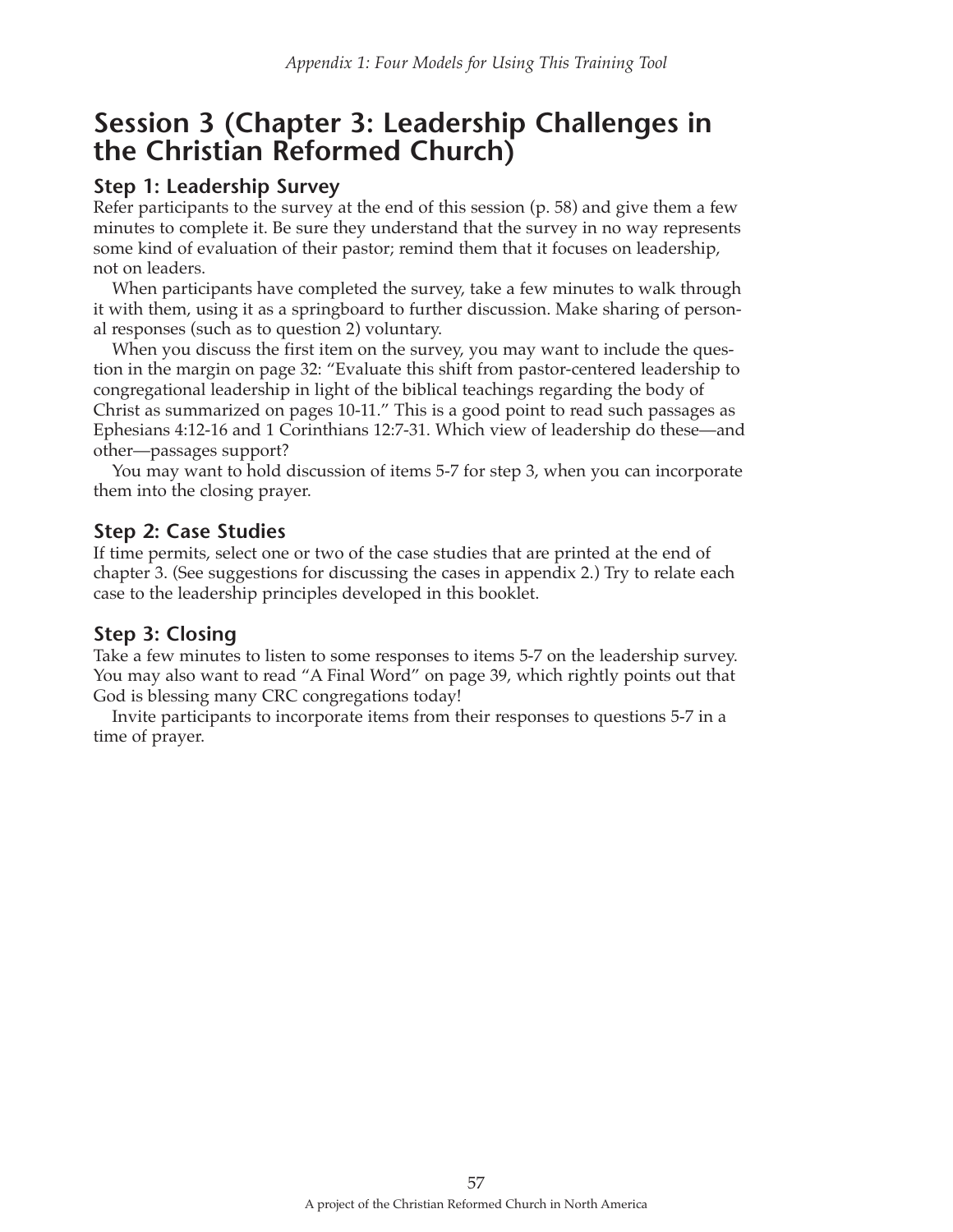# Session 3 (Chapter 3: Leadership Challenges in the Christian Reformed Church)

## Step 1: Leadership Survey

Refer participants to the survey at the end of this session (p. 58) and give them a few minutes to complete it. Be sure they understand that the survey in no way represents some kind of evaluation of their pastor; remind them that it focuses on leadership, not on leaders.

When participants have completed the survey, take a few minutes to walk through it with them, using it as a springboard to further discussion. Make sharing of personal responses (such as to question 2) voluntary.

When you discuss the first item on the survey, you may want to include the question in the margin on page 32: "Evaluate this shift from pastor-centered leadership to congregational leadership in light of the biblical teachings regarding the body of Christ as summarized on pages 10-11." This is a good point to read such passages as Ephesians 4:12-16 and 1 Corinthians 12:7-31. Which view of leadership do these—and other—passages support?

You may want to hold discussion of items 5-7 for step 3, when you can incorporate them into the closing prayer.

## Step 2: Case Studies

If time permits, select one or two of the case studies that are printed at the end of chapter 3. (See suggestions for discussing the cases in appendix 2.) Try to relate each case to the leadership principles developed in this booklet.

## Step 3: Closing

Take a few minutes to listen to some responses to items 5-7 on the leadership survey. You may also want to read "A Final Word" on page 39, which rightly points out that God is blessing many CRC congregations today!

Invite participants to incorporate items from their responses to questions 5-7 in a time of prayer.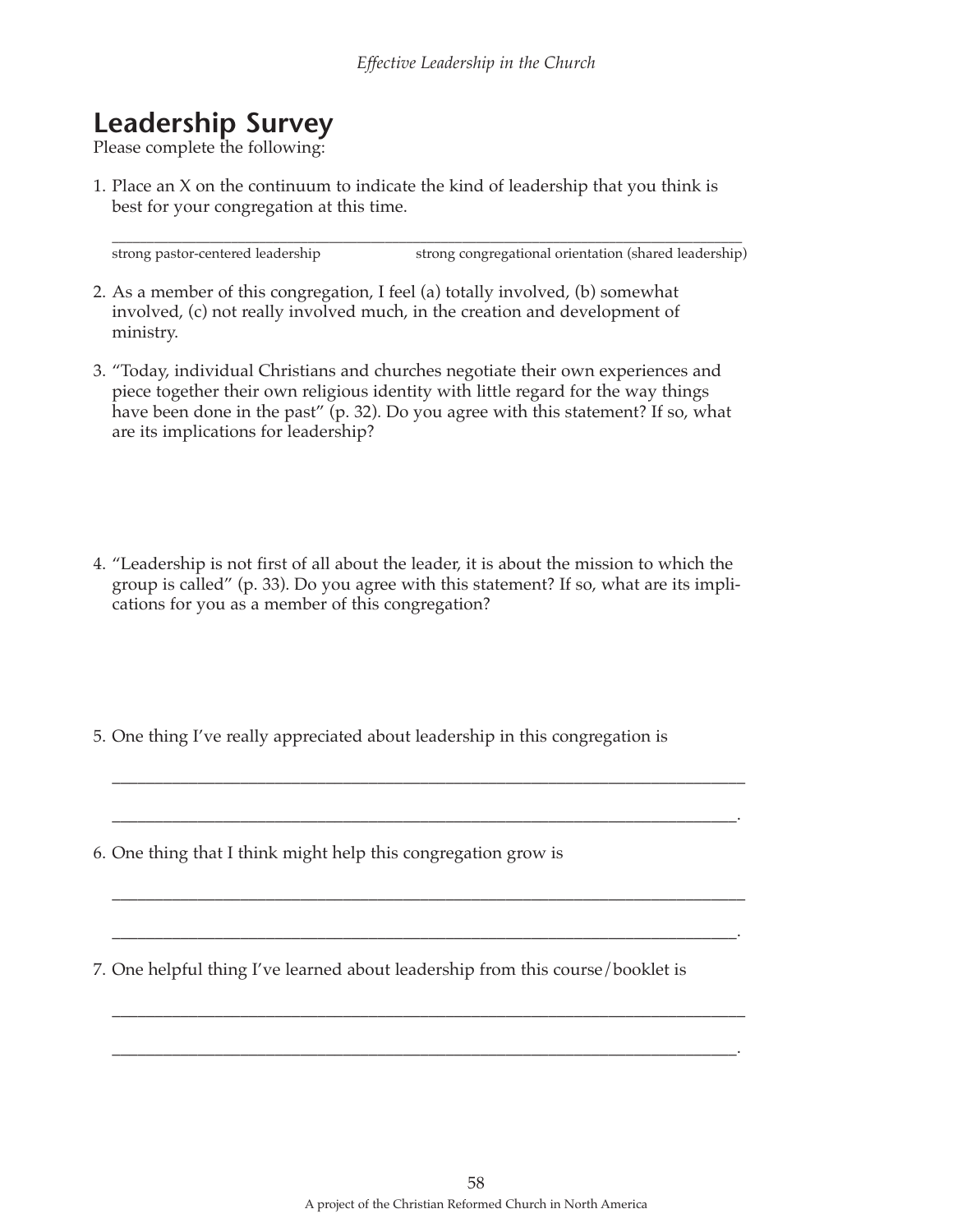# Leadership Survey

Please complete the following:

1. Place an X on the continuum to indicate the kind of leadership that you think is best for your congregation at this time.

   ________________________________________________________________________________

   strong pastor-centered leadership                    strong congregational orientation (shared leadership)

2. As a member of this congregation, I feel (a) totally involved, (b) somewhat involved, (c) not really involved much, in the creation and development of ministry.

3. "Today, individual Christians and churches negotiate their own experiences and piece together their own religious identity with little regard for the way things have been done in the past" (p. 32). Do you agree with this statement? If so, what are its implications for leadership?

4. "Leadership is not first of all about the leader, it is about the mission to which the group is called" (p. 33). Do you agree with this statement? If so, what are its implications for you as a member of this congregation?

5. One thing I've really appreciated about leadership in this congregation is

   ________________________________________________________________________________

   _______________________________________________________________________________.

6. One thing that I think might help this congregation grow is

   ________________________________________________________________________________

   _______________________________________________________________________________.

7. One helpful thing I've learned about leadership from this course/booklet is

   ________________________________________________________________________________

   _______________________________________________________________________________.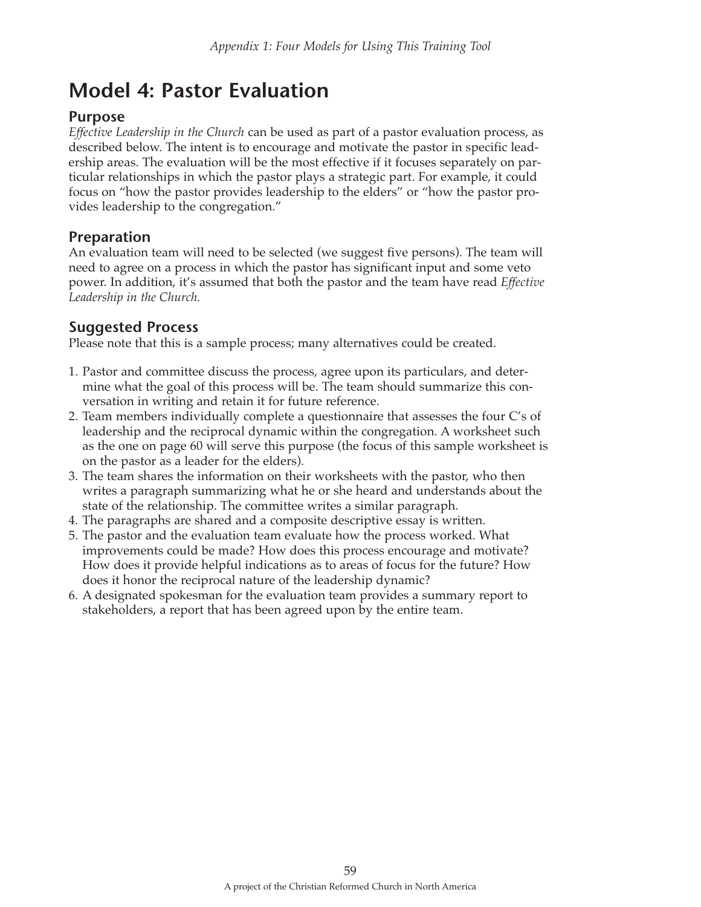# Model 4: Pastor Evaluation

## Purpose

*Effective Leadership in the Church* can be used as part of a pastor evaluation process, as described below. The intent is to encourage and motivate the pastor in specific leadership areas. The evaluation will be the most effective if it focuses separately on particular relationships in which the pastor plays a strategic part. For example, it could focus on "how the pastor provides leadership to the elders" or "how the pastor provides leadership to the congregation."

## Preparation

An evaluation team will need to be selected (we suggest five persons). The team will need to agree on a process in which the pastor has significant input and some veto power. In addition, it's assumed that both the pastor and the team have read *Effective Leadership in the Church.*

## Suggested Process

Please note that this is a sample process; many alternatives could be created.

1. Pastor and committee discuss the process, agree upon its particulars, and determine what the goal of this process will be. The team should summarize this conversation in writing and retain it for future reference.
2. Team members individually complete a questionnaire that assesses the four C's of leadership and the reciprocal dynamic within the congregation. A worksheet such as the one on page 60 will serve this purpose (the focus of this sample worksheet is on the pastor as a leader for the elders).
3. The team shares the information on their worksheets with the pastor, who then writes a paragraph summarizing what he or she heard and understands about the state of the relationship. The committee writes a similar paragraph.
4. The paragraphs are shared and a composite descriptive essay is written.
5. The pastor and the evaluation team evaluate how the process worked. What improvements could be made? How does this process encourage and motivate? How does it provide helpful indications as to areas of focus for the future? How does it honor the reciprocal nature of the leadership dynamic?
6. A designated spokesman for the evaluation team provides a summary report to stakeholders, a report that has been agreed upon by the entire team.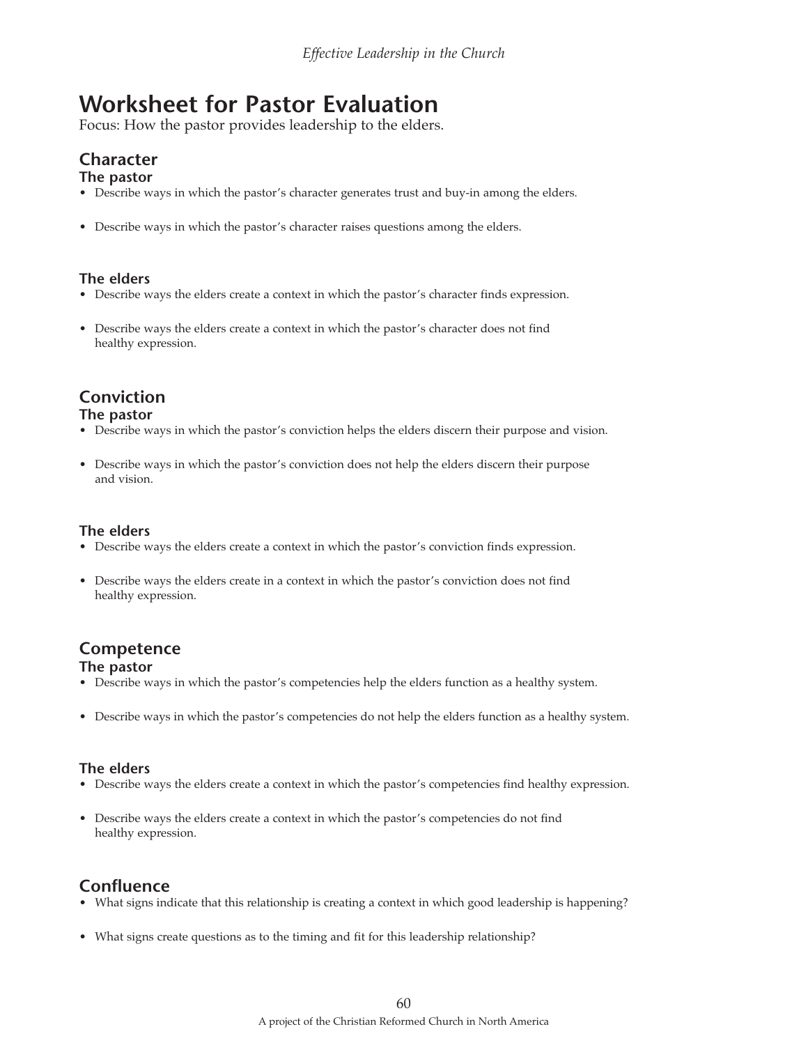# Worksheet for Pastor Evaluation

Focus: How the pastor provides leadership to the elders.

## Character

### The pastor

- Describe ways in which the pastor's character generates trust and buy-in among the elders.
- Describe ways in which the pastor's character raises questions among the elders.

### The elders

- Describe ways the elders create a context in which the pastor's character finds expression.
- Describe ways the elders create a context in which the pastor's character does not find healthy expression.

## Conviction

### The pastor

- Describe ways in which the pastor's conviction helps the elders discern their purpose and vision.
- Describe ways in which the pastor's conviction does not help the elders discern their purpose and vision.

### The elders

- Describe ways the elders create a context in which the pastor's conviction finds expression.
- Describe ways the elders create in a context in which the pastor's conviction does not find healthy expression.

## Competence

### The pastor

- Describe ways in which the pastor's competencies help the elders function as a healthy system.
- Describe ways in which the pastor's competencies do not help the elders function as a healthy system.

### The elders

- Describe ways the elders create a context in which the pastor's competencies find healthy expression.
- Describe ways the elders create a context in which the pastor's competencies do not find healthy expression.

## Confluence

- What signs indicate that this relationship is creating a context in which good leadership is happening?
- What signs create questions as to the timing and fit for this leadership relationship?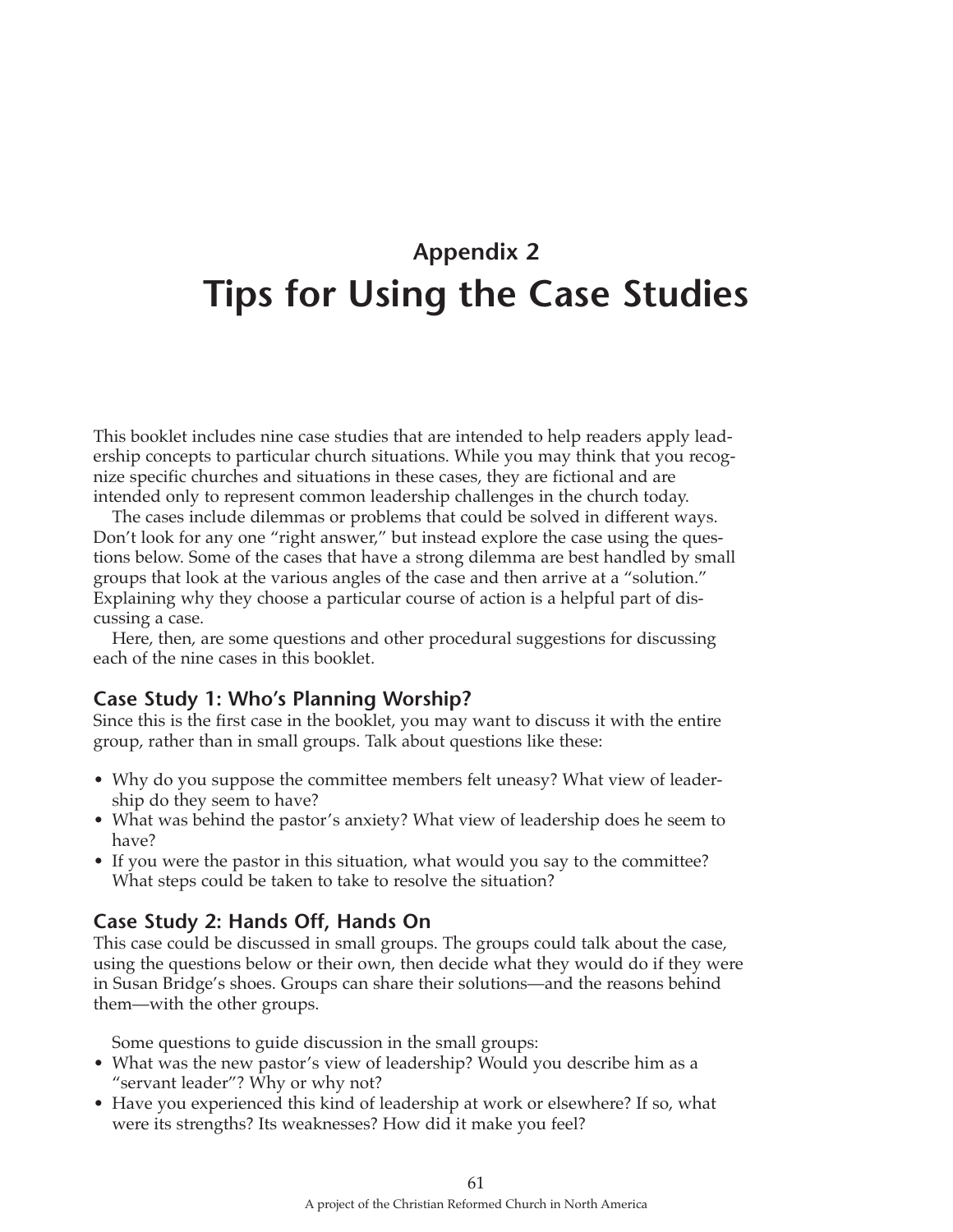## Appendix 2

# Tips for Using the Case Studies

This booklet includes nine case studies that are intended to help readers apply leadership concepts to particular church situations. While you may think that you recognize specific churches and situations in these cases, they are fictional and are intended only to represent common leadership challenges in the church today.

The cases include dilemmas or problems that could be solved in different ways. Don't look for any one "right answer," but instead explore the case using the questions below. Some of the cases that have a strong dilemma are best handled by small groups that look at the various angles of the case and then arrive at a "solution." Explaining why they choose a particular course of action is a helpful part of discussing a case.

Here, then, are some questions and other procedural suggestions for discussing each of the nine cases in this booklet.

### Case Study 1: Who's Planning Worship?

Since this is the first case in the booklet, you may want to discuss it with the entire group, rather than in small groups. Talk about questions like these:

- Why do you suppose the committee members felt uneasy? What view of leadership do they seem to have?
- What was behind the pastor's anxiety? What view of leadership does he seem to have?
- If you were the pastor in this situation, what would you say to the committee? What steps could be taken to take to resolve the situation?

### Case Study 2: Hands Off, Hands On

This case could be discussed in small groups. The groups could talk about the case, using the questions below or their own, then decide what they would do if they were in Susan Bridge's shoes. Groups can share their solutions—and the reasons behind them—with the other groups.

Some questions to guide discussion in the small groups:

- What was the new pastor's view of leadership? Would you describe him as a "servant leader"? Why or why not?
- Have you experienced this kind of leadership at work or elsewhere? If so, what were its strengths? Its weaknesses? How did it make you feel?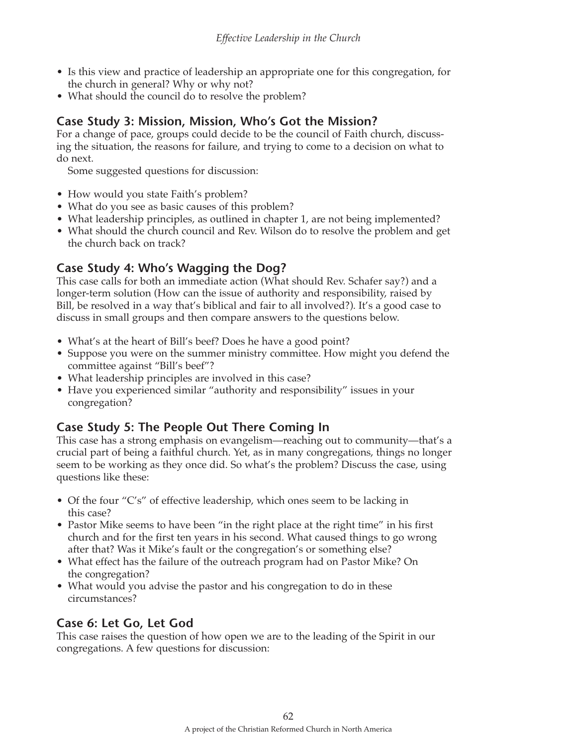- Is this view and practice of leadership an appropriate one for this congregation, for the church in general? Why or why not?
- What should the council do to resolve the problem?

## Case Study 3: Mission, Mission, Who's Got the Mission?

For a change of pace, groups could decide to be the council of Faith church, discussing the situation, the reasons for failure, and trying to come to a decision on what to do next.

Some suggested questions for discussion:

- How would you state Faith's problem?
- What do you see as basic causes of this problem?
- What leadership principles, as outlined in chapter 1, are not being implemented?
- What should the church council and Rev. Wilson do to resolve the problem and get the church back on track?

## Case Study 4: Who's Wagging the Dog?

This case calls for both an immediate action (What should Rev. Schafer say?) and a longer-term solution (How can the issue of authority and responsibility, raised by Bill, be resolved in a way that's biblical and fair to all involved?). It's a good case to discuss in small groups and then compare answers to the questions below.

- What's at the heart of Bill's beef? Does he have a good point?
- Suppose you were on the summer ministry committee. How might you defend the committee against "Bill's beef"?
- What leadership principles are involved in this case?
- Have you experienced similar "authority and responsibility" issues in your congregation?

## Case Study 5: The People Out There Coming In

This case has a strong emphasis on evangelism—reaching out to community—that's a crucial part of being a faithful church. Yet, as in many congregations, things no longer seem to be working as they once did. So what's the problem? Discuss the case, using questions like these:

- Of the four "C's" of effective leadership, which ones seem to be lacking in this case?
- Pastor Mike seems to have been "in the right place at the right time" in his first church and for the first ten years in his second. What caused things to go wrong after that? Was it Mike's fault or the congregation's or something else?
- What effect has the failure of the outreach program had on Pastor Mike? On the congregation?
- What would you advise the pastor and his congregation to do in these circumstances?

## Case 6: Let Go, Let God

This case raises the question of how open we are to the leading of the Spirit in our congregations. A few questions for discussion: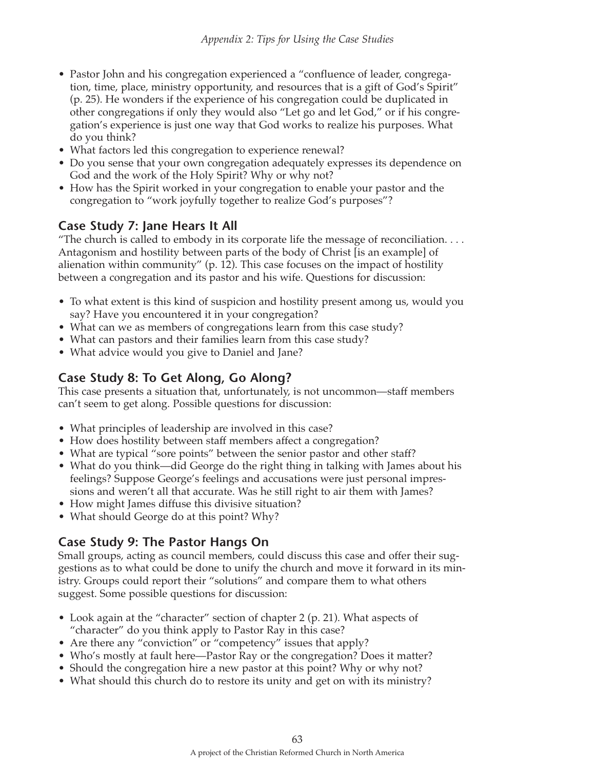- Pastor John and his congregation experienced a "confluence of leader, congregation, time, place, ministry opportunity, and resources that is a gift of God's Spirit" (p. 25). He wonders if the experience of his congregation could be duplicated in other congregations if only they would also "Let go and let God," or if his congregation's experience is just one way that God works to realize his purposes. What do you think?
- What factors led this congregation to experience renewal?
- Do you sense that your own congregation adequately expresses its dependence on God and the work of the Holy Spirit? Why or why not?
- How has the Spirit worked in your congregation to enable your pastor and the congregation to "work joyfully together to realize God's purposes"?

## Case Study 7: Jane Hears It All

"The church is called to embody in its corporate life the message of reconciliation. . . . Antagonism and hostility between parts of the body of Christ [is an example] of alienation within community" (p. 12). This case focuses on the impact of hostility between a congregation and its pastor and his wife. Questions for discussion:

- To what extent is this kind of suspicion and hostility present among us, would you say? Have you encountered it in your congregation?
- What can we as members of congregations learn from this case study?
- What can pastors and their families learn from this case study?
- What advice would you give to Daniel and Jane?

## Case Study 8: To Get Along, Go Along?

This case presents a situation that, unfortunately, is not uncommon—staff members can't seem to get along. Possible questions for discussion:

- What principles of leadership are involved in this case?
- How does hostility between staff members affect a congregation?
- What are typical "sore points" between the senior pastor and other staff?
- What do you think—did George do the right thing in talking with James about his feelings? Suppose George's feelings and accusations were just personal impressions and weren't all that accurate. Was he still right to air them with James?
- How might James diffuse this divisive situation?
- What should George do at this point? Why?

## Case Study 9: The Pastor Hangs On

Small groups, acting as council members, could discuss this case and offer their suggestions as to what could be done to unify the church and move it forward in its ministry. Groups could report their "solutions" and compare them to what others suggest. Some possible questions for discussion:

- Look again at the "character" section of chapter 2 (p. 21). What aspects of "character" do you think apply to Pastor Ray in this case?
- Are there any "conviction" or "competency" issues that apply?
- Who's mostly at fault here—Pastor Ray or the congregation? Does it matter?
- Should the congregation hire a new pastor at this point? Why or why not?
- What should this church do to restore its unity and get on with its ministry?